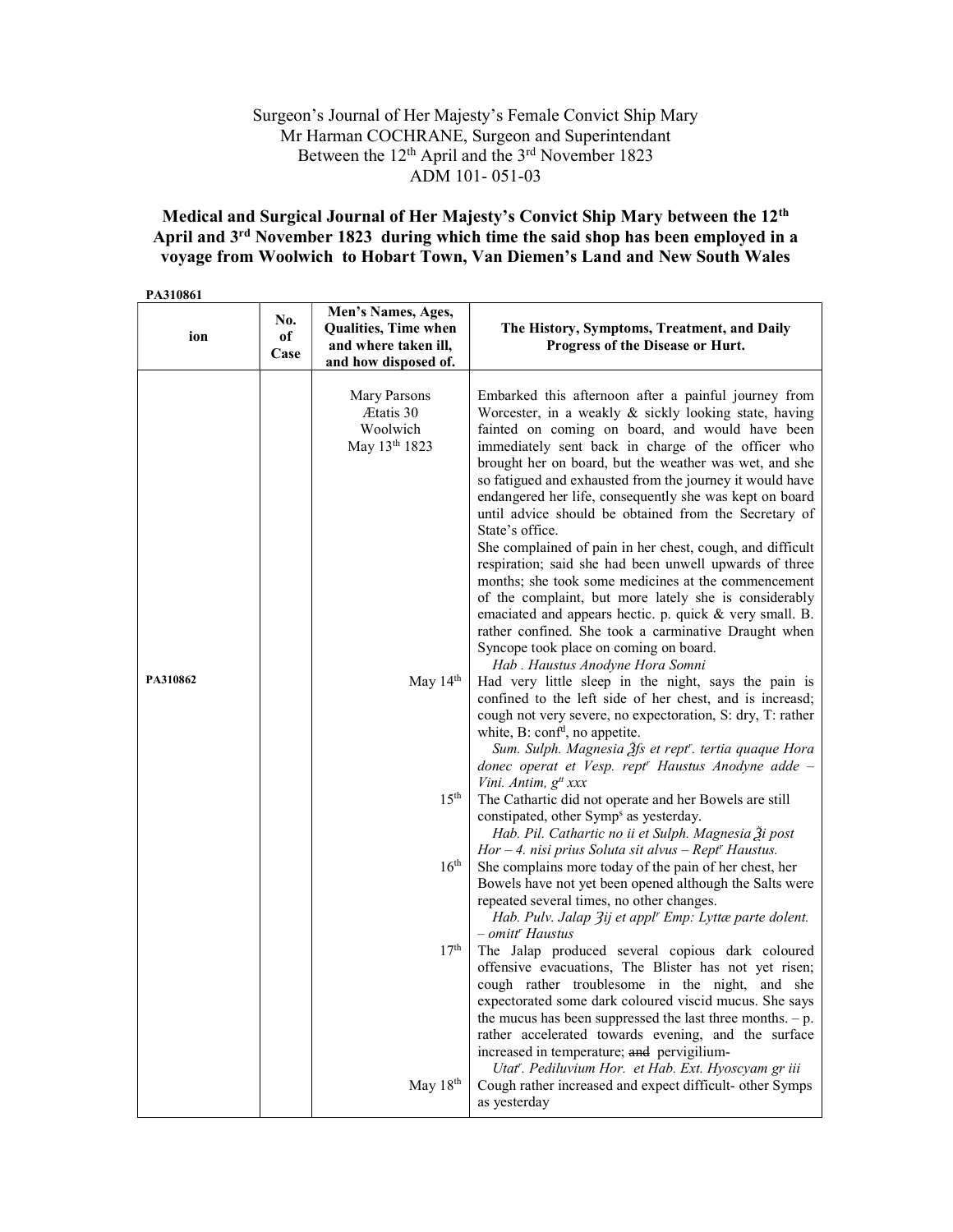Surgeon's Journal of Her Majesty's Female Convict Ship Mary
Mr Harman COCHRANE, Surgeon and Superintendant
Between the 12th April and the 3rd November 1823
ADM 101- 051-03

## Medical and Surgical Journal of Her Majesty's Convict Ship Mary between the 12th April and 3rd November 1823 during which time the said shop has been employed in a voyage from Woolwich to Hobart Town, Van Diemen's Land and New South Wales

**PA310861**

| ion | No. of Case | Men's Names, Ages, Qualities, Time when and where taken ill, and how disposed of. | The History, Symptoms, Treatment, and Daily Progress of the Disease or Hurt. |
|---|---|---|---|
| | | Mary Parsons<br>Ætatis 30<br>Woolwich<br>May 13th 1823 | Embarked this afternoon after a painful journey from Worcester, in a weakly & sickly looking state, having fainted on coming on board, and would have been immediately sent back in charge of the officer who brought her on board, but the weather was wet, and she so fatigued and exhausted from the journey it would have endangered her life, consequently she was kept on board until advice should be obtained from the Secretary of State's office.<br>She complained of pain in her chest, cough, and difficult respiration; said she had been unwell upwards of three months; she took some medicines at the commencement of the complaint, but more lately she is considerably emaciated and appears hectic. p. quick & very small. B. rather confined. She took a carminative Draught when Syncope took place on coming on board.<br>*Hab . Haustus Anodyne Hora Somni* |
| PA310862 | | May 14th | Had very little sleep in the night, says the pain is confined to the left side of her chest, and is increasd; cough not very severe, no expectoration, S: dry, T: rather white, B: confd, no appetite.<br>*Sum. Sulph. Magnesia ℥fs et reptr. tertia quaque Hora donec operat et Vesp. reptr Haustus Anodyne adde – Vini. Antim, gtt xxx* |
| | | 15th | The Cathartic did not operate and her Bowels are still constipated, other Symps as yesterday.<br>*Hab. Pil. Cathartic no ii et Sulph. Magnesia ℥i post Hor – 4. nisi prius Soluta sit alvus – Reptr Haustus.* |
| | | 16th | She complains more today of the pain of her chest, her Bowels have not yet been opened although the Salts were repeated several times, no other changes.<br>*Hab. Pulv. Jalap ℨij et applr Emp: Lyttæ parte dolent. – omittr Haustus* |
| | | 17th | The Jalap produced several copious dark coloured offensive evacuations, The Blister has not yet risen; cough rather troublesome in the night, and she expectorated some dark coloured viscid mucus. She says the mucus has been suppressed the last three months. – p. rather accelerated towards evening, and the surface increased in temperature; ~~and~~ pervigilium-<br>*Utatr. Pediluvium Hor. et Hab. Ext. Hyoscyam gr iii* |
| | | May 18th | Cough rather increased and expect difficult- other Symps as yesterday |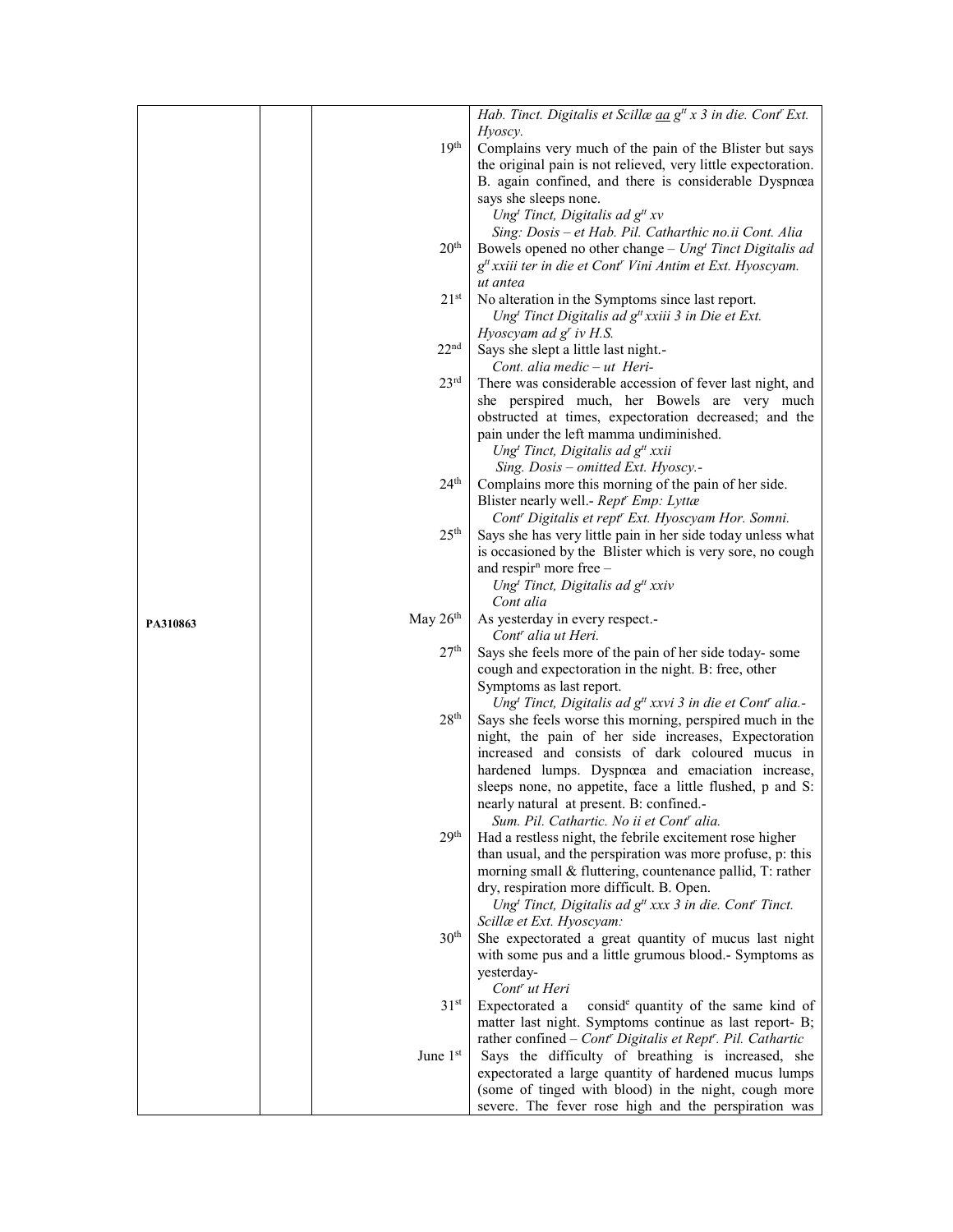| | | | |
|---|---|---|---|
| | | | *Hab. Tinct. Digitalis et Scillæ* <u>*aa*</u> *g<sup>tt</sup> x 3 in die. Cont<sup>r</sup> Ext. Hyoscy.* |
| | | 19th | Complains very much of the pain of the Blister but says the original pain is not relieved, very little expectoration. B. again confined, and there is considerable Dyspnœa says she sleeps none.<br>*Ung<sup>t</sup> Tinct, Digitalis ad g<sup>tt</sup> xv*<br>*Sing: Dosis – et Hab. Pil. Catharthic no.ii Cont. Alia* |
| | | 20th | Bowels opened no other change – *Ung<sup>t</sup> Tinct Digitalis ad g<sup>tt</sup> xxiii ter in die et Cont<sup>r</sup> Vini Antim et Ext. Hyoscyam. ut antea* |
| | | 21st | No alteration in the Symptoms since last report.<br>*Ung<sup>t</sup> Tinct Digitalis ad g<sup>tt</sup> xxiii 3 in Die et Ext. Hyoscyam ad g<sup>r</sup> iv H.S.* |
| | | 22nd | Says she slept a little last night.-<br>*Cont. alia medic – ut Heri-* |
| | | 23rd | There was considerable accession of fever last night, and she perspired much, her Bowels are very much obstructed at times, expectoration decreased; and the pain under the left mamma undiminished.<br>*Ung<sup>t</sup> Tinct, Digitalis ad g<sup>tt</sup> xxii*<br>*Sing. Dosis – omitted Ext. Hyoscy.-* |
| | | 24th | Complains more this morning of the pain of her side. Blister nearly well.- *Rept<sup>r</sup> Emp: Lyttæ*<br>*Cont<sup>r</sup> Digitalis et rept<sup>r</sup> Ext. Hyoscyam Hor. Somni.* |
| | | 25th | Says she has very little pain in her side today unless what is occasioned by the Blister which is very sore, no cough and respir<sup>n</sup> more free –<br>*Ung<sup>t</sup> Tinct, Digitalis ad g<sup>tt</sup> xxiv*<br>*Cont alia* |
| PA310863 | | May 26th | As yesterday in every respect.-<br>*Cont<sup>r</sup> alia ut Heri.* |
| | | 27th | Says she feels more of the pain of her side today- some cough and expectoration in the night. B: free, other Symptoms as last report.<br>*Ung<sup>t</sup> Tinct, Digitalis ad g<sup>tt</sup> xxvi 3 in die et Cont<sup>r</sup> alia.-* |
| | | 28th | Says she feels worse this morning, perspired much in the night, the pain of her side increases, Expectoration increased and consists of dark coloured mucus in hardened lumps. Dyspnœa and emaciation increase, sleeps none, no appetite, face a little flushed, p and S: nearly natural at present. B: confined.-<br>*Sum. Pil. Cathartic. No ii et Cont<sup>r</sup> alia.* |
| | | 29th | Had a restless night, the febrile excitement rose higher than usual, and the perspiration was more profuse, p: this morning small & fluttering, countenance pallid, T: rather dry, respiration more difficult. B. Open.<br>*Ung<sup>t</sup> Tinct, Digitalis ad g<sup>tt</sup> xxx 3 in die. Cont<sup>r</sup> Tinct. Scillæ et Ext. Hyoscyam:* |
| | | 30th | She expectorated a great quantity of mucus last night with some pus and a little grumous blood.- Symptoms as yesterday-<br>*Cont<sup>r</sup> ut Heri* |
| | | 31st | Expectorated a consid<sup>e</sup> quantity of the same kind of matter last night. Symptoms continue as last report- B; rather confined – *Cont<sup>r</sup> Digitalis et Rept<sup>r</sup>. Pil. Cathartic* |
| | | June 1st | Says the difficulty of breathing is increased, she expectorated a large quantity of hardened mucus lumps (some of tinged with blood) in the night, cough more severe. The fever rose high and the perspiration was |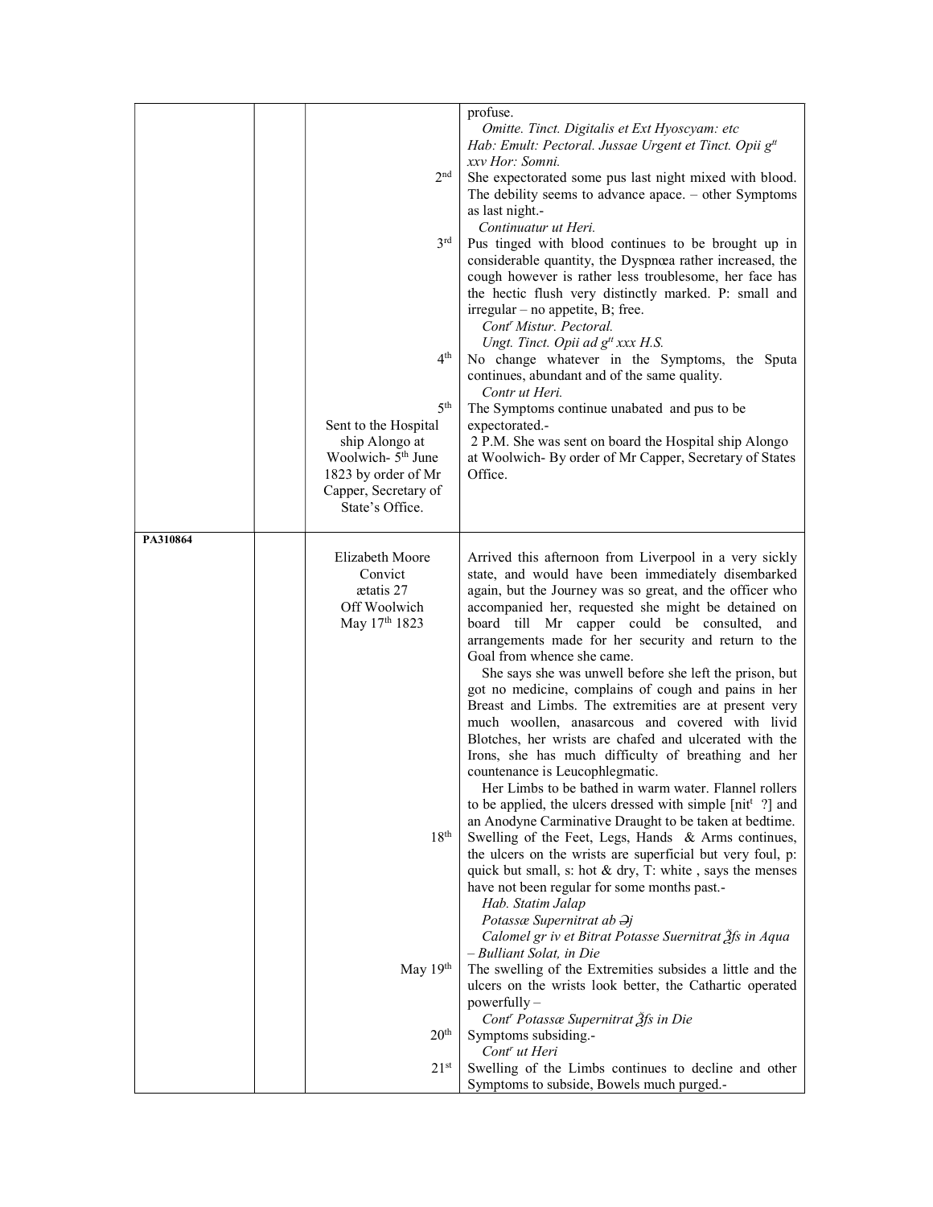| | | | |
|---|---|---|---|
| | | | profuse.<br>*Omitte. Tinct. Digitalis et Ext Hyoscyam: etc*<br>*Hab: Emult: Pectoral. Jussae Urgent et Tinct. Opii gtt xxv Hor: Somni.* |
| | | 2nd | She expectorated some pus last night mixed with blood. The debility seems to advance apace. – other Symptoms as last night.-<br>*Continuatur ut Heri.* |
| | | 3rd | Pus tinged with blood continues to be brought up in considerable quantity, the Dyspnœa rather increased, the cough however is rather less troublesome, her face has the hectic flush very distinctly marked. P: small and irregular – no appetite, B; free.<br>*Contr Mistur. Pectoral.*<br>*Ungt. Tinct. Opii ad gtt xxx H.S.* |
| | | 4th | No change whatever in the Symptoms, the Sputa continues, abundant and of the same quality.<br>*Contr ut Heri.* |
| | | 5th<br>Sent to the Hospital ship Alongo at Woolwich- 5th June 1823 by order of Mr Capper, Secretary of State's Office. | The Symptoms continue unabated and pus to be expectorated.-<br>2 P.M. She was sent on board the Hospital ship Alongo at Woolwich- By order of Mr Capper, Secretary of States Office. |
| **PA310864** | | Elizabeth Moore<br>Convict<br>ætatis 27<br>Off Woolwich<br>May 17th 1823 | Arrived this afternoon from Liverpool in a very sickly state, and would have been immediately disembarked again, but the Journey was so great, and the officer who accompanied her, requested she might be detained on board till Mr capper could be consulted, and arrangements made for her security and return to the Goal from whence she came.<br>She says she was unwell before she left the prison, but got no medicine, complains of cough and pains in her Breast and Limbs. The extremities are at present very much woollen, anasarcous and covered with livid Blotches, her wrists are chafed and ulcerated with the Irons, she has much difficulty of breathing and her countenance is Leucophlegmatic.<br>Her Limbs to be bathed in warm water. Flannel rollers to be applied, the ulcers dressed with simple [nitt ?] and an Anodyne Carminative Draught to be taken at bedtime. |
| | | 18th | Swelling of the Feet, Legs, Hands & Arms continues, the ulcers on the wrists are superficial but very foul, p: quick but small, s: hot & dry, T: white , says the menses have not been regular for some months past.-<br>*Hab. Statim Jalap*<br>*Potassæ Supernitrat ab ℈j*<br>*Calomel gr iv et Bitrat Potasse Suernitrat ℥ſs in Aqua – Bulliant Solat, in Die* |
| | | May 19th | The swelling of the Extremities subsides a little and the ulcers on the wrists look better, the Cathartic operated powerfully –<br>*Contr Potassæ Supernitrat ℥ſs in Die* |
| | | 20th | Symptoms subsiding.-<br>*Contr ut Heri* |
| | | 21st | Swelling of the Limbs continues to decline and other Symptoms to subside, Bowels much purged.- |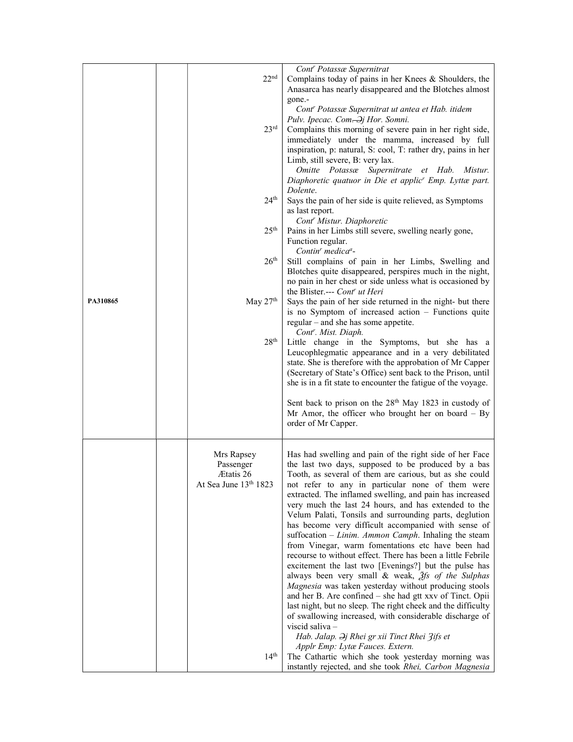| | | | |
|---|---|---|---|
| | | 22nd | *Cont^r Potassæ Supernitrat* Complains today of pains in her Knees & Shoulders, the Anasarca has nearly disappeared and the Blotches almost gone.- *Cont^r Potassæ Supernitrat ut antea et Hab. itidem Pulv. Ipecac. Com. ℈j Hor. Somni.* |
| | | 23rd | Complains this morning of severe pain in her right side, immediately under the mamma, increased by full inspiration, p: natural, S: cool, T: rather dry, pains in her Limb, still severe, B: very lax. *Omitte Potassæ Supernitrate et Hab. Mistur. Diaphoretic quatuor in Die et applic^r Emp. Lyttæ part. Dolente.* |
| | | 24th | Says the pain of her side is quite relieved, as Symptoms as last report. *Cont^r Mistur. Diaphoretic* |
| | | 25th | Pains in her Limbs still severe, swelling nearly gone, Function regular. *Contin^r medica^a-* |
| | | 26th | Still complains of pain in her Limbs, Swelling and Blotches quite disappeared, perspires much in the night, no pain in her chest or side unless what is occasioned by the Blister.--- *Cont^r ut Heri* |
| PA310865 | | May 27th | Says the pain of her side returned in the night- but there is no Symptom of increased action – Functions quite regular – and she has some appetite. *Cont^r. Mist. Diaph.* |
| | | 28th | Little change in the Symptoms, but she has a Leucophlegmatic appearance and in a very debilitated state. She is therefore with the approbation of Mr Capper (Secretary of State's Office) sent back to the Prison, until she is in a fit state to encounter the fatigue of the voyage. Sent back to prison on the 28th May 1823 in custody of Mr Amor, the officer who brought her on board – By order of Mr Capper. |
| | | Mrs Rapsey Passenger Ætatis 26 At Sea June 13th 1823 | Has had swelling and pain of the right side of her Face the last two days, supposed to be produced by a bas Tooth, as several of them are carious, but as she could not refer to any in particular none of them were extracted. The inflamed swelling, and pain has increased very much the last 24 hours, and has extended to the Velum Palati, Tonsils and surrounding parts, deglution has become very difficult accompanied with sense of suffocation – *Linim. Ammon Camph*. Inhaling the steam from Vinegar, warm fomentations etc have been had recourse to without effect. There has been a little Febrile excitement the last two [Evenings?] but the pulse has always been very small & weak, *℥fs of the Sulphas Magnesia* was taken yesterday without producing stools and her B. Are confined – she had gtt xxv of Tinct. Opii last night, but no sleep. The right cheek and the difficulty of swallowing increased, with considerable discharge of viscid saliva – *Hab. Jalap. ℈j Rhei gr xii Tinct Rhei ℥ifs et Applr Emp: Lytæ Fauces. Extern.* |
| | | 14th | The Cathartic which she took yesterday morning was instantly rejected, and she took *Rhei, Carbon Magnesia* |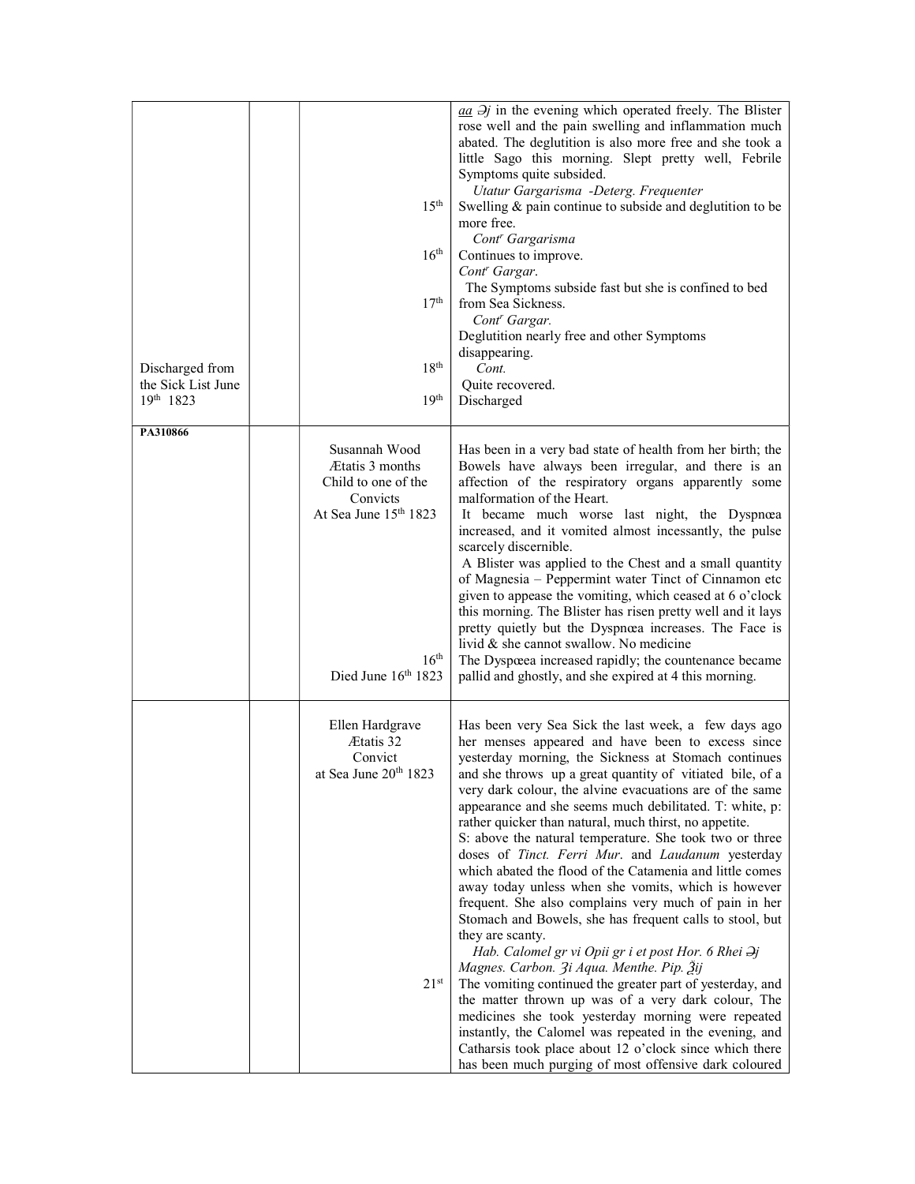| | | | |
|---|---|---|---|
| | | | *aa* ℈j in the evening which operated freely. The Blister rose well and the pain swelling and inflammation much abated. The deglutition is also more free and she took a little Sago this morning. Slept pretty well, Febrile Symptoms quite subsided.<br>*Utatur Gargarisma -Deterg. Frequenter* |
| | | 15th | Swelling & pain continue to subside and deglutition to be more free.<br>*Contr Gargarisma* |
| | | 16th | Continues to improve.<br>*Contr Gargar.*<br>The Symptoms subside fast but she is confined to bed |
| | | 17th | from Sea Sickness.<br>*Contr Gargar.*<br>Deglutition nearly free and other Symptoms disappearing. |
| Discharged from the Sick List June 19th 1823 | | 18th<br>19th | *Cont.*<br>Quite recovered.<br>Discharged |
| **PA310866** | | Susannah Wood<br>Ætatis 3 months<br>Child to one of the Convicts<br>At Sea June 15th 1823 | Has been in a very bad state of health from her birth; the Bowels have always been irregular, and there is an affection of the respiratory organs apparently some malformation of the Heart.<br>It became much worse last night, the Dyspnœa increased, and it vomited almost incessantly, the pulse scarcely discernible.<br>A Blister was applied to the Chest and a small quantity of Magnesia – Peppermint water Tinct of Cinnamon etc given to appease the vomiting, which ceased at 6 o'clock this morning. The Blister has risen pretty well and it lays pretty quietly but the Dyspnœa increases. The Face is livid & she cannot swallow. No medicine |
| | | 16th<br>Died June 16th 1823 | The Dyspœea increased rapidly; the countenance became pallid and ghostly, and she expired at 4 this morning. |
| | | Ellen Hardgrave<br>Ætatis 32<br>Convict<br>at Sea June 20th 1823 | Has been very Sea Sick the last week, a few days ago her menses appeared and have been to excess since yesterday morning, the Sickness at Stomach continues and she throws up a great quantity of vitiated bile, of a very dark colour, the alvine evacuations are of the same appearance and she seems much debilitated. T: white, p: rather quicker than natural, much thirst, no appetite.<br>S: above the natural temperature. She took two or three doses of *Tinct. Ferri Mur*. and *Laudanum* yesterday which abated the flood of the Catamenia and little comes away today unless when she vomits, which is however frequent. She also complains very much of pain in her Stomach and Bowels, she has frequent calls to stool, but they are scanty.<br>*Hab. Calomel gr vi Opii gr i et post Hor. 6 Rhei ℈j Magnes. Carbon. ʒi Aqua. Menthe. Pip. ℥ij* |
| | | 21st | The vomiting continued the greater part of yesterday, and the matter thrown up was of a very dark colour, The medicines she took yesterday morning were repeated instantly, the Calomel was repeated in the evening, and Catharsis took place about 12 o'clock since which there has been much purging of most offensive dark coloured |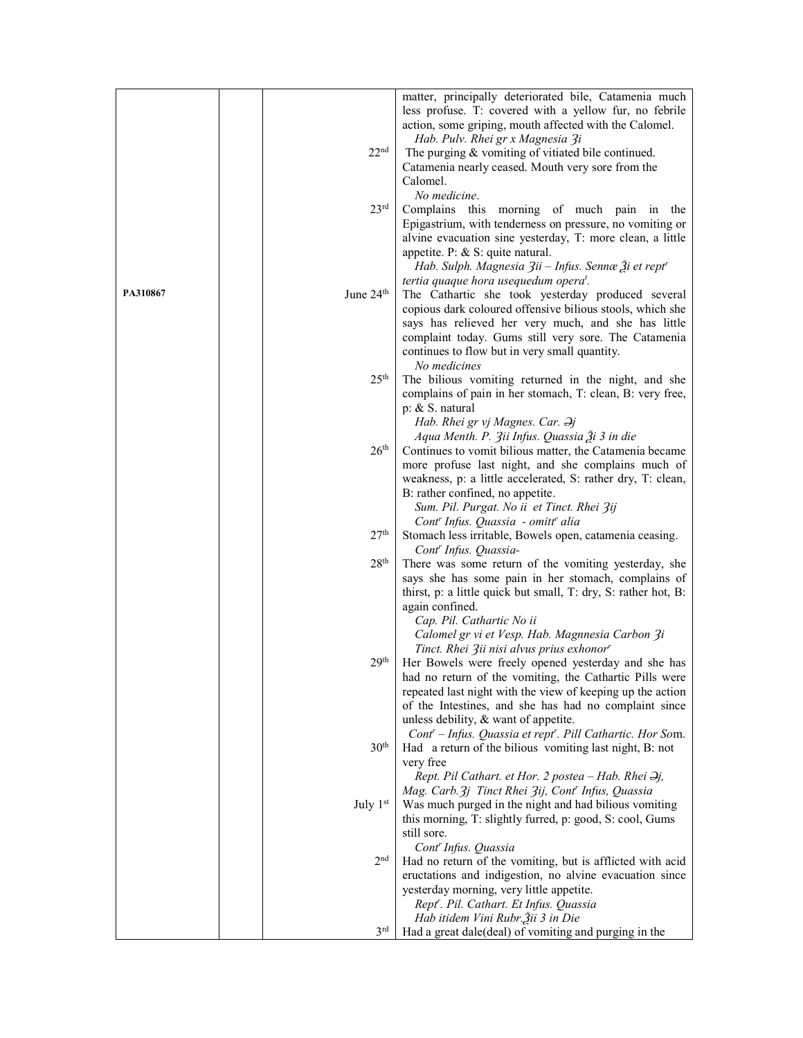| | | | |
|---|---|---|---|
| | | | matter, principally deteriorated bile, Catamenia much less profuse. T: covered with a yellow fur, no febrile action, some griping, mouth affected with the Calomel. *Hab. Pulv. Rhei gr x Magnesia ʒi* |
| | | 22nd | The purging & vomiting of vitiated bile continued. Catamenia nearly ceased. Mouth very sore from the Calomel. *No medicine*. |
| | | 23rd | Complains this morning of much pain in the Epigastrium, with tenderness on pressure, no vomiting or alvine evacuation sine yesterday, T: more clean, a little appetite. P: & S: quite natural. *Hab. Sulph. Magnesia ʒii – Infus. Sennæ ℥i et rept^r tertia quaque hora usequedum opera^t.* |
| PA310867 | | June 24th | The Cathartic she took yesterday produced several copious dark coloured offensive bilious stools, which she says has relieved her very much, and she has little complaint today. Gums still very sore. The Catamenia continues to flow but in very small quantity. *No medicines* |
| | | 25th | The bilious vomiting returned in the night, and she complains of pain in her stomach, T: clean, B: very free, p: & S. natural *Hab. Rhei gr vj Magnes. Car. ℈j* *Aqua Menth. P. ʒii Infus. Quassia ℥i 3 in die* |
| | | 26th | Continues to vomit bilious matter, the Catamenia became more profuse last night, and she complains much of weakness, p: a little accelerated, S: rather dry, T: clean, B: rather confined, no appetite. *Sum. Pil. Purgat. No ii et Tinct. Rhei ʒij* *Cont^r Infus. Quassia - omitt^r alia* |
| | | 27th | Stomach less irritable, Bowels open, catamenia ceasing. *Cont^r Infus. Quassia-* |
| | | 28th | There was some return of the vomiting yesterday, she says she has some pain in her stomach, complains of thirst, p: a little quick but small, T: dry, S: rather hot, B: again confined. *Cap. Pil. Cathartic No ii* *Calomel gr vi et Vesp. Hab. Magnnesia Carbon ʒi* *Tinct. Rhei ʒii nisi alvus prius exhonor^r* |
| | | 29th | Her Bowels were freely opened yesterday and she has had no return of the vomiting, the Cathartic Pills were repeated last night with the view of keeping up the action of the Intestines, and she has had no complaint since unless debility, & want of appetite. *Cont^r – Infus. Quassia et rept^r. Pill Cathartic. Hor Som.* |
| | | 30th | Had a return of the bilious vomiting last night, B: not very free *Rept. Pil Cathart. et Hor. 2 postea – Hab. Rhei ℈j, Mag. Carb.ʒj Tinct Rhei ʒij, Cont^r Infus, Quassia* |
| | | July 1st | Was much purged in the night and had bilious vomiting this morning, T: slightly furred, p: good, S: cool, Gums still sore. *Cont^r Infus. Quassia* |
| | | 2nd | Had no return of the vomiting, but is afflicted with acid eructations and indigestion, no alvine evacuation since yesterday morning, very little appetite. *Rept^r. Pil. Cathart. Et Infus. Quassia* *Hab itidem Vini Rubr.℥ii 3 in Die* |
| | | 3rd | Had a great dale(deal) of vomiting and purging in the |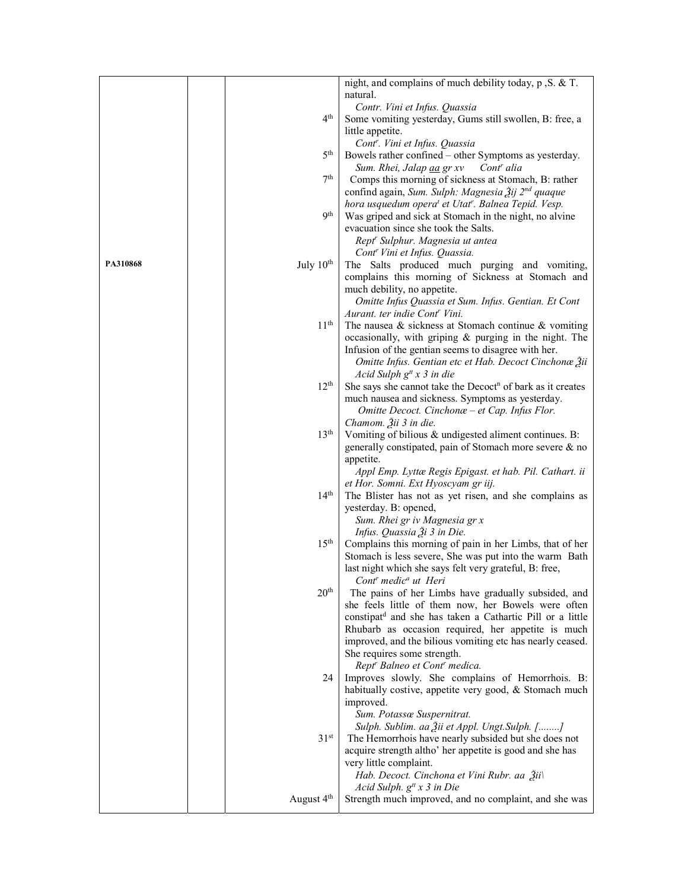| | | | |
|---|---|---|---|
| | | | night, and complains of much debility today, p ,S. & T. natural. *Contr. Vini et Infus. Quassia* |
| | | 4th | Some vomiting yesterday, Gums still swollen, B: free, a little appetite. *Contr. Vini et Infus. Quassia* |
| | | 5th | Bowels rather confined – other Symptoms as yesterday. *Sum. Rhei, Jalap aa gr xv Contr alia* |
| | | 7th | Comps this morning of sickness at Stomach, B: rather confind again, *Sum. Sulph: Magnesia ℥ij 2nd quaque hora usquedum operat et Utatr. Balnea Tepid. Vesp.* |
| | | 9th | Was griped and sick at Stomach in the night, no alvine evacuation since she took the Salts. *Reptr Sulphur. Magnesia ut antea Contr Vini et Infus. Quassia.* |
| PA310868 | | July 10th | The Salts produced much purging and vomiting, complains this morning of Sickness at Stomach and much debility, no appetite. *Omitte Infus Quassia et Sum. Infus. Gentian. Et Cont Aurant. ter indie Contr Vini.* |
| | | 11th | The nausea & sickness at Stomach continue & vomiting occasionally, with griping & purging in the night. The Infusion of the gentian seems to disagree with her. *Omitte Infus. Gentian etc et Hab. Decoct Cinchonæ ℥ii Acid Sulph gtt x 3 in die* |
| | | 12th | She says she cannot take the Decoctn of bark as it creates much nausea and sickness. Symptoms as yesterday. *Omitte Decoct. Cinchonæ – et Cap. Infus Flor. Chamom. ℥ii 3 in die.* |
| | | 13th | Vomiting of bilious & undigested aliment continues. B: generally constipated, pain of Stomach more severe & no appetite. *Appl Emp. Lyttæ Regis Epigast. et hab. Pil. Cathart. ii et Hor. Somni. Ext Hyoscyam gr iij.* |
| | | 14th | The Blister has not as yet risen, and she complains as yesterday. B: opened, *Sum. Rhei gr iv Magnesia gr x Infus. Quassia ℥i 3 in Die.* |
| | | 15th | Complains this morning of pain in her Limbs, that of her Stomach is less severe, She was put into the warm Bath last night which she says felt very grateful, B: free, *Contr medica ut Heri* |
| | | 20th | The pains of her Limbs have gradually subsided, and she feels little of them now, her Bowels were often constipatd and she has taken a Cathartic Pill or a little Rhubarb as occasion required, her appetite is much improved, and the bilious vomiting etc has nearly ceased. She requires some strength. *Reptr Balneo et Contr medica.* |
| | | 24 | Improves slowly. She complains of Hemorrhois. B: habitually costive, appetite very good, & Stomach much improved. *Sum. Potassæ Suspernitrat. Sulph. Sublim. aa ℥ii et Appl. Ungt.Sulph. [........]* |
| | | 31st | The Hemorrhois have nearly subsided but she does not acquire strength altho' her appetite is good and she has very little complaint. *Hab. Decoct. Cinchona et Vini Rubr. aa ℥ii\ Acid Sulph. gtt x 3 in Die* |
| | | August 4th | Strength much improved, and no complaint, and she was |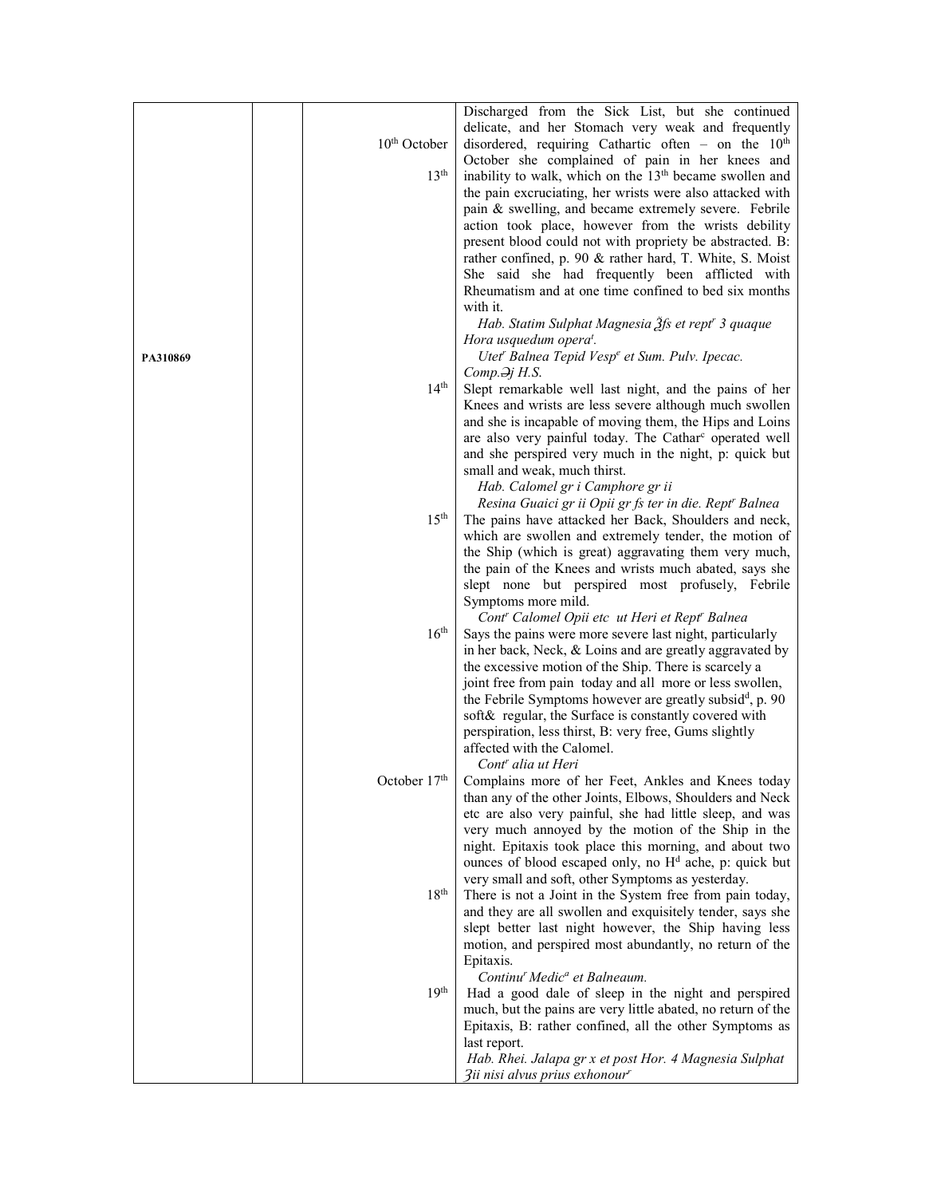| | | | |
|---|---|---|---|
| PA310869 | | 10th October<br><br>13th<br><br><br><br><br><br><br><br><br><br><br><br><br><br>14th<br><br><br><br><br><br><br><br>15th<br><br><br><br><br><br><br><br>16th<br><br><br><br><br><br><br><br><br>October 17th<br><br><br><br><br><br><br>18th<br><br><br><br><br><br>19th | Discharged from the Sick List, but she continued delicate, and her Stomach very weak and frequently disordered, requiring Cathartic often – on the 10th October she complained of pain in her knees and inability to walk, which on the 13th became swollen and the pain excruciating, her wrists were also attacked with pain & swelling, and became extremely severe. Febrile action took place, however from the wrists debility present blood could not with propriety be abstracted. B: rather confined, p. 90 & rather hard, T. White, S. Moist She said she had frequently been afflicted with Rheumatism and at one time confined to bed six months with it.<br>*Hab. Statim Sulphat Magnesia ℥ſs et rept^r 3 quaque Hora usquedum opera^t.*<br>*Utet^r Balnea Tepid Vesp^e et Sum. Pulv. Ipecac. Comp.℈j H.S.*<br>Slept remarkable well last night, and the pains of her Knees and wrists are less severe although much swollen and she is incapable of moving them, the Hips and Loins are also very painful today. The Cathar^c operated well and she perspired very much in the night, p: quick but small and weak, much thirst.<br>*Hab. Calomel gr i Camphore gr ii*<br>*Resina Guaici gr ii Opii gr ſs ter in die. Rept^r Balnea*<br>The pains have attacked her Back, Shoulders and neck, which are swollen and extremely tender, the motion of the Ship (which is great) aggravating them very much, the pain of the Knees and wrists much abated, says she slept none but perspired most profusely, Febrile Symptoms more mild.<br>*Cont^r Calomel Opii etc ut Heri et Rept^r Balnea*<br>Says the pains were more severe last night, particularly in her back, Neck, & Loins and are greatly aggravated by the excessive motion of the Ship. There is scarcely a joint free from pain today and all more or less swollen, the Febrile Symptoms however are greatly subsid^d, p. 90 soft& regular, the Surface is constantly covered with perspiration, less thirst, B: very free, Gums slightly affected with the Calomel.<br>*Cont^r alia ut Heri*<br>Complains more of her Feet, Ankles and Knees today than any of the other Joints, Elbows, Shoulders and Neck etc are also very painful, she had little sleep, and was very much annoyed by the motion of the Ship in the night. Epitaxis took place this morning, and about two ounces of blood escaped only, no H^d ache, p: quick but very small and soft, other Symptoms as yesterday.<br>There is not a Joint in the System free from pain today, and they are all swollen and exquisitely tender, says she slept better last night however, the Ship having less motion, and perspired most abundantly, no return of the Epitaxis.<br>*Continu^r Medic^a et Balneaum.*<br>Had a good dale of sleep in the night and perspired much, but the pains are very little abated, no return of the Epitaxis, B: rather confined, all the other Symptoms as last report.<br>*Hab. Rhei. Jalapa gr x et post Hor. 4 Magnesia Sulphat ℨii nisi alvus prius exhonour^r* |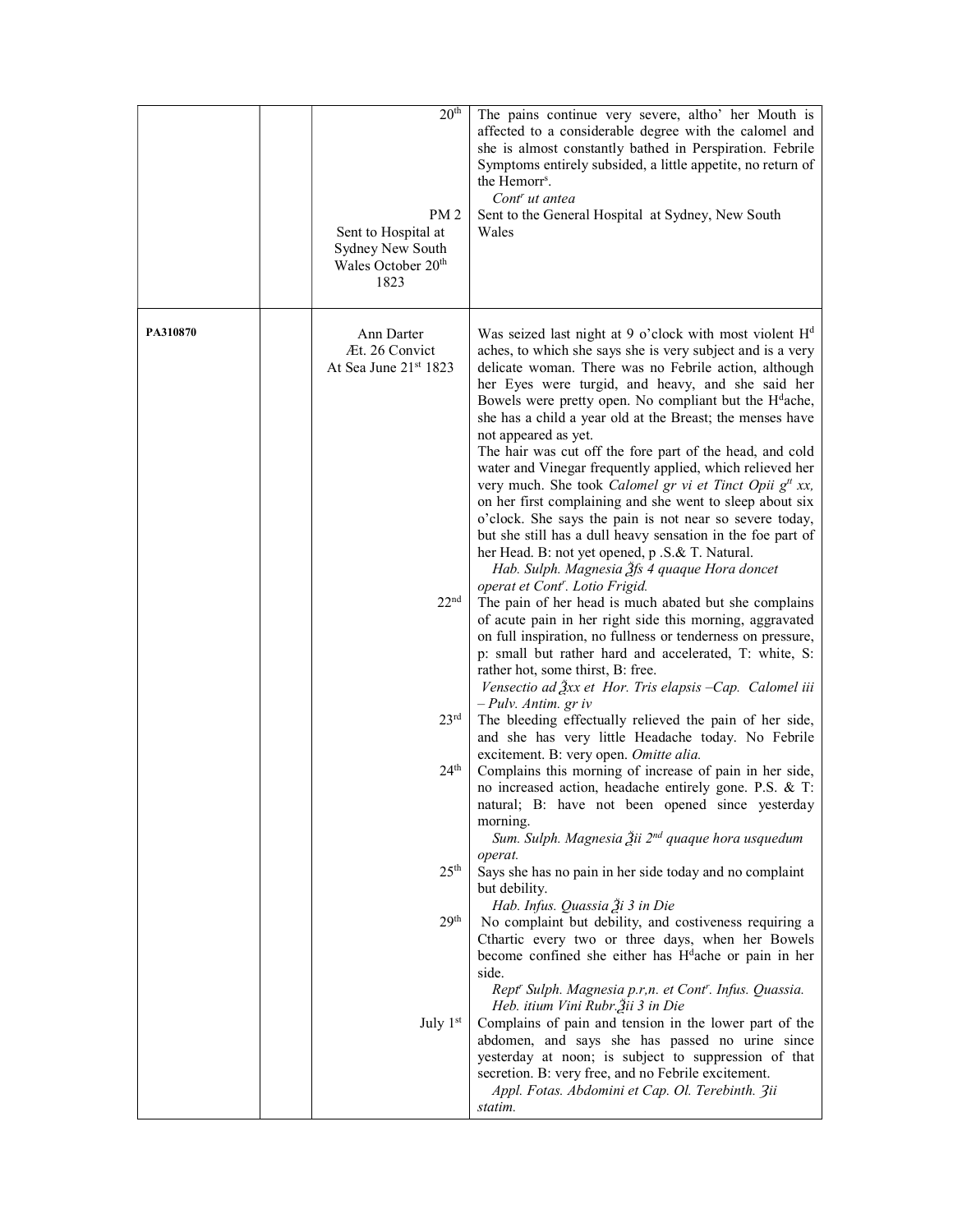| | | | |
|---|---|---|---|
| | | 20th<br><br><br><br><br>PM 2<br>Sent to Hospital at Sydney New South Wales October 20th 1823 | The pains continue very severe, altho' her Mouth is affected to a considerable degree with the calomel and she is almost constantly bathed in Perspiration. Febrile Symptoms entirely subsided, a little appetite, no return of the Hemorrs.<br>*Contr ut antea*<br>Sent to the General Hospital at Sydney, New South Wales |
| **PA310870** | | Ann Darter<br>Æt. 26 Convict<br>At Sea June 21st 1823 | Was seized last night at 9 o'clock with most violent Hd aches, to which she says she is very subject and is a very delicate woman. There was no Febrile action, although her Eyes were turgid, and heavy, and she said her Bowels were pretty open. No compliant but the Hdache, she has a child a year old at the Breast; the menses have not appeared as yet.<br>The hair was cut off the fore part of the head, and cold water and Vinegar frequently applied, which relieved her very much. She took *Calomel gr vi et Tinct Opii gtt xx,* on her first complaining and she went to sleep about six o'clock. She says the pain is not near so severe today, but she still has a dull heavy sensation in the foe part of her Head. B: not yet opened, p .S.& T. Natural.<br>*Hab. Sulph. Magnesia ℥fs 4 quaque Hora doncet operat et Contr. Lotio Frigid.* |
| | | 22nd | The pain of her head is much abated but she complains of acute pain in her right side this morning, aggravated on full inspiration, no fullness or tenderness on pressure, p: small but rather hard and accelerated, T: white, S: rather hot, some thirst, B: free.<br>*Vensectio ad ℥xx et Hor. Tris elapsis –Cap. Calomel iii – Pulv. Antim. gr iv* |
| | | 23rd | The bleeding effectually relieved the pain of her side, and she has very little Headache today. No Febrile excitement. B: very open. *Omitte alia.* |
| | | 24th | Complains this morning of increase of pain in her side, no increased action, headache entirely gone. P.S. & T: natural; B: have not been opened since yesterday morning.<br>*Sum. Sulph. Magnesia ℥ii 2nd quaque hora usquedum operat.* |
| | | 25th | Says she has no pain in her side today and no complaint but debility.<br>*Hab. Infus. Quassia ℥i 3 in Die* |
| | | 29th | No complaint but debility, and costiveness requiring a Cthartic every two or three days, when her Bowels become confined she either has Hdache or pain in her side.<br>*Reptr Sulph. Magnesia p.r,n. et Contr. Infus. Quassia. Heb. itium Vini Rubr.℥ii 3 in Die* |
| | | July 1st | Complains of pain and tension in the lower part of the abdomen, and says she has passed no urine since yesterday at noon; is subject to suppression of that secretion. B: very free, and no Febrile excitement.<br>*Appl. Fotas. Abdomini et Cap. Ol. Terebinth. ℨii statim.* |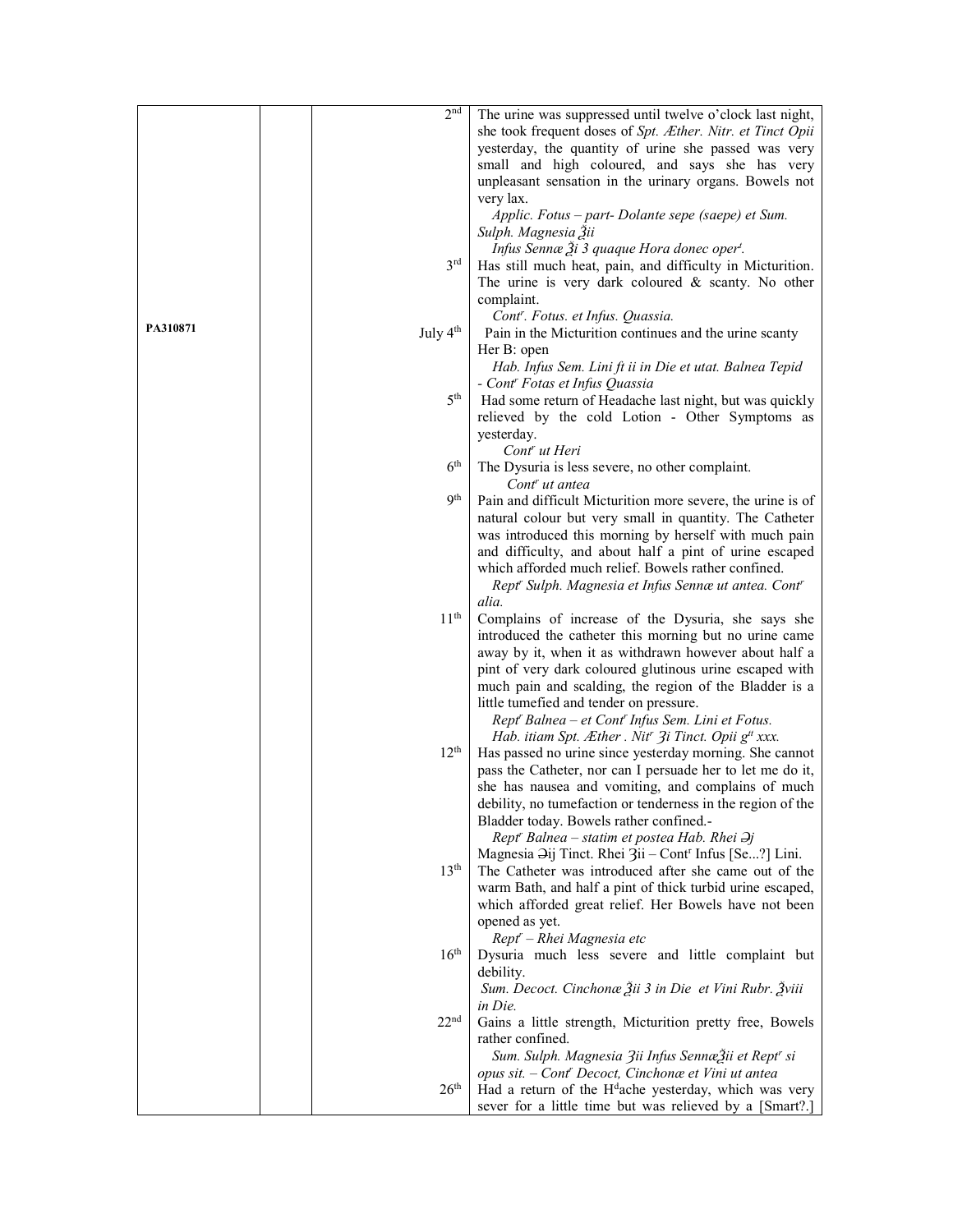| | | | |
|---|---|---|---|
| | | 2nd | The urine was suppressed until twelve o'clock last night, she took frequent doses of *Spt. Æther. Nitr. et Tinct Opii* yesterday, the quantity of urine she passed was very small and high coloured, and says she has very unpleasant sensation in the urinary organs. Bowels not very lax. *Applic. Fotus – part- Dolante sepe (saepe) et Sum. Sulph. Magnesia ℥ii Infus Sennæ ℥i 3 quaque Hora donec oper$^{t}$.* |
| | | 3rd | Has still much heat, pain, and difficulty in Micturition. The urine is very dark coloured & scanty. No other complaint. *Cont$^{r}$. Fotus. et Infus. Quassia.* |
| PA310871 | | July 4th | Pain in the Micturition continues and the urine scanty Her B: open *Hab. Infus Sem. Lini ft ii in Die et utat. Balnea Tepid - Cont$^{r}$ Fotas et Infus Quassia* |
| | | 5th | Had some return of Headache last night, but was quickly relieved by the cold Lotion - Other Symptoms as yesterday. *Cont$^{r}$ ut Heri* |
| | | 6th | The Dysuria is less severe, no other complaint. *Cont$^{r}$ ut antea* |
| | | 9th | Pain and difficult Micturition more severe, the urine is of natural colour but very small in quantity. The Catheter was introduced this morning by herself with much pain and difficulty, and about half a pint of urine escaped which afforded much relief. Bowels rather confined. *Rept$^{r}$ Sulph. Magnesia et Infus Sennæ ut antea. Cont$^{r}$ alia.* |
| | | 11th | Complains of increase of the Dysuria, she says she introduced the catheter this morning but no urine came away by it, when it as withdrawn however about half a pint of very dark coloured glutinous urine escaped with much pain and scalding, the region of the Bladder is a little tumefied and tender on pressure. *Rept$^{r}$ Balnea – et Cont$^{r}$ Infus Sem. Lini et Fotus. Hab. itiam Spt. Æther . Nit$^{r}$ ʒi Tinct. Opii g$^{tt}$ xxx.* |
| | | 12th | Has passed no urine since yesterday morning. She cannot pass the Catheter, nor can I persuade her to let me do it, she has nausea and vomiting, and complains of much debility, no tumefaction or tenderness in the region of the Bladder today. Bowels rather confined.- *Rept$^{r}$ Balnea – statim et postea Hab. Rhei ℈j* Magnesia ℈ij Tinct. Rhei ʒii – Cont$^{r}$ Infus [Se...?] Lini. |
| | | 13th | The Catheter was introduced after she came out of the warm Bath, and half a pint of thick turbid urine escaped, which afforded great relief. Her Bowels have not been opened as yet. *Rept$^{r}$ – Rhei Magnesia etc* |
| | | 16th | Dysuria much less severe and little complaint but debility. *Sum. Decoct. Cinchonæ ℥ii 3 in Die et Vini Rubr. ℥viii in Die.* |
| | | 22nd | Gains a little strength, Micturition pretty free, Bowels rather confined. *Sum. Sulph. Magnesia ʒii Infus Sennæ℥ii et Rept$^{r}$ si opus sit. – Cont$^{r}$ Decoct, Cinchonæ et Vini ut antea* |
| | | 26th | Had a return of the H$^{d}$ache yesterday, which was very sever for a little time but was relieved by a [Smart?.] |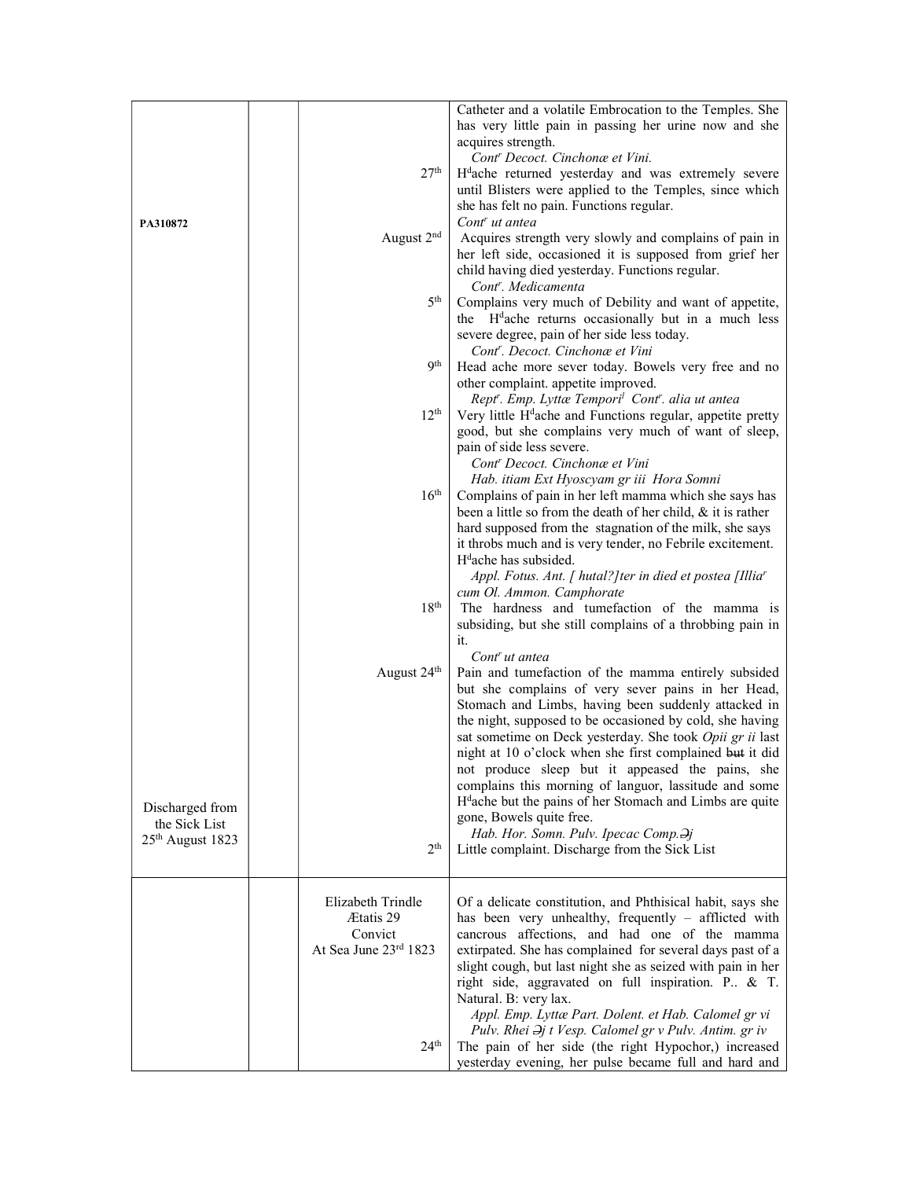| | | | |
|---|---|---|---|
| | | | Catheter and a volatile Embrocation to the Temples. She has very little pain in passing her urine now and she acquires strength. *Cont^r Decoct. Cinchonæ et Vini.* |
| | | 27^th | H^dache returned yesterday and was extremely severe until Blisters were applied to the Temples, since which she has felt no pain. Functions regular. *Cont^r ut antea* |
| PA310872 | | August 2^nd | Acquires strength very slowly and complains of pain in her left side, occasioned it is supposed from grief her child having died yesterday. Functions regular. *Cont^r. Medicamenta* |
| | | 5^th | Complains very much of Debility and want of appetite, the H^dache returns occasionally but in a much less severe degree, pain of her side less today. *Cont^r. Decoct. Cinchonæ et Vini* |
| | | 9^th | Head ache more sever today. Bowels very free and no other complaint. appetite improved. *Rept^r. Emp. Lyttæ Tempori^l Cont^r. alia ut antea* |
| | | 12^th | Very little H^dache and Functions regular, appetite pretty good, but she complains very much of want of sleep, pain of side less severe. *Cont^r Decoct. Cinchonæ et Vini* *Hab. itiam Ext Hyoscyam gr iii Hora Somni* |
| | | 16^th | Complains of pain in her left mamma which she says has been a little so from the death of her child, & it is rather hard supposed from the stagnation of the milk, she says it throbs much and is very tender, no Febrile excitement. H^dache has subsided. *Appl. Fotus. Ant. [ hutal?]ter in died et postea [Illia^r cum Ol. Ammon. Camphorate* |
| | | 18^th | The hardness and tumefaction of the mamma is subsiding, but she still complains of a throbbing pain in it. *Cont^r ut antea* |
| | | August 24^th | Pain and tumefaction of the mamma entirely subsided but she complains of very sever pains in her Head, Stomach and Limbs, having been suddenly attacked in the night, supposed to be occasioned by cold, she having sat sometime on Deck yesterday. She took *Opii gr ii* last night at 10 o'clock when she first complained ~~but~~ it did not produce sleep but it appeased the pains, she complains this morning of languor, lassitude and some H^dache but the pains of her Stomach and Limbs are quite gone, Bowels quite free. *Hab. Hor. Somn. Pulv. Ipecac Comp.℈j* |
| Discharged from the Sick List 25^th August 1823 | | 2^th | Little complaint. Discharge from the Sick List |
| | | Elizabeth Trindle Ætatis 29 Convict At Sea June 23^rd 1823 | Of a delicate constitution, and Phthisical habit, says she has been very unhealthy, frequently – afflicted with cancrous affections, and had one of the mamma extirpated. She has complained for several days past of a slight cough, but last night she as seized with pain in her right side, aggravated on full inspiration. P.. & T. Natural. B: very lax. *Appl. Emp. Lyttæ Part. Dolent. et Hab. Calomel gr vi Pulv. Rhei ℈j t Vesp. Calomel gr v Pulv. Antim. gr iv* |
| | | 24^th | The pain of her side (the right Hypochor,) increased yesterday evening, her pulse became full and hard and |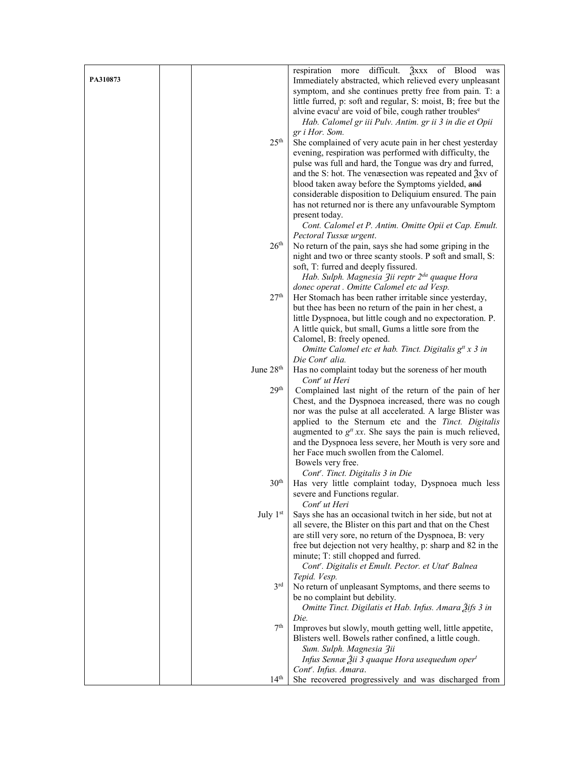| | | | |
|---|---|---|---|
| PA310873 | | | respiration more difficult. ℥xxx of Blood was Immediately abstracted, which relieved every unpleasant symptom, and she continues pretty free from pain. T: a little furred, p: soft and regular, S: moist, B; free but the alvine evacu[l] are void of bile, cough rather troubles[e] *Hab. Calomel gr iii Pulv. Antim. gr ii 3 in die et Opii gr i Hor. Som.* |
| | | 25th | She complained of very acute pain in her chest yesterday evening, respiration was performed with difficulty, the pulse was full and hard, the Tongue was dry and furred, and the S: hot. The venæsection was repeated and ℥xv of blood taken away before the Symptoms yielded, ~~and~~ considerable disposition to Deliquium ensured. The pain has not returned nor is there any unfavourable Symptom present today. *Cont. Calomel et P. Antim. Omitte Opii et Cap. Emult. Pectoral Tussæ urgent.* |
| | | 26th | No return of the pain, says she had some griping in the night and two or three scanty stools. P soft and small, S: soft, T: furred and deeply fissured. *Hab. Sulph. Magnesia ʒii reptr 2[da] quaque Hora donec operat . Omitte Calomel etc ad Vesp.* |
| | | 27th | Her Stomach has been rather irritable since yesterday, but thee has been no return of the pain in her chest, a little Dyspnoea, but little cough and no expectoration. P. A little quick, but small, Gums a little sore from the Calomel, B: freely opened. *Omitte Calomel etc et hab. Tinct. Digitalis g[tt] x 3 in Die Cont[r] alia.* |
| | | June 28th | Has no complaint today but the soreness of her mouth *Cont[r] ut Heri* |
| | | 29th | Complained last night of the return of the pain of her Chest, and the Dyspnoea increased, there was no cough nor was the pulse at all accelerated. A large Blister was applied to the Sternum etc and the *Tinct. Digitalis* augmented to *g[tt] xx*. She says the pain is much relieved, and the Dyspnoea less severe, her Mouth is very sore and her Face much swollen from the Calomel. Bowels very free. *Cont[r]. Tinct. Digitalis 3 in Die* |
| | | 30th | Has very little complaint today, Dyspnoea much less severe and Functions regular. *Cont[r] ut Heri* |
| | | July 1st | Says she has an occasional twitch in her side, but not at all severe, the Blister on this part and that on the Chest are still very sore, no return of the Dyspnoea, B: very free but dejection not very healthy, p: sharp and 82 in the minute; T: still chopped and furred. *Cont[r]. Digitalis et Emult. Pector. et Utat[r] Balnea Tepid. Vesp.* |
| | | 3rd | No return of unpleasant Symptoms, and there seems to be no complaint but debility. *Omitte Tinct. Digilatis et Hab. Infus. Amara ℥ifs 3 in Die.* |
| | | 7th | Improves but slowly, mouth getting well, little appetite, Blisters well. Bowels rather confined, a little cough. *Sum. Sulph. Magnesia ʒii* *Infus Sennæ ℥ii 3 quaque Hora usequedum oper[t]* *Cont[r]. Infus. Amara.* |
| | | 14th | She recovered progressively and was discharged from |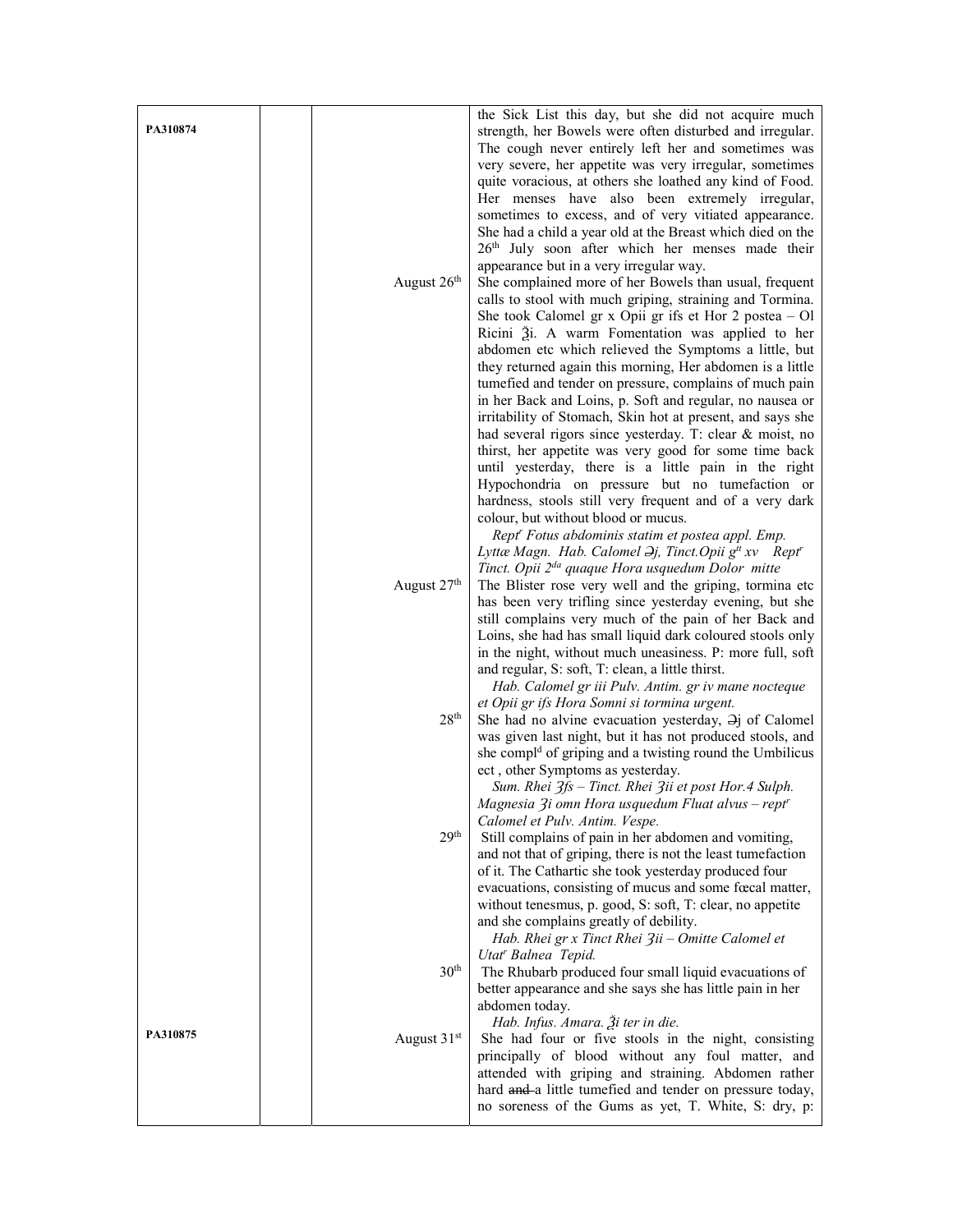| | | | |
|---|---|---|---|
| PA310874 | | | the Sick List this day, but she did not acquire much strength, her Bowels were often disturbed and irregular. The cough never entirely left her and sometimes was very severe, her appetite was very irregular, sometimes quite voracious, at others she loathed any kind of Food. Her menses have also been extremely irregular, sometimes to excess, and of very vitiated appearance. She had a child a year old at the Breast which died on the 26th July soon after which her menses made their appearance but in a very irregular way. |
| | | August 26th | She complained more of her Bowels than usual, frequent calls to stool with much griping, straining and Tormina. She took Calomel gr x Opii gr ifs et Hor 2 postea – Ol Ricini ℥i. A warm Fomentation was applied to her abdomen etc which relieved the Symptoms a little, but they returned again this morning, Her abdomen is a little tumefied and tender on pressure, complains of much pain in her Back and Loins, p. Soft and regular, no nausea or irritability of Stomach, Skin hot at present, and says she had several rigors since yesterday. T: clear & moist, no thirst, her appetite was very good for some time back until yesterday, there is a little pain in the right Hypochondria on pressure but no tumefaction or hardness, stools still very frequent and of a very dark colour, but without blood or mucus. *Rept^r Fotus abdominis statim et postea appl. Emp. Lyttæ Magn. Hab. Calomel ℈j, Tinct.Opii g^tt xv Rept^r Tinct. Opii 2^da quaque Hora usquedum Dolor mitte* |
| | | August 27th | The Blister rose very well and the griping, tormina etc has been very trifling since yesterday evening, but she still complains very much of the pain of her Back and Loins, she had has small liquid dark coloured stools only in the night, without much uneasiness. P: more full, soft and regular, S: soft, T: clean, a little thirst. *Hab. Calomel gr iii Pulv. Antim. gr iv mane nocteque et Opii gr ifs Hora Somni si tormina urgent.* |
| | | 28th | She had no alvine evacuation yesterday, ℈j of Calomel was given last night, but it has not produced stools, and she compl^d of griping and a twisting round the Umbilicus ect , other Symptoms as yesterday. *Sum. Rhei ʒfs – Tinct. Rhei ʒii et post Hor.4 Sulph. Magnesia ʒi omn Hora usquedum Fluat alvus – rept^r Calomel et Pulv. Antim. Vespe.* |
| | | 29th | Still complains of pain in her abdomen and vomiting, and not that of griping, there is not the least tumefaction of it. The Cathartic she took yesterday produced four evacuations, consisting of mucus and some fœcal matter, without tenesmus, p. good, S: soft, T: clear, no appetite and she complains greatly of debility. *Hab. Rhei gr x Tinct Rhei ʒii – Omitte Calomel et Utat^r Balnea Tepid.* |
| | | 30th | The Rhubarb produced four small liquid evacuations of better appearance and she says she has little pain in her abdomen today. *Hab. Infus. Amara. ℥i ter in die.* |
| PA310875 | | August 31st | She had four or five stools in the night, consisting principally of blood without any foul matter, and attended with griping and straining. Abdomen rather hard ~~and~~ a little tumefied and tender on pressure today, no soreness of the Gums as yet, T. White, S: dry, p: |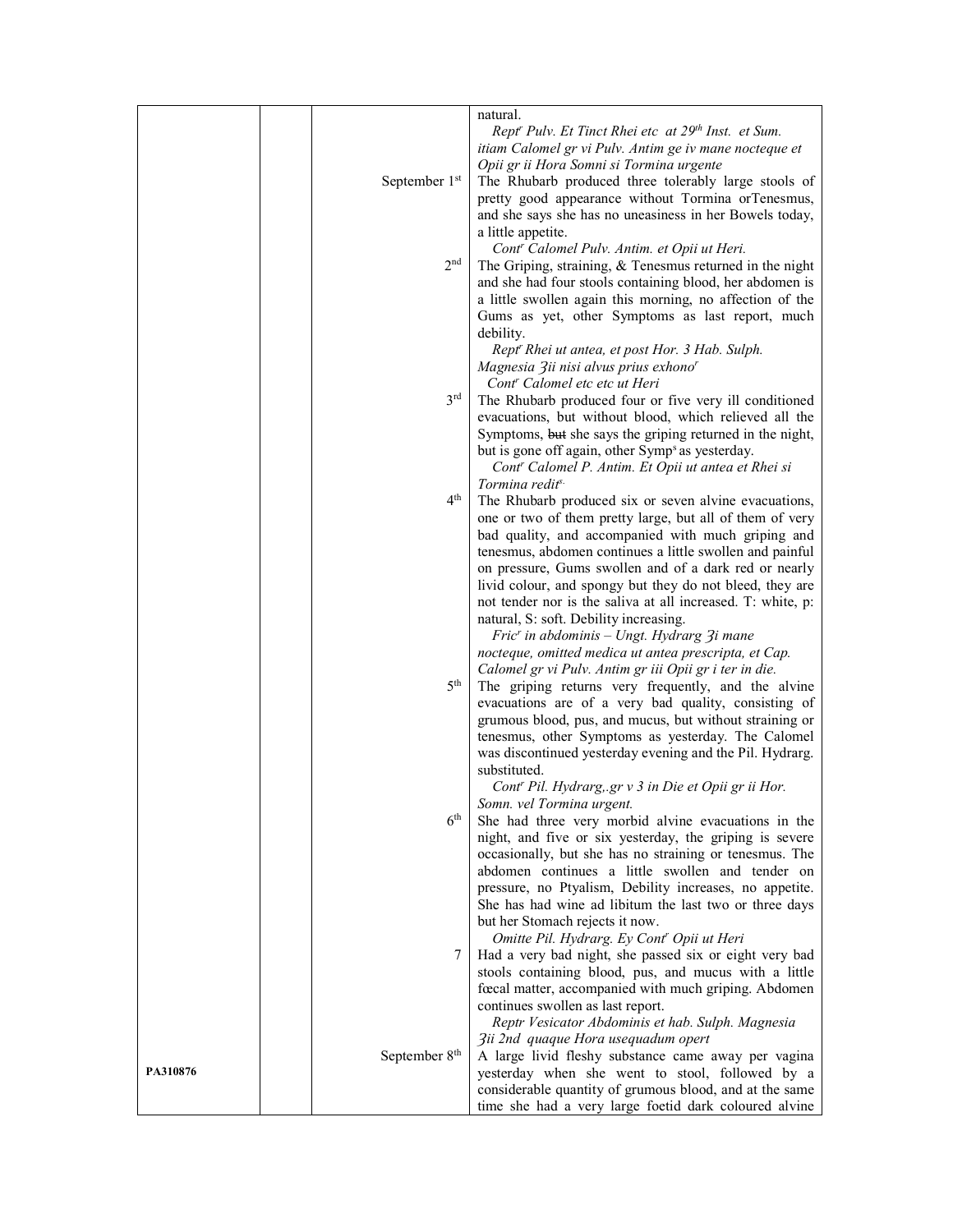| | | | |
|---|---|---|---|
| | | | natural.<br>*Rept^r Pulv. Et Tinct Rhei etc at 29^th Inst. et Sum. itiam Calomel gr vi Pulv. Antim ge iv mane nocteque et Opii gr ii Hora Somni si Tormina urgente* |
| | | September 1st | The Rhubarb produced three tolerably large stools of pretty good appearance without Tormina orTenesmus, and she says she has no uneasiness in her Bowels today, a little appetite.<br>*Cont^r Calomel Pulv. Antim. et Opii ut Heri.* |
| | | 2nd | The Griping, straining, & Tenesmus returned in the night and she had four stools containing blood, her abdomen is a little swollen again this morning, no affection of the Gums as yet, other Symptoms as last report, much debility.<br>*Rept^r Rhei ut antea, et post Hor. 3 Hab. Sulph. Magnesia ʒii nisi alvus prius exhono^r*<br>*Cont^r Calomel etc etc ut Heri* |
| | | 3rd | The Rhubarb produced four or five very ill conditioned evacuations, but without blood, which relieved all the Symptoms, ~~but~~ she says the griping returned in the night, but is gone off again, other Symp^s as yesterday.<br>*Cont^r Calomel P. Antim. Et Opii ut antea et Rhei si Tormina redit^e.* |
| | | 4th | The Rhubarb produced six or seven alvine evacuations, one or two of them pretty large, but all of them of very bad quality, and accompanied with much griping and tenesmus, abdomen continues a little swollen and painful on pressure, Gums swollen and of a dark red or nearly livid colour, and spongy but they do not bleed, they are not tender nor is the saliva at all increased. T: white, p: natural, S: soft. Debility increasing.<br>*Fric^r in abdominis – Ungt. Hydrarg ʒi mane nocteque, omitted medica ut antea prescripta, et Cap. Calomel gr vi Pulv. Antim gr iii Opii gr i ter in die.* |
| | | 5th | The griping returns very frequently, and the alvine evacuations are of a very bad quality, consisting of grumous blood, pus, and mucus, but without straining or tenesmus, other Symptoms as yesterday. The Calomel was discontinued yesterday evening and the Pil. Hydrarg. substituted.<br>*Cont^r Pil. Hydrarg,.gr v 3 in Die et Opii gr ii Hor. Somn. vel Tormina urgent.* |
| | | 6th | She had three very morbid alvine evacuations in the night, and five or six yesterday, the griping is severe occasionally, but she has no straining or tenesmus. The abdomen continues a little swollen and tender on pressure, no Ptyalism, Debility increases, no appetite. She has had wine ad libitum the last two or three days but her Stomach rejects it now.<br>*Omitte Pil. Hydrarg. Ey Cont^r Opii ut Heri* |
| | | 7 | Had a very bad night, she passed six or eight very bad stools containing blood, pus, and mucus with a little fœcal matter, accompanied with much griping. Abdomen continues swollen as last report.<br>*Reptr Vesicator Abdominis et hab. Sulph. Magnesia ʒii 2nd quaque Hora usequadum opert* |
| PA310876 | | September 8th | A large livid fleshy substance came away per vagina yesterday when she went to stool, followed by a considerable quantity of grumous blood, and at the same time she had a very large foetid dark coloured alvine |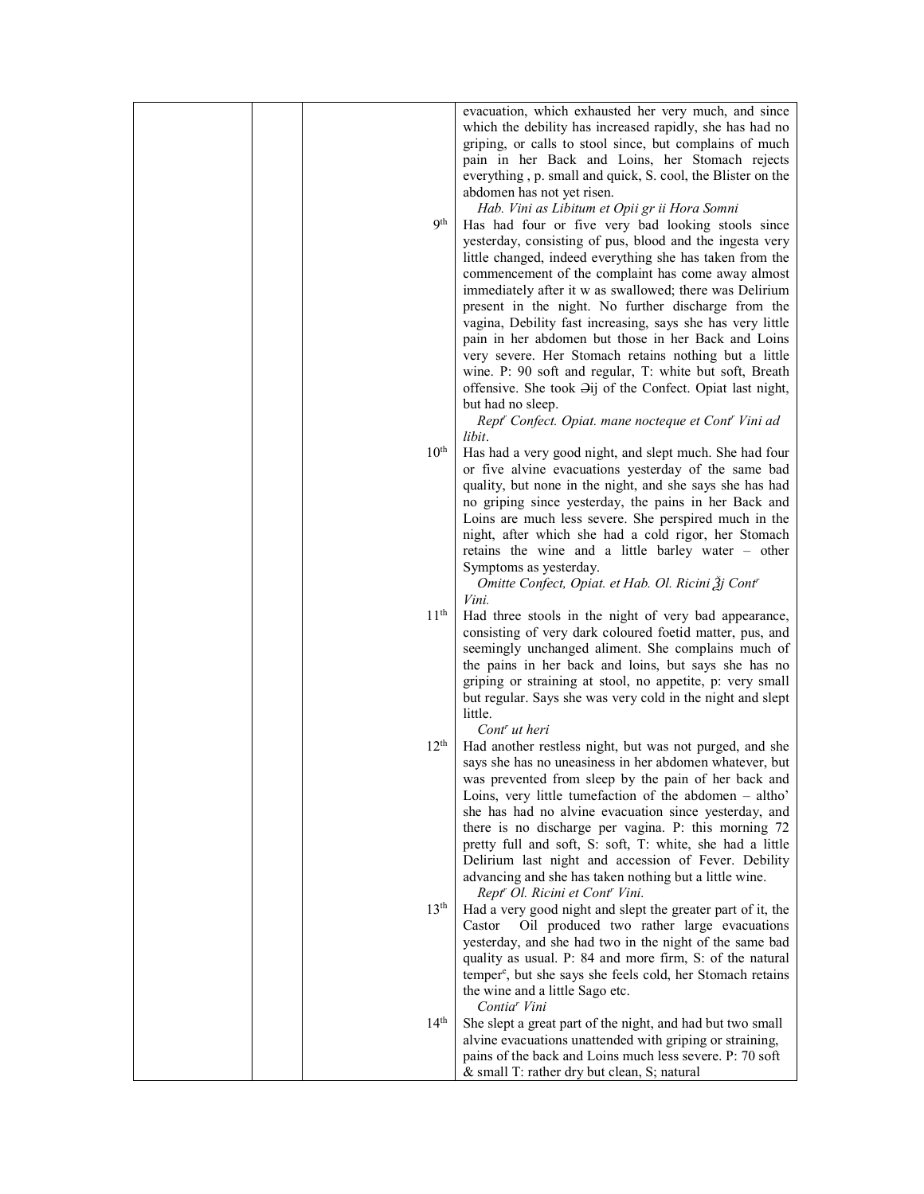| | | | |
|---|---|---|---|
| | | | evacuation, which exhausted her very much, and since which the debility has increased rapidly, she has had no griping, or calls to stool since, but complains of much pain in her Back and Loins, her Stomach rejects everything , p. small and quick, S. cool, the Blister on the abdomen has not yet risen.<br>*Hab. Vini as Libitum et Opii gr ii Hora Somni* |
| | | 9th | Has had four or five very bad looking stools since yesterday, consisting of pus, blood and the ingesta very little changed, indeed everything she has taken from the commencement of the complaint has come away almost immediately after it w as swallowed; there was Delirium present in the night. No further discharge from the vagina, Debility fast increasing, says she has very little pain in her abdomen but those in her Back and Loins very severe. Her Stomach retains nothing but a little wine. P: 90 soft and regular, T: white but soft, Breath offensive. She took ℈ij of the Confect. Opiat last night, but had no sleep.<br>*Rept^r Confect. Opiat. mane nocteque et Cont^r Vini ad libit*. |
| | | 10th | Has had a very good night, and slept much. She had four or five alvine evacuations yesterday of the same bad quality, but none in the night, and she says she has had no griping since yesterday, the pains in her Back and Loins are much less severe. She perspired much in the night, after which she had a cold rigor, her Stomach retains the wine and a little barley water – other Symptoms as yesterday.<br>*Omitte Confect, Opiat. et Hab. Ol. Ricini ℥j Cont^r Vini.* |
| | | 11th | Had three stools in the night of very bad appearance, consisting of very dark coloured foetid matter, pus, and seemingly unchanged aliment. She complains much of the pains in her back and loins, but says she has no griping or straining at stool, no appetite, p: very small but regular. Says she was very cold in the night and slept little.<br>*Cont^r ut heri* |
| | | 12th | Had another restless night, but was not purged, and she says she has no uneasiness in her abdomen whatever, but was prevented from sleep by the pain of her back and Loins, very little tumefaction of the abdomen – altho' she has had no alvine evacuation since yesterday, and there is no discharge per vagina. P: this morning 72 pretty full and soft, S: soft, T: white, she had a little Delirium last night and accession of Fever. Debility advancing and she has taken nothing but a little wine.<br>*Rept^r Ol. Ricini et Cont^r Vini.* |
| | | 13th | Had a very good night and slept the greater part of it, the Castor Oil produced two rather large evacuations yesterday, and she had two in the night of the same bad quality as usual. P: 84 and more firm, S: of the natural temper^e, but she says she feels cold, her Stomach retains the wine and a little Sago etc.<br>*Contia^r Vini* |
| | | 14th | She slept a great part of the night, and had but two small alvine evacuations unattended with griping or straining, pains of the back and Loins much less severe. P: 70 soft & small T: rather dry but clean, S; natural |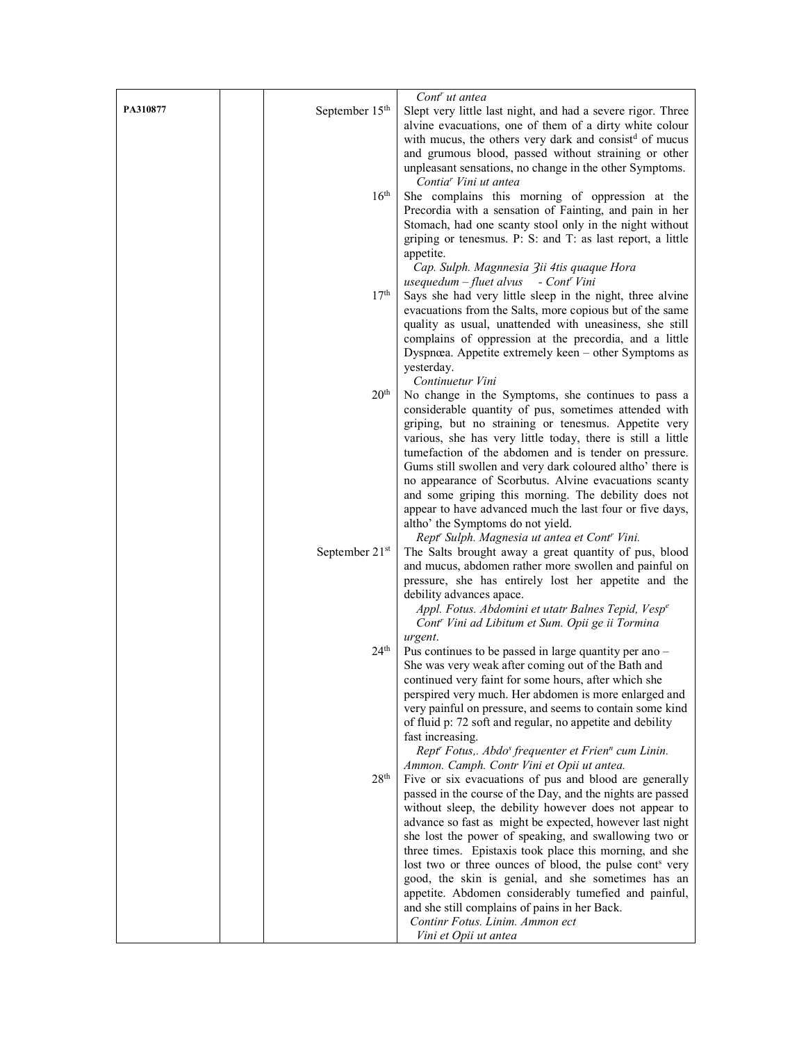| | | | |
|---|---|---|---|
| | | | *Cont^r ut antea* |
| PA310877 | | September 15th | Slept very little last night, and had a severe rigor. Three alvine evacuations, one of them of a dirty white colour with mucus, the others very dark and consist[d] of mucus and grumous blood, passed without straining or other unpleasant sensations, no change in the other Symptoms. *Contia^r Vini ut antea* |
| | | 16th | She complains this morning of oppression at the Precordia with a sensation of Fainting, and pain in her Stomach, had one scanty stool only in the night without griping or tenesmus. P: S: and T: as last report, a little appetite. *Cap. Sulph. Magnnesia ℨii 4tis quaque Hora usequedum – fluet alvus - Cont^r Vini* |
| | | 17th | Says she had very little sleep in the night, three alvine evacuations from the Salts, more copious but of the same quality as usual, unattended with uneasiness, she still complains of oppression at the precordia, and a little Dyspnœa. Appetite extremely keen – other Symptoms as yesterday. *Continuetur Vini* |
| | | 20th | No change in the Symptoms, she continues to pass a considerable quantity of pus, sometimes attended with griping, but no straining or tenesmus. Appetite very various, she has very little today, there is still a little tumefaction of the abdomen and is tender on pressure. Gums still swollen and very dark coloured altho' there is no appearance of Scorbutus. Alvine evacuations scanty and some griping this morning. The debility does not appear to have advanced much the last four or five days, altho' the Symptoms do not yield. *Rept^r Sulph. Magnesia ut antea et Cont^r Vini.* |
| | | September 21st | The Salts brought away a great quantity of pus, blood and mucus, abdomen rather more swollen and painful on pressure, she has entirely lost her appetite and the debility advances apace. *Appl. Fotus. Abdomini et utatr Balnes Tepid, Vesp^e Cont^r Vini ad Libitum et Sum. Opii ge ii Tormina urgent.* |
| | | 24th | Pus continues to be passed in large quantity per ano – She was very weak after coming out of the Bath and continued very faint for some hours, after which she perspired very much. Her abdomen is more enlarged and very painful on pressure, and seems to contain some kind of fluid p: 72 soft and regular, no appetite and debility fast increasing. *Rept^r Fotus,. Abdo^s frequenter et Frien^n cum Linin. Ammon. Camph. Contr Vini et Opii ut antea.* |
| | | 28th | Five or six evacuations of pus and blood are generally passed in the course of the Day, and the nights are passed without sleep, the debility however does not appear to advance so fast as might be expected, however last night she lost the power of speaking, and swallowing two or three times. Epistaxis took place this morning, and she lost two or three ounces of blood, the pulse cont^s very good, the skin is genial, and she sometimes has an appetite. Abdomen considerably tumefied and painful, and she still complains of pains in her Back. *Continr Fotus. Linim. Ammon ect Vini et Opii ut antea* |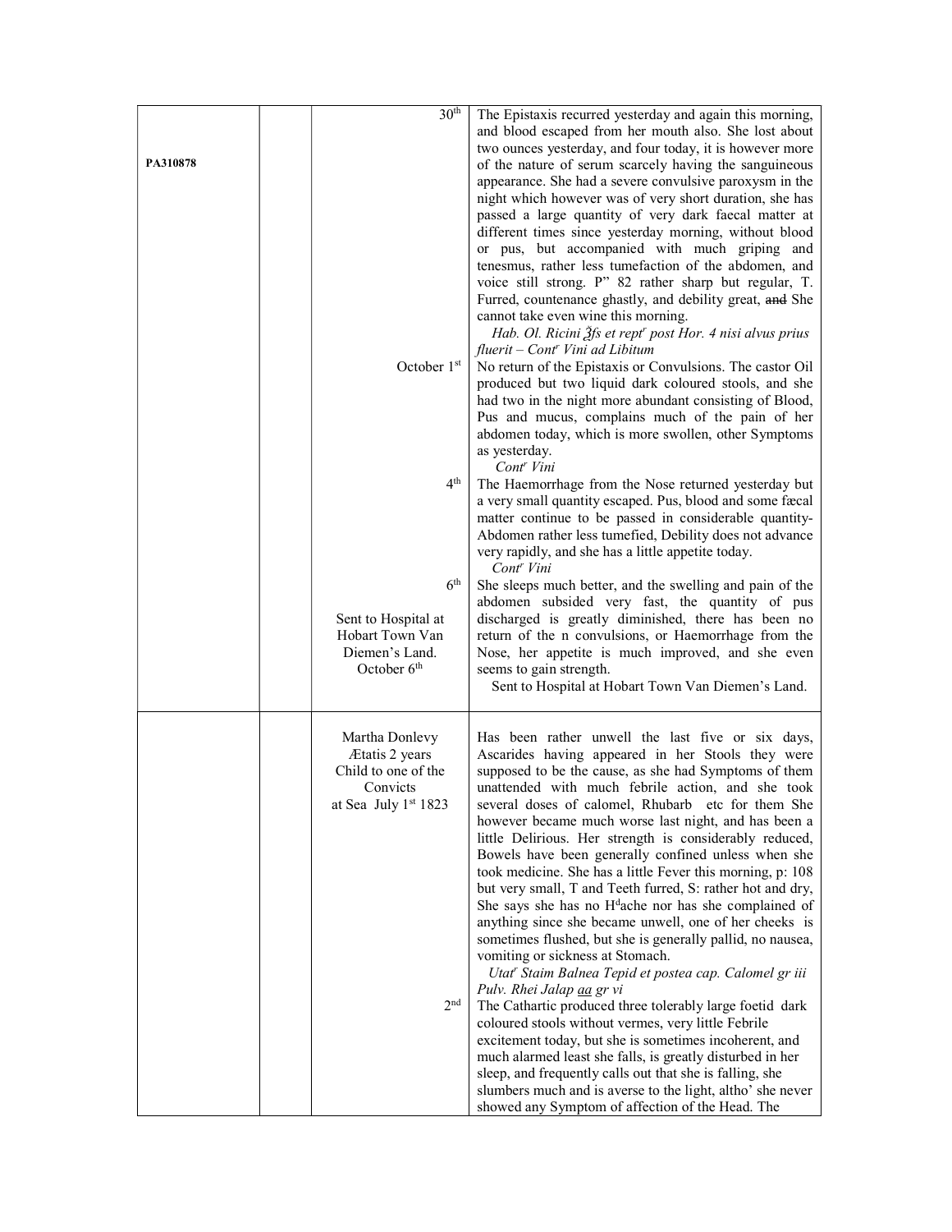| | | | |
|---|---|---|---|
| PA310878 | | 30th | The Epistaxis recurred yesterday and again this morning, and blood escaped from her mouth also. She lost about two ounces yesterday, and four today, it is however more of the nature of serum scarcely having the sanguineous appearance. She had a severe convulsive paroxysm in the night which however was of very short duration, she has passed a large quantity of very dark faecal matter at different times since yesterday morning, without blood or pus, but accompanied with much griping and tenesmus, rather less tumefaction of the abdomen, and voice still strong. P" 82 rather sharp but regular, T. Furred, countenance ghastly, and debility great, ~~and~~ She cannot take even wine this morning. *Hab. Ol. Ricini ℥fs et rept^r post Hor. 4 nisi alvus prius fluerit – Cont^r Vini ad Libitum* |
| | | October 1st | No return of the Epistaxis or Convulsions. The castor Oil produced but two liquid dark coloured stools, and she had two in the night more abundant consisting of Blood, Pus and mucus, complains much of the pain of her abdomen today, which is more swollen, other Symptoms as yesterday. *Cont^r Vini* |
| | | 4th | The Haemorrhage from the Nose returned yesterday but a very small quantity escaped. Pus, blood and some fæcal matter continue to be passed in considerable quantity- Abdomen rather less tumefied, Debility does not advance very rapidly, and she has a little appetite today. *Cont^r Vini* |
| | | 6th<br>Sent to Hospital at Hobart Town Van Diemen's Land. October 6th | She sleeps much better, and the swelling and pain of the abdomen subsided very fast, the quantity of pus discharged is greatly diminished, there has been no return of the ~~n~~ convulsions, or Haemorrhage from the Nose, her appetite is much improved, and she even seems to gain strength. Sent to Hospital at Hobart Town Van Diemen's Land. |
| | | Martha Donlevy<br>Ætatis 2 years<br>Child to one of the Convicts<br>at Sea July 1st 1823 | Has been rather unwell the last five or six days, Ascarides having appeared in her Stools they were supposed to be the cause, as she had Symptoms of them unattended with much febrile action, and she took several doses of calomel, Rhubarb etc for them She however became much worse last night, and has been a little Delirious. Her strength is considerably reduced, Bowels have been generally confined unless when she took medicine. She has a little Fever this morning, p: 108 but very small, T and Teeth furred, S: rather hot and dry, She says she has no H^d ache nor has she complained of anything since she became unwell, one of her cheeks is sometimes flushed, but she is generally pallid, no nausea, vomiting or sickness at Stomach. *Utat^r Staim Balnea Tepid et postea cap. Calomel gr iii Pulv. Rhei Jalap aa gr vi* |
| | | 2nd | The Cathartic produced three tolerably large foetid dark coloured stools without vermes, very little Febrile excitement today, but she is sometimes incoherent, and much alarmed least she falls, is greatly disturbed in her sleep, and frequently calls out that she is falling, she slumbers much and is averse to the light, altho' she never showed any Symptom of affection of the Head. The |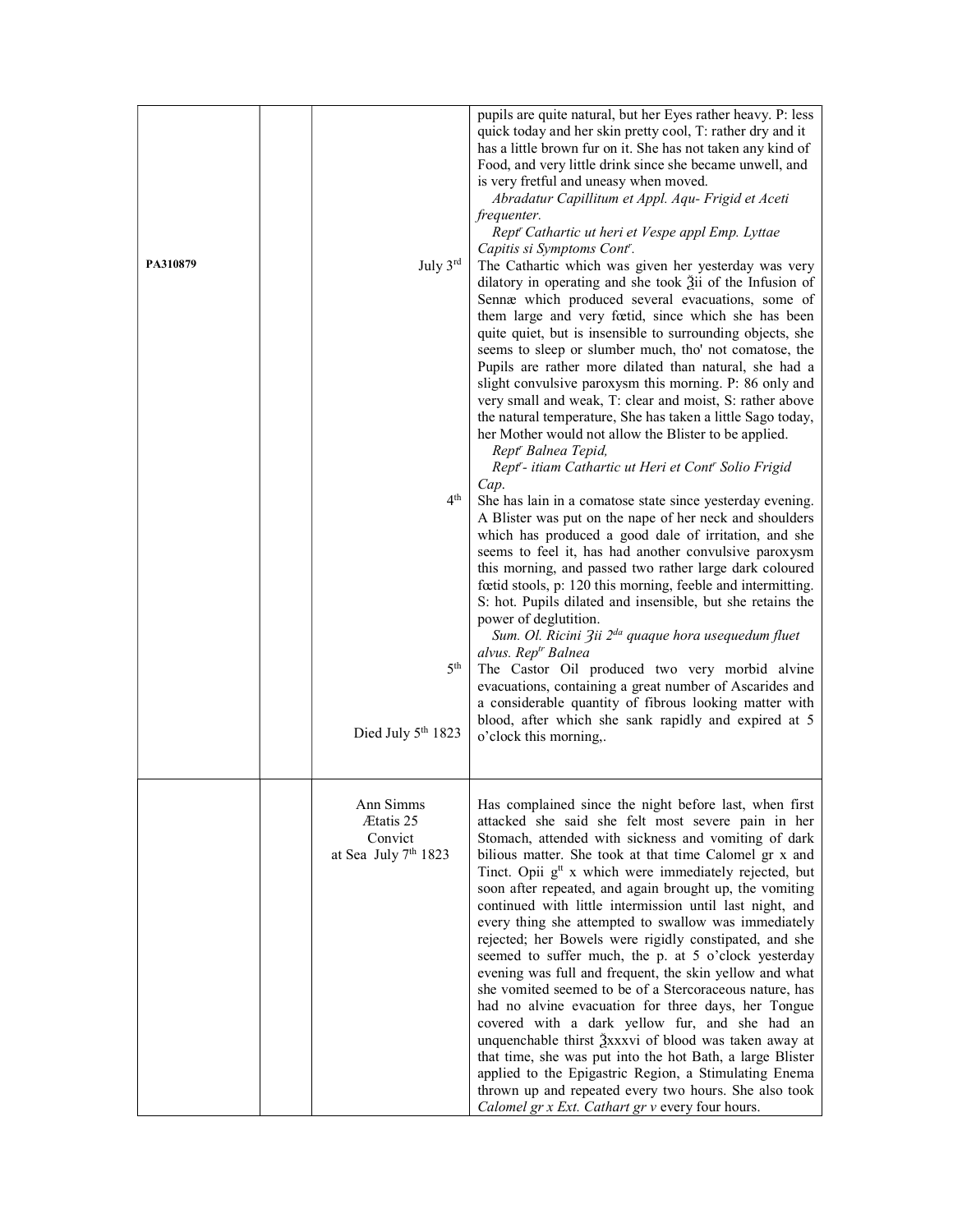| | | | |
|---|---|---|---|
| PA310879 | | July 3rd<br><br><br><br><br><br><br><br><br><br><br><br><br><br><br><br><br>4th<br><br><br><br><br><br><br><br><br><br>5th<br><br><br>Died July 5th 1823 | pupils are quite natural, but her Eyes rather heavy. P: less quick today and her skin pretty cool, T: rather dry and it has a little brown fur on it. She has not taken any kind of Food, and very little drink since she became unwell, and is very fretful and uneasy when moved.<br>*Abradatur Capillitum et Appl. Aqu- Frigid et Aceti frequenter.*<br>*Reptr Cathartic ut heri et Vespe appl Emp. Lyttae Capitis si Symptoms Contr.*<br>The Cathartic which was given her yesterday was very dilatory in operating and she took ℥ii of the Infusion of Sennæ which produced several evacuations, some of them large and very fœtid, since which she has been quite quiet, but is insensible to surrounding objects, she seems to sleep or slumber much, tho' not comatose, the Pupils are rather more dilated than natural, she had a slight convulsive paroxysm this morning. P: 86 only and very small and weak, T: clear and moist, S: rather above the natural temperature, She has taken a little Sago today, her Mother would not allow the Blister to be applied.<br>*Reptr Balnea Tepid,*<br>*Reptr- itiam Cathartic ut Heri et Contr Solio Frigid Cap.*<br>She has lain in a comatose state since yesterday evening. A Blister was put on the nape of her neck and shoulders which has produced a good dale of irritation, and she seems to feel it, has had another convulsive paroxysm this morning, and passed two rather large dark coloured fœtid stools, p: 120 this morning, feeble and intermitting. S: hot. Pupils dilated and insensible, but she retains the power of deglutition.<br>*Sum. Ol. Ricini ℥ii 2da quaque hora usequedum fluet alvus. Reptr Balnea*<br>The Castor Oil produced two very morbid alvine evacuations, containing a great number of Ascarides and a considerable quantity of fibrous looking matter with blood, after which she sank rapidly and expired at 5 o'clock this morning,. |
| | | Ann Simms<br>Ætatis 25<br>Convict<br>at Sea July 7th 1823 | Has complained since the night before last, when first attacked she said she felt most severe pain in her Stomach, attended with sickness and vomiting of dark bilious matter. She took at that time Calomel gr x and Tinct. Opii gtt x which were immediately rejected, but soon after repeated, and again brought up, the vomiting continued with little intermission until last night, and every thing she attempted to swallow was immediately rejected; her Bowels were rigidly constipated, and she seemed to suffer much, the p. at 5 o'clock yesterday evening was full and frequent, the skin yellow and what she vomited seemed to be of a Stercoraceous nature, has had no alvine evacuation for three days, her Tongue covered with a dark yellow fur, and she had an unquenchable thirst ℥xxxvi of blood was taken away at that time, she was put into the hot Bath, a large Blister applied to the Epigastric Region, a Stimulating Enema thrown up and repeated every two hours. She also took *Calomel gr x Ext. Cathart gr v* every four hours. |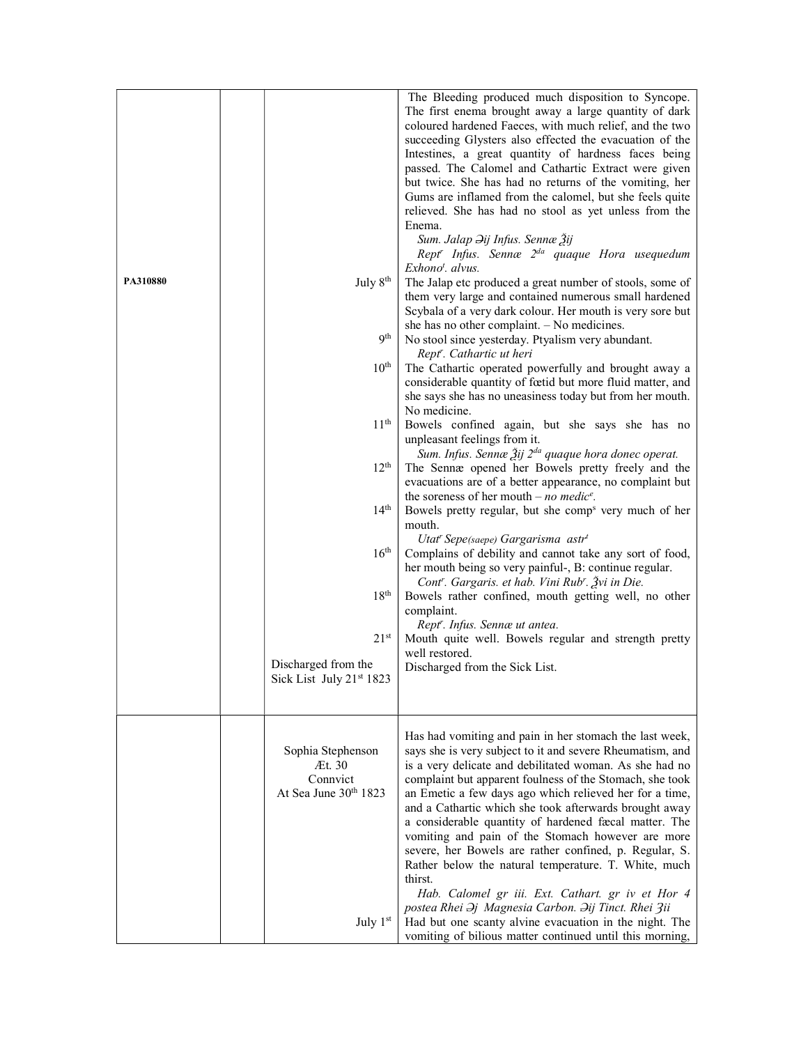| | | | |
|---|---|---|---|
| | | | The Bleeding produced much disposition to Syncope. The first enema brought away a large quantity of dark coloured hardened Faeces, with much relief, and the two succeeding Glysters also effected the evacuation of the Intestines, a great quantity of hardness faces being passed. The Calomel and Cathartic Extract were given but twice. She has had no returns of the vomiting, her Gums are inflamed from the calomel, but she feels quite relieved. She has had no stool as yet unless from the Enema. *Sum. Jalap ℈ij Infus. Sennæ ℥ij* *Rept^r Infus. Sennæ 2^da quaque Hora usequedum Exhono^t. alvus.* |
| PA310880 | | July 8^th | The Jalap etc produced a great number of stools, some of them very large and contained numerous small hardened Scybala of a very dark colour. Her mouth is very sore but she has no other complaint. – No medicines. |
| | | 9^th | No stool since yesterday. Ptyalism very abundant. *Rept^r. Cathartic ut heri* |
| | | 10^th | The Cathartic operated powerfully and brought away a considerable quantity of fœtid but more fluid matter, and she says she has no uneasiness today but from her mouth. No medicine. |
| | | 11^th | Bowels confined again, but she says she has no unpleasant feelings from it. *Sum. Infus. Sennæ ℥ij 2^da quaque hora donec operat.* |
| | | 12^th | The Sennæ opened her Bowels pretty freely and the evacuations are of a better appearance, no complaint but the soreness of her mouth – *no medic^e.* |
| | | 14^th | Bowels pretty regular, but she comp^s very much of her mouth. *Utat^r Sepe(saepe) Gargarisma astr^t* |
| | | 16^th | Complains of debility and cannot take any sort of food, her mouth being so very painful-, B: continue regular. *Cont^r. Gargaris. et hab. Vini Rub^r. ℥vi in Die.* |
| | | 18^th | Bowels rather confined, mouth getting well, no other complaint. *Rept^r. Infus. Sennæ ut antea.* |
| | | 21^st | Mouth quite well. Bowels regular and strength pretty well restored. |
| | | Discharged from the Sick List July 21^st 1823 | Discharged from the Sick List. |
| | | Sophia Stephenson Æt. 30 Connvict At Sea June 30^th 1823 | Has had vomiting and pain in her stomach the last week, says she is very subject to it and severe Rheumatism, and is a very delicate and debilitated woman. As she had no complaint but apparent foulness of the Stomach, she took an Emetic a few days ago which relieved her for a time, and a Cathartic which she took afterwards brought away a considerable quantity of hardened fæcal matter. The vomiting and pain of the Stomach however are more severe, her Bowels are rather confined, p. Regular, S. Rather below the natural temperature. T. White, much thirst. *Hab. Calomel gr iii. Ext. Cathart. gr iv et Hor 4 postea Rhei ℈j Magnesia Carbon. ℈ij Tinct. Rhei ʒii* |
| | | July 1^st | Had but one scanty alvine evacuation in the night. The vomiting of bilious matter continued until this morning, |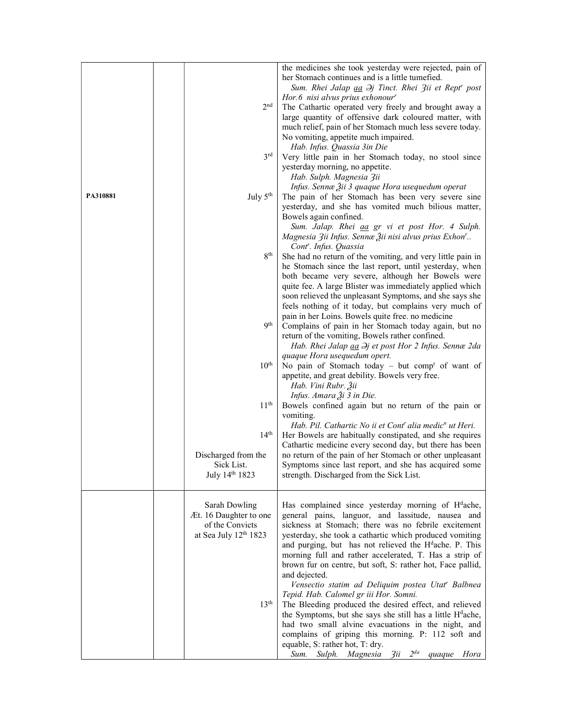| | | | |
|---|---|---|---|
| | | | the medicines she took yesterday were rejected, pain of her Stomach continues and is a little tumefied.<br>*Sum. Rhei Jalap aa ℈j Tinct. Rhei ʒii et Rept^r post Hor.6 nisi alvus prius exhonour^r* |
| | | 2nd | The Cathartic operated very freely and brought away a large quantity of offensive dark coloured matter, with much relief, pain of her Stomach much less severe today. No vomiting, appetite much impaired.<br>*Hab. Infus. Quassia 3in Die* |
| | | 3rd | Very little pain in her Stomach today, no stool since yesterday morning, no appetite.<br>*Hab. Sulph. Magnesia ʒii*<br>*Infus. Sennæ ℥ii 3 quaque Hora usequedum operat* |
| PA310881 | | July 5th | The pain of her Stomach has been very severe sine yesterday, and she has vomited much bilious matter, Bowels again confined.<br>*Sum. Jalap. Rhei aa gr vi et post Hor. 4 Sulph. Magnesia ʒii Infus. Sennæ ℥ii nisi alvus prius Exhon^r..*<br>*Cont^r. Infus. Quassia* |
| | | 8th | She had no return of the vomiting, and very little pain in he Stomach since the last report, until yesterday, when both became very severe, although her Bowels were quite fee. A large Blister was immediately applied which soon relieved the unpleasant Symptoms, and she says she feels nothing of it today, but complains very much of pain in her Loins. Bowels quite free. no medicine |
| | | 9th | Complains of pain in her Stomach today again, but no return of the vomiting, Bowels rather confined.<br>*Hab. Rhei Jalap aa ℈j et post Hor 2 Infus. Sennæ 2da quaque Hora usequedum opert.* |
| | | 10th | No pain of Stomach today – but comp^t of want of appetite, and great debility. Bowels very free.<br>*Hab. Vini Rubr. ℥ii*<br>*Infus. Amara ℥i 3 in Die.* |
| | | 11th | Bowels confined again but no return of the pain or vomiting.<br>*Hab. Pil. Cathartic No ii et Cont^r alia medic^n ut Heri.* |
| | | 14th<br><br>Discharged from the Sick List.<br>July 14th 1823 | Her Bowels are habitually constipated, and she requires Cathartic medicine every second day, but there has been no return of the pain of her Stomach or other unpleasant Symptoms since last report, and she has acquired some strength. Discharged from the Sick List. |
| | | Sarah Dowling<br>Æt. 16 Daughter to one of the Convicts<br>at Sea July 12th 1823 | Has complained since yesterday morning of H^dache, general pains, languor, and lassitude, nausea and sickness at Stomach; there was no febrile excitement yesterday, she took a cathartic which produced vomiting and purging, but has not relieved the H^dache. P. This morning full and rather accelerated, T. Has a strip of brown fur on centre, but soft, S: rather hot, Face pallid, and dejected.<br>*Vensectio statim ad Deliquim postea Utat^r Balbnea Tepid. Hab. Calomel gr iii Hor. Somni.* |
| | | 13th | The Bleeding produced the desired effect, and relieved the Symptoms, but she says she still has a little H^dache, had two small alvine evacuations in the night, and complains of griping this morning. P: 112 soft and equable, S: rather hot, T: dry.<br>*Sum. Sulph. Magnesia ʒii 2da quaque Hora* |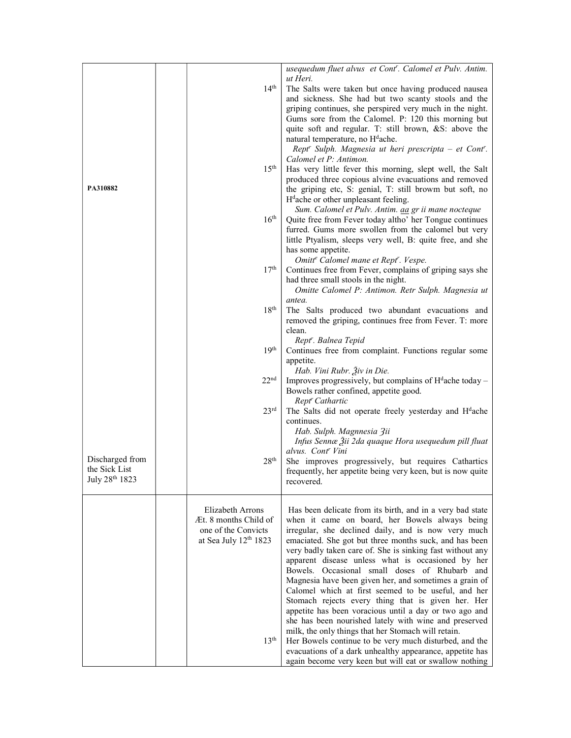| | | | |
|---|---|---|---|
| PA310882 | | 14th<br><br><br><br><br><br><br><br>15th<br><br><br><br><br>16th<br><br><br><br><br>17th<br><br><br>18th<br><br><br><br>19th<br><br><br>22nd<br><br><br>23rd | *usequedum fluet alvus et Cont^r. Calomel et Pulv. Antim. ut Heri.*<br>The Salts were taken but once having produced nausea and sickness. She had but two scanty stools and the griping continues, she perspired very much in the night. Gums sore from the Calomel. P: 120 this morning but quite soft and regular. T: still brown, &S: above the natural temperature, no H^dache.<br>*Rept^r Sulph. Magnesia ut heri prescripta – et Cont^r. Calomel et P: Antimon.*<br>Has very little fever this morning, slept well, the Salt produced three copious alvine evacuations and removed the griping etc, S: genial, T: still browm but soft, no H^dache or other unpleasant feeling.<br>*Sum. Calomel et Pulv. Antim. aa gr ii mane nocteque*<br>Quite free from Fever today altho' her Tongue continues furred. Gums more swollen from the calomel but very little Ptyalism, sleeps very well, B: quite free, and she has some appetite.<br>*Omitt^e Calomel mane et Rept^r. Vespe.*<br>Continues free from Fever, complains of griping says she had three small stools in the night.<br>*Omitte Calomel P: Antimon. Retr Sulph. Magnesia ut antea.*<br>The Salts produced two abundant evacuations and removed the griping, continues free from Fever. T: more clean.<br>*Rept^r. Balnea Tepid*<br>Continues free from complaint. Functions regular some appetite.<br>*Hab. Vini Rubr. ℥iv in Die.*<br>Improves progressively, but complains of H^dache today – Bowels rather confined, appetite good.<br>*Rept^r Cathartic*<br>The Salts did not operate freely yesterday and H^dache continues.<br>*Hab. Sulph. Magnnesia ʒii*<br>*Infus Sennæ ℥ii 2da quaque Hora usequedum pill fluat alvus. Cont^r Vini* |
| Discharged from the Sick List July 28th 1823 | | 28th | She improves progressively, but requires Cathartics frequently, her appetite being very keen, but is now quite recovered. |
| | | Elizabeth Arrons Æt. 8 months Child of one of the Convicts at Sea July 12th 1823<br><br><br><br><br><br><br><br><br><br><br><br><br><br>13th | Has been delicate from its birth, and in a very bad state when it came on board, her Bowels always being irregular, she declined daily, and is now very much emaciated. She got but three months suck, and has been very badly taken care of. She is sinking fast without any apparent disease unless what is occasioned by her Bowels. Occasional small doses of Rhubarb and Magnesia have been given her, and sometimes a grain of Calomel which at first seemed to be useful, and her Stomach rejects every thing that is given her. Her appetite has been voracious until a day or two ago and she has been nourished lately with wine and preserved milk, the only things that her Stomach will retain.<br>Her Bowels continue to be very much disturbed, and the evacuations of a dark unhealthy appearance, appetite has again become very keen but will eat or swallow nothing |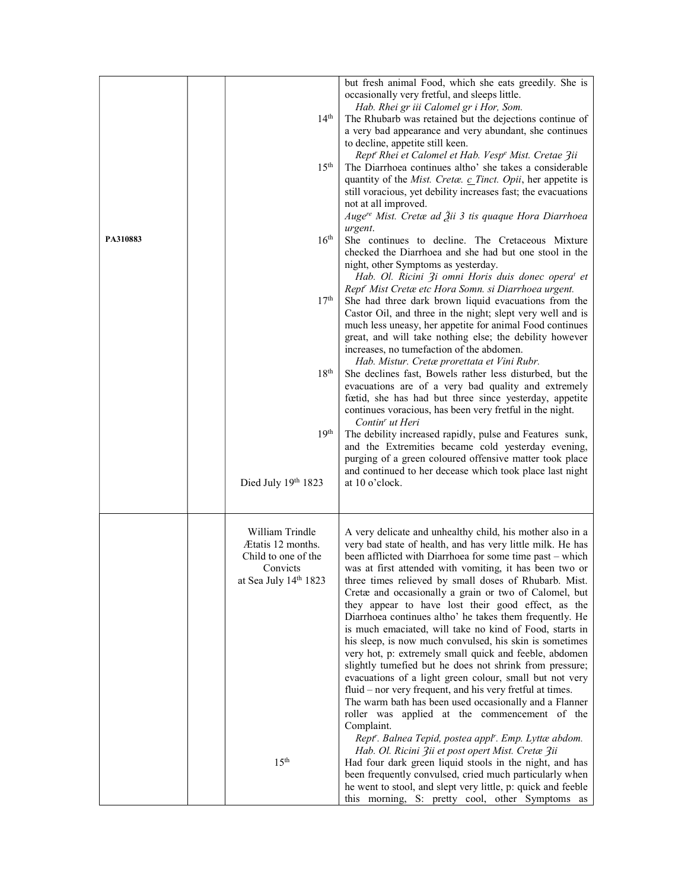| | | | |
|---|---|---|---|
| | | | but fresh animal Food, which she eats greedily. She is occasionally very fretful, and sleeps little. *Hab. Rhei gr iii Calomel gr i Hor, Som.* |
| | | 14th | The Rhubarb was retained but the dejections continue of a very bad appearance and very abundant, she continues to decline, appetite still keen. *Rept^r Rhei et Calomel et Hab. Vesp^e Mist. Cretae ʒii* |
| | | 15th | The Diarrhoea continues altho' she takes a considerable quantity of the *Mist. Cretæ. c Tinct. Opii*, her appetite is still voracious, yet debility increases fast; the evacuations not at all improved. *Auge^re Mist. Cretæ ad ℥ii 3 tis quaque Hora Diarrhoea urgent.* |
| PA310883 | | 16th | She continues to decline. The Cretaceous Mixture checked the Diarrhoea and she had but one stool in the night, other Symptoms as yesterday. *Hab. Ol. Ricini ʒi omni Horis duis donec opera^t et Rept^r Mist Cretæ etc Hora Somn. si Diarrhoea urgent.* |
| | | 17th | She had three dark brown liquid evacuations from the Castor Oil, and three in the night; slept very well and is much less uneasy, her appetite for animal Food continues great, and will take nothing else; the debility however increases, no tumefaction of the abdomen. *Hab. Mistur. Cretæ prorettata et Vini Rubr.* |
| | | 18th | She declines fast, Bowels rather less disturbed, but the evacuations are of a very bad quality and extremely fœtid, she has had but three since yesterday, appetite continues voracious, has been very fretful in the night. *Contin^r ut Heri* |
| | | 19th<br>Died July 19th 1823 | The debility increased rapidly, pulse and Features sunk, and the Extremities became cold yesterday evening, purging of a green coloured offensive matter took place and continued to her decease which took place last night at 10 o'clock. |
| | | William Trindle<br>Ætatis 12 months.<br>Child to one of the Convicts<br>at Sea July 14th 1823 | A very delicate and unhealthy child, his mother also in a very bad state of health, and has very little milk. He has been afflicted with Diarrhoea for some time past – which was at first attended with vomiting, it has been two or three times relieved by small doses of Rhubarb. Mist. Cretæ and occasionally a grain or two of Calomel, but they appear to have lost their good effect, as the Diarrhoea continues altho' he takes them frequently. He is much emaciated, will take no kind of Food, starts in his sleep, is now much convulsed, his skin is sometimes very hot, p: extremely small quick and feeble, abdomen slightly tumefied but he does not shrink from pressure; evacuations of a light green colour, small but not very fluid – nor very frequent, and his very fretful at times. The warm bath has been used occasionally and a Flanner roller was applied at the commencement of the Complaint. *Rept^r. Balnea Tepid, postea appl^r. Emp. Lyttæ abdom. Hab. Ol. Ricini ʒii et post opert Mist. Cretæ ʒii* |
| | | 15th | Had four dark green liquid stools in the night, and has been frequently convulsed, cried much particularly when he went to stool, and slept very little, p: quick and feeble this morning, S: pretty cool, other Symptoms as |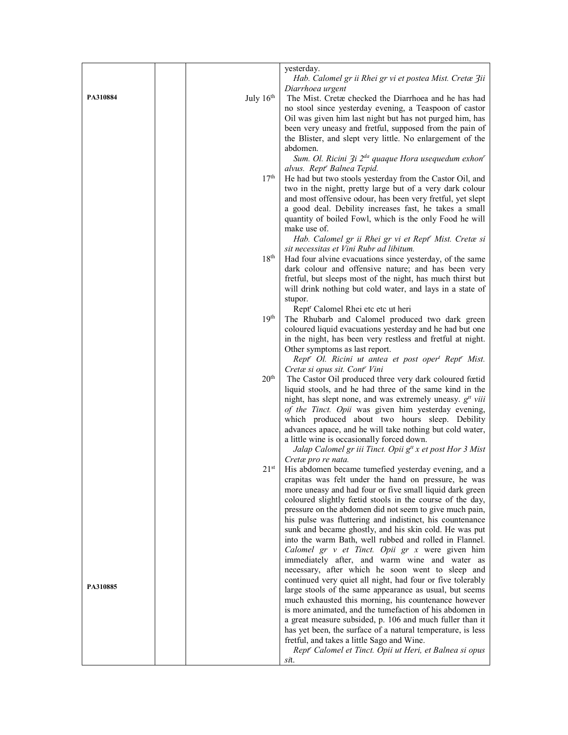| | | | |
|---|---|---|---|
| | | | yesterday.<br>*Hab. Calomel gr ii Rhei gr vi et postea Mist. Cretæ ℥ii Diarrhoea urgent* |
| PA310884 | | July 16th | The Mist. Cretæ checked the Diarrhoea and he has had no stool since yesterday evening, a Teaspoon of castor Oil was given him last night but has not purged him, has been very uneasy and fretful, supposed from the pain of the Blister, and slept very little. No enlargement of the abdomen.<br>*Sum. Ol. Ricini ℥i 2da quaque Hora usequedum exhonr alvus. Reptr Balnea Tepid.* |
| | | 17th | He had but two stools yesterday from the Castor Oil, and two in the night, pretty large but of a very dark colour and most offensive odour, has been very fretful, yet slept a good deal. Debility increases fast, he takes a small quantity of boiled Fowl, which is the only Food he will make use of.<br>*Hab. Calomel gr ii Rhei gr vi et Reptr Mist. Cretæ si sit necessitas et Vini Rubr ad libitum.* |
| | | 18th | Had four alvine evacuations since yesterday, of the same dark colour and offensive nature; and has been very fretful, but sleeps most of the night, has much thirst but will drink nothing but cold water, and lays in a state of stupor.<br>Reptr Calomel Rhei etc etc ut heri |
| | | 19th | The Rhubarb and Calomel produced two dark green coloured liquid evacuations yesterday and he had but one in the night, has been very restless and fretful at night. Other symptoms as last report.<br>*Reptr Ol. Ricini ut antea et post operl Reptr Mist. Cretæ si opus sit. Contr Vini* |
| | | 20th | The Castor Oil produced three very dark coloured fœtid liquid stools, and he had three of the same kind in the night, has slept none, and was extremely uneasy. *gtt viii of the Tinct. Opii* was given him yesterday evening, which produced about two hours sleep. Debility advances apace, and he will take nothing but cold water, a little wine is occasionally forced down.<br>*Jalap Calomel gr iii Tinct. Opii gtt x et post Hor 3 Mist Cretæ pro re nata.* |
| | | 21st | His abdomen became tumefied yesterday evening, and a crapitas was felt under the hand on pressure, he was more uneasy and had four or five small liquid dark green coloured slightly fœtid stools in the course of the day, pressure on the abdomen did not seem to give much pain, his pulse was fluttering and indistinct, his countenance sunk and became ghostly, and his skin cold. He was put into the warm Bath, well rubbed and rolled in Flannel. *Calomel gr v et Tinct. Opii gr x* were given him immediately after, and warm wine and water as necessary, after which he soon went to sleep and continued very quiet all night, had four or five tolerably large stools of the same appearance as usual, but seems much exhausted this morning, his countenance however is more animated, and the tumefaction of his abdomen in a great measure subsided, p. 106 and much fuller than it has yet been, the surface of a natural temperature, is less fretful, and takes a little Sago and Wine.<br>*Reptr Calomel et Tinct. Opii ut Heri, et Balnea si opus sit.* |
| PA310885 | | | |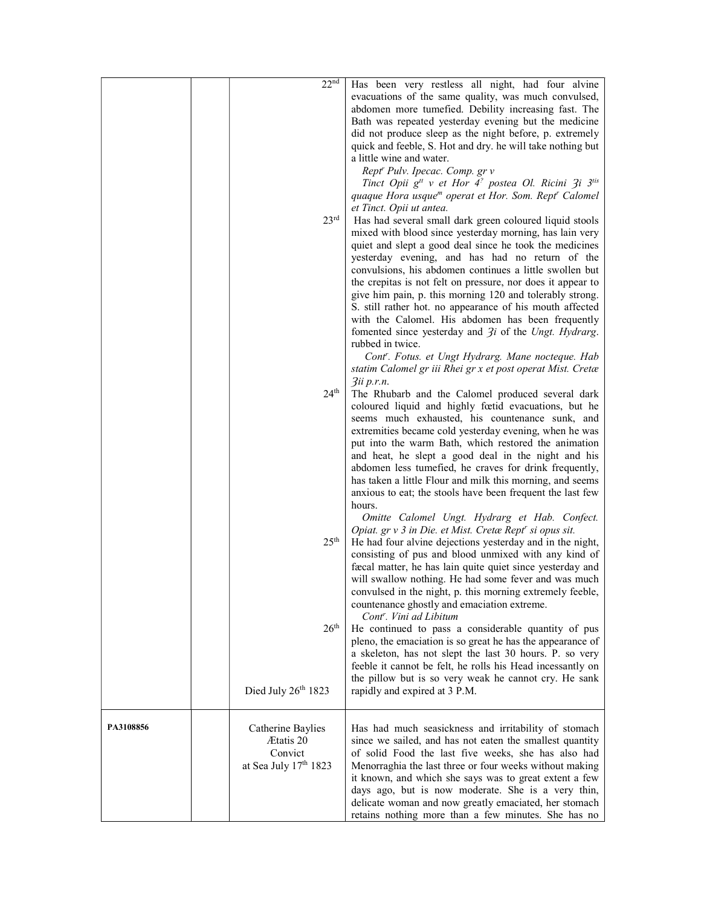| | | | |
|---|---|---|---|
| | | 22nd | Has been very restless all night, had four alvine evacuations of the same quality, was much convulsed, abdomen more tumefied. Debility increasing fast. The Bath was repeated yesterday evening but the medicine did not produce sleep as the night before, p. extremely quick and feeble, S. Hot and dry. he will take nothing but a little wine and water. *Rept^r Pulv. Ipecac. Comp. gr v* *Tinct Opii g^tt v et Hor 4^? postea Ol. Ricini ℥i 3^tis quaque Hora usque^m operat et Hor. Som. Rept^r Calomel et Tinct. Opii ut antea.* |
| | | 23rd | Has had several small dark green coloured liquid stools mixed with blood since yesterday morning, has lain very quiet and slept a good deal since he took the medicines yesterday evening, and has had no return of the convulsions, his abdomen continues a little swollen but the crepitas is not felt on pressure, nor does it appear to give him pain, p. this morning 120 and tolerably strong. S. still rather hot. no appearance of his mouth affected with the Calomel. His abdomen has been frequently fomented since yesterday and ℥i of the *Ungt. Hydrarg*. rubbed in twice. *Cont^r. Fotus. et Ungt Hydrarg. Mane nocteque. Hab statim Calomel gr iii Rhei gr x et post operat Mist. Cretæ ℥ii p.r.n.* |
| | | 24th | The Rhubarb and the Calomel produced several dark coloured liquid and highly fœtid evacuations, but he seems much exhausted, his countenance sunk, and extremities became cold yesterday evening, when he was put into the warm Bath, which restored the animation and heat, he slept a good deal in the night and his abdomen less tumefied, he craves for drink frequently, has taken a little Flour and milk this morning, and seems anxious to eat; the stools have been frequent the last few hours. *Omitte Calomel Ungt. Hydrarg et Hab. Confect. Opiat. gr v 3 in Die. et Mist. Cretæ Rept^r si opus sit.* |
| | | 25th | He had four alvine dejections yesterday and in the night, consisting of pus and blood unmixed with any kind of fæcal matter, he has lain quite quiet since yesterday and will swallow nothing. He had some fever and was much convulsed in the night, p. this morning extremely feeble, countenance ghostly and emaciation extreme. *Cont^r. Vini ad Libitum* |
| | | 26th | He continued to pass a considerable quantity of pus pleno, the emaciation is so great he has the appearance of a skeleton, has not slept the last 30 hours. P. so very feeble it cannot be felt, he rolls his Head incessantly on the pillow but is so very weak he cannot cry. He sank |
| | | Died July 26th 1823 | rapidly and expired at 3 P.M. |
| **PA3108856** | | Catherine Baylies Ætatis 20 Convict at Sea July 17th 1823 | Has had much seasickness and irritability of stomach since we sailed, and has not eaten the smallest quantity of solid Food the last five weeks, she has also had Menorraghia the last three or four weeks without making it known, and which she says was to great extent a few days ago, but is now moderate. She is a very thin, delicate woman and now greatly emaciated, her stomach retains nothing more than a few minutes. She has no |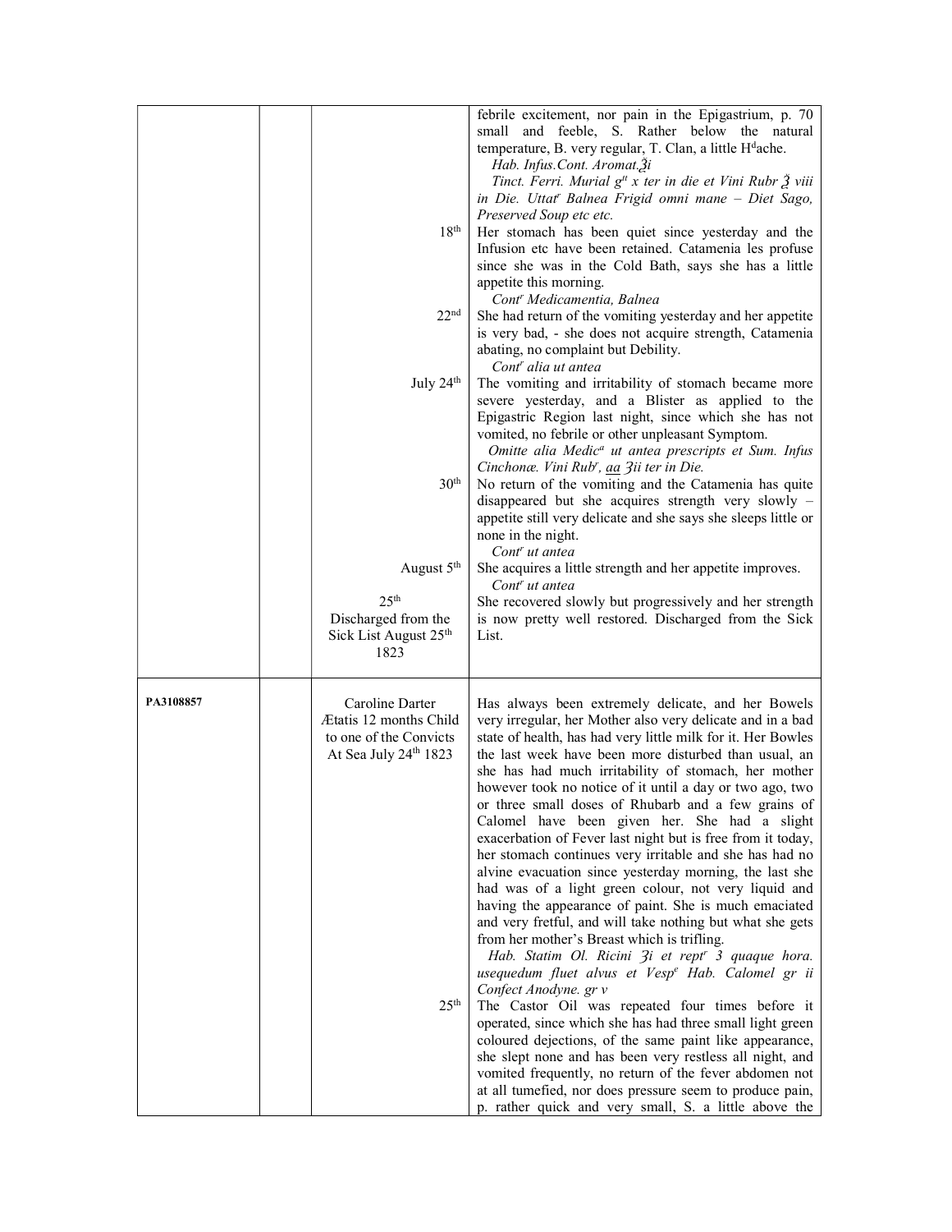| | | | |
|---|---|---|---|
| | | | febrile excitement, nor pain in the Epigastrium, p. 70 small and feeble, S. Rather below the natural temperature, B. very regular, T. Clan, a little H[d]ache.<br>*Hab. Infus.Cont. Aromat.℥i*<br>*Tinct. Ferri. Murial g[tt] x ter in die et Vini Rubr ℥ viii in Die. Uttat[r] Balnea Frigid omni mane – Diet Sago, Preserved Soup etc etc.* |
| | | 18[th] | Her stomach has been quiet since yesterday and the Infusion etc have been retained. Catamenia les profuse since she was in the Cold Bath, says she has a little appetite this morning.<br>*Cont[r] Medicamentia, Balnea* |
| | | 22[nd] | She had return of the vomiting yesterday and her appetite is very bad, - she does not acquire strength, Catamenia abating, no complaint but Debility.<br>*Cont[r] alia ut antea* |
| | | July 24[th] | The vomiting and irritability of stomach became more severe yesterday, and a Blister as applied to the Epigastric Region last night, since which she has not vomited, no febrile or other unpleasant Symptom.<br>*Omitte alia Medic[a] ut antea prescripts et Sum. Infus Cinchonæ. Vini Rub[r], aa ℨii ter in Die.* |
| | | 30[th] | No return of the vomiting and the Catamenia has quite disappeared but she acquires strength very slowly – appetite still very delicate and she says she sleeps little or none in the night.<br>*Cont[r] ut antea* |
| | | August 5[th] | She acquires a little strength and her appetite improves.<br>*Cont[r] ut antea* |
| | | 25[th]<br>Discharged from the Sick List August 25[th] 1823 | She recovered slowly but progressively and her strength is now pretty well restored. Discharged from the Sick List. |
| **PA3108857** | | Caroline Darter<br>Ætatis 12 months Child to one of the Convicts<br>At Sea July 24[th] 1823 | Has always been extremely delicate, and her Bowels very irregular, her Mother also very delicate and in a bad state of health, has had very little milk for it. Her Bowles the last week have been more disturbed than usual, an she has had much irritability of stomach, her mother however took no notice of it until a day or two ago, two or three small doses of Rhubarb and a few grains of Calomel have been given her. She had a slight exacerbation of Fever last night but is free from it today, her stomach continues very irritable and she has had no alvine evacuation since yesterday morning, the last she had was of a light green colour, not very liquid and having the appearance of paint. She is much emaciated and very fretful, and will take nothing but what she gets from her mother's Breast which is trifling.<br>*Hab. Statim Ol. Ricini ℨi et rept[r] 3 quaque hora. usequedum fluet alvus et Vesp[e] Hab. Calomel gr ii Confect Anodyne. gr v* |
| | | 25[th] | The Castor Oil was repeated four times before it operated, since which she has had three small light green coloured dejections, of the same paint like appearance, she slept none and has been very restless all night, and vomited frequently, no return of the fever abdomen not at all tumefied, nor does pressure seem to produce pain, p. rather quick and very small, S. a little above the |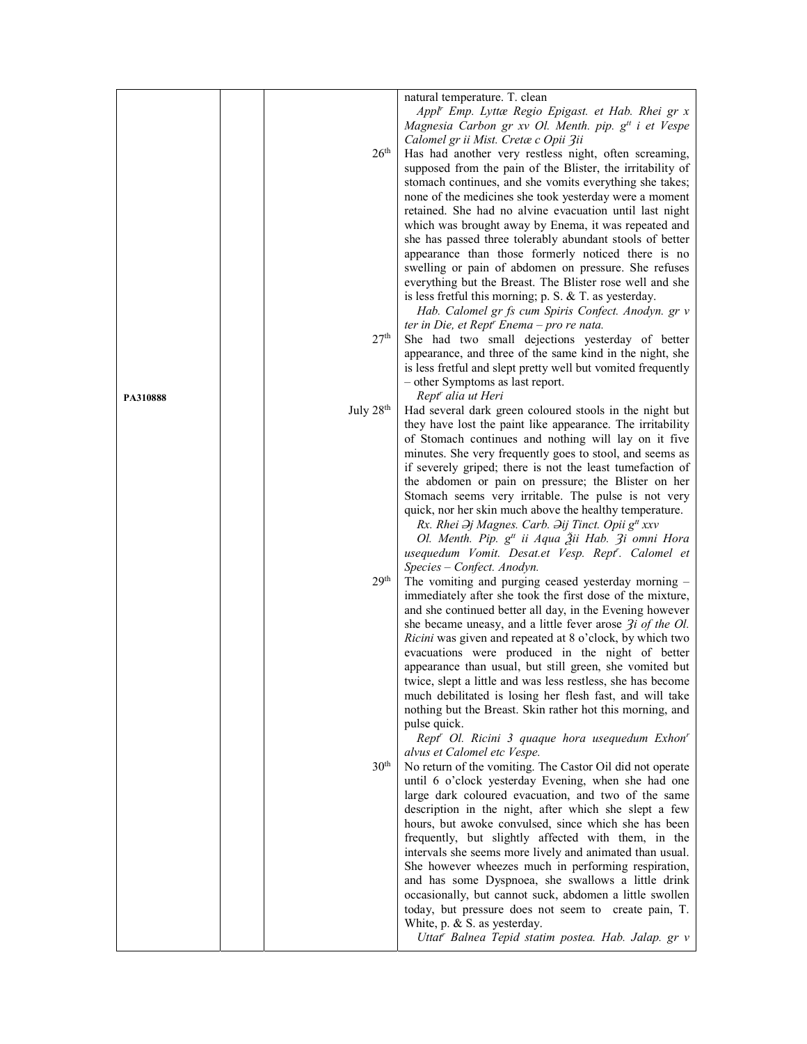| | | | |
|---|---|---|---|
| | | | natural temperature. T. clean<br>*Appl*[r] *Emp. Lyttæ Regio Epigast. et Hab. Rhei gr x Magnesia Carbon gr xv Ol. Menth. pip. g*[tt] *i et Vespe Calomel gr ii Mist. Cretæ c Opii ʒii* |
| | | 26[th] | Has had another very restless night, often screaming, supposed from the pain of the Blister, the irritability of stomach continues, and she vomits everything she takes; none of the medicines she took yesterday were a moment retained. She had no alvine evacuation until last night which was brought away by Enema, it was repeated and she has passed three tolerably abundant stools of better appearance than those formerly noticed there is no swelling or pain of abdomen on pressure. She refuses everything but the Breast. The Blister rose well and she is less fretful this morning; p. S. & T. as yesterday.<br>*Hab. Calomel gr fs cum Spiris Confect. Anodyn. gr v ter in Die, et Rept*[r] *Enema – pro re nata.* |
| | | 27[th] | She had two small dejections yesterday of better appearance, and three of the same kind in the night, she is less fretful and slept pretty well but vomited frequently – other Symptoms as last report.<br>*Rept*[r] *alia ut Heri* |
| PA310888 | | July 28[th] | Had several dark green coloured stools in the night but they have lost the paint like appearance. The irritability of Stomach continues and nothing will lay on it five minutes. She very frequently goes to stool, and seems as if severely griped; there is not the least tumefaction of the abdomen or pain on pressure; the Blister on her Stomach seems very irritable. The pulse is not very quick, nor her skin much above the healthy temperature.<br>*Rx. Rhei ∋j Magnes. Carb. ∋ij Tinct. Opii g*[tt] *xxv*<br>*Ol. Menth. Pip. g*[tt] *ii Aqua ℥ii Hab. ʒi omni Hora usequedum Vomit. Desat.et Vesp. Rept*[r]*. Calomel et Species – Confect. Anodyn.* |
| | | 29[th] | The vomiting and purging ceased yesterday morning – immediately after she took the first dose of the mixture, and she continued better all day, in the Evening however she became uneasy, and a little fever arose *ʒi of the Ol. Ricini* was given and repeated at 8 o'clock, by which two evacuations were produced in the night of better appearance than usual, but still green, she vomited but twice, slept a little and was less restless, she has become much debilitated is losing her flesh fast, and will take nothing but the Breast. Skin rather hot this morning, and pulse quick.<br>*Rept*[r] *Ol. Ricini 3 quaque hora usequedum Exhon*[r] *alvus et Calomel etc Vespe.* |
| | | 30[th] | No return of the vomiting. The Castor Oil did not operate until 6 o'clock yesterday Evening, when she had one large dark coloured evacuation, and two of the same description in the night, after which she slept a few hours, but awoke convulsed, since which she has been frequently, but slightly affected with them, in the intervals she seems more lively and animated than usual. She however wheezes much in performing respiration, and has some Dyspnoea, she swallows a little drink occasionally, but cannot suck, abdomen a little swollen today, but pressure does not seem to create pain, T. White, p. & S. as yesterday.<br>*Uttat*[r] *Balnea Tepid statim postea. Hab. Jalap. gr v* |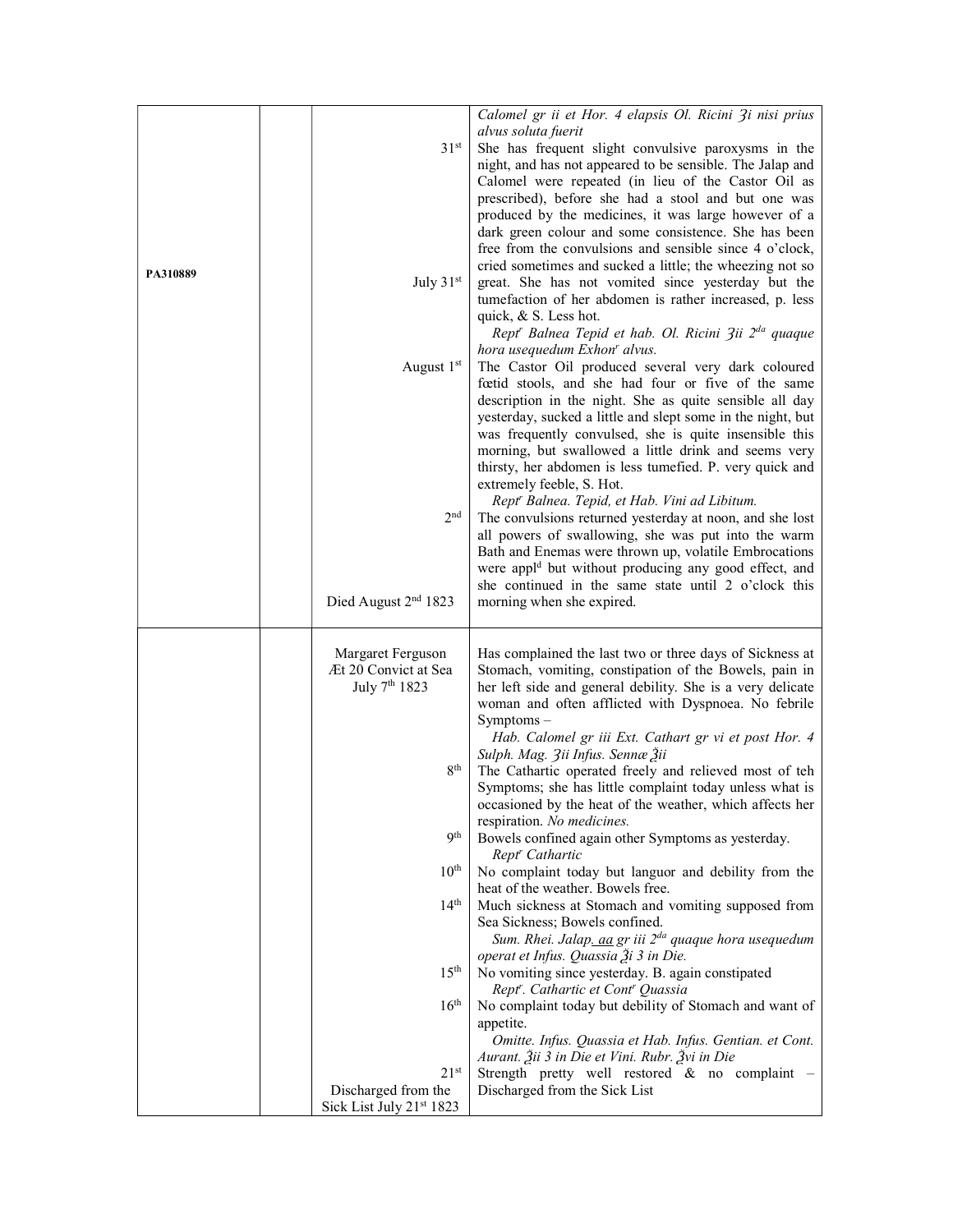| | | | |
|---|---|---|---|
| PA310889 | | 31[st]<br><br><br><br><br><br><br><br>July 31[st]<br><br><br><br><br>August 1[st]<br><br><br><br><br><br><br><br><br>2[nd]<br><br><br><br><br><br>Died August 2[nd] 1823 | *Calomel gr ii et Hor. 4 elapsis Ol. Ricini ʒi nisi prius alvus soluta fuerit*<br>She has frequent slight convulsive paroxysms in the night, and has not appeared to be sensible. The Jalap and Calomel were repeated (in lieu of the Castor Oil as prescribed), before she had a stool and but one was produced by the medicines, it was large however of a dark green colour and some consistence. She has been free from the convulsions and sensible since 4 o'clock, cried sometimes and sucked a little; the wheezing not so great. She has not vomited since yesterday but the tumefaction of her abdomen is rather increased, p. less quick, & S. Less hot.<br>*Rept^r Balnea Tepid et hab. Ol. Ricini ʒii 2^da quaque hora usequedum Exhon^r alvus.*<br>The Castor Oil produced several very dark coloured fœtid stools, and she had four or five of the same description in the night. She as quite sensible all day yesterday, sucked a little and slept some in the night, but was frequently convulsed, she is quite insensible this morning, but swallowed a little drink and seems very thirsty, her abdomen is less tumefied. P. very quick and extremely feeble, S. Hot.<br>*Rept^r Balnea. Tepid, et Hab. Vini ad Libitum.*<br>The convulsions returned yesterday at noon, and she lost all powers of swallowing, she was put into the warm Bath and Enemas were thrown up, volatile Embrocations were appl^d but without producing any good effect, and she continued in the same state until 2 o'clock this morning when she expired. |
| | | Margaret Ferguson<br>Æt 20 Convict at Sea<br>July 7[th] 1823<br><br><br><br><br><br>8[th]<br><br><br><br>9[th]<br><br>10[th]<br><br>14[th]<br><br><br><br>15[th]<br><br>16[th]<br><br><br><br>21[st]<br>Discharged from the Sick List July 21[st] 1823 | Has complained the last two or three days of Sickness at Stomach, vomiting, constipation of the Bowels, pain in her left side and general debility. She is a very delicate woman and often afflicted with Dyspnoea. No febrile Symptoms –<br>*Hab. Calomel gr iii Ext. Cathart gr vi et post Hor. 4 Sulph. Mag. ʒii Infus. Sennæ ℥ii*<br>The Cathartic operated freely and relieved most of teh Symptoms; she has little complaint today unless what is occasioned by the heat of the weather, which affects her respiration. *No medicines.*<br>Bowels confined again other Symptoms as yesterday.<br>*Rept^r Cathartic*<br>No complaint today but languor and debility from the heat of the weather. Bowels free.<br>Much sickness at Stomach and vomiting supposed from Sea Sickness; Bowels confined.<br>*Sum. Rhei. Jalap. aa gr iii 2^da quaque hora usequedum operat et Infus. Quassia ℥i 3 in Die.*<br>No vomiting since yesterday. B. again constipated<br>*Rept^r. Cathartic et Cont^r Quassia*<br>No complaint today but debility of Stomach and want of appetite.<br>*Omitte. Infus. Quassia et Hab. Infus. Gentian. et Cont. Aurant. ℥ii 3 in Die et Vini. Rubr. ℥vi in Die*<br>Strength pretty well restored & no complaint – Discharged from the Sick List |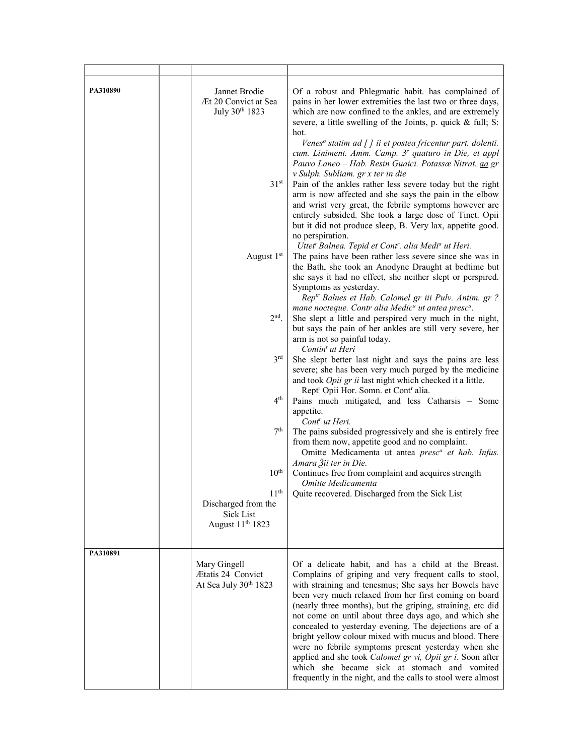| | | | |
|---|---|---|---|
| PA310890 | | Jannet Brodie<br>Æt 20 Convict at Sea<br>July 30th 1823 | Of a robust and Phlegmatic habit. has complained of pains in her lower extremities the last two or three days, which are now confined to the ankles, and are extremely severe, a little swelling of the Joints, p. quick & full; S: hot.<br>*Venes$^{o}$ statim ad [ ] ii et postea fricentur part. dolenti. cum. Liniment. Amm. Camp. 3$^{r}$ quaturo in Die, et appl Pauvo Laneo – Hab. Resin Guaici. Potassæ Nitrat. aa gr v Sulph. Subliam. gr x ter in die* |
| | | 31st | Pain of the ankles rather less severe today but the right arm is now affected and she says the pain in the elbow and wrist very great, the febrile symptoms however are entirely subsided. She took a large dose of Tinct. Opii but it did not produce sleep, B. Very lax, appetite good. no perspiration.<br>*Uttet$^{r}$ Balnea. Tepid et Cont$^{r}$. alia Medi$^{a}$ ut Heri.* |
| | | August 1st | The pains have been rather less severe since she was in the Bath, she took an Anodyne Draught at bedtime but she says it had no effect, she neither slept or perspired. Symptoms as yesterday.<br>*Rep$^{tr}$ Balnes et Hab. Calomel gr iii Pulv. Antim. gr ? mane nocteque. Contr alia Medic$^{a}$ ut antea presc$^{a}$.* |
| | | 2nd. | She slept a little and perspired very much in the night, but says the pain of her ankles are still very severe, her arm is not so painful today.<br>*Contin$^{r}$ ut Heri* |
| | | 3rd | She slept better last night and says the pains are less severe; she has been very much purged by the medicine and took *Opii gr ii* last night which checked it a little.<br>Rept$^{r}$ Opii Hor. Somn. et Cont$^{r}$ alia. |
| | | 4th | Pains much mitigated, and less Catharsis – Some appetite.<br>*Cont$^{r}$ ut Heri.* |
| | | 7th | The pains subsided progressively and she is entirely free from them now, appetite good and no complaint.<br>Omitte Medicamenta ut antea *presc$^{a}$ et hab. Infus. Amara ℥ii ter in Die.* |
| | | 10th | Continues free from complaint and acquires strength<br>*Omitte Medicamenta* |
| | | 11th<br>Discharged from the Sick List<br>August 11th 1823 | Quite recovered. Discharged from the Sick List |
| PA310891 | | Mary Gingell<br>Ætatis 24 Convict<br>At Sea July 30th 1823 | Of a delicate habit, and has a child at the Breast. Complains of griping and very frequent calls to stool, with straining and tenesmus; She says her Bowels have been very much relaxed from her first coming on board (nearly three months), but the griping, straining, etc did not come on until about three days ago, and which she concealed to yesterday evening. The dejections are of a bright yellow colour mixed with mucus and blood. There were no febrile symptoms present yesterday when she applied and she took *Calomel gr vi, Opii gr i*. Soon after which she became sick at stomach and vomited frequently in the night, and the calls to stool were almost |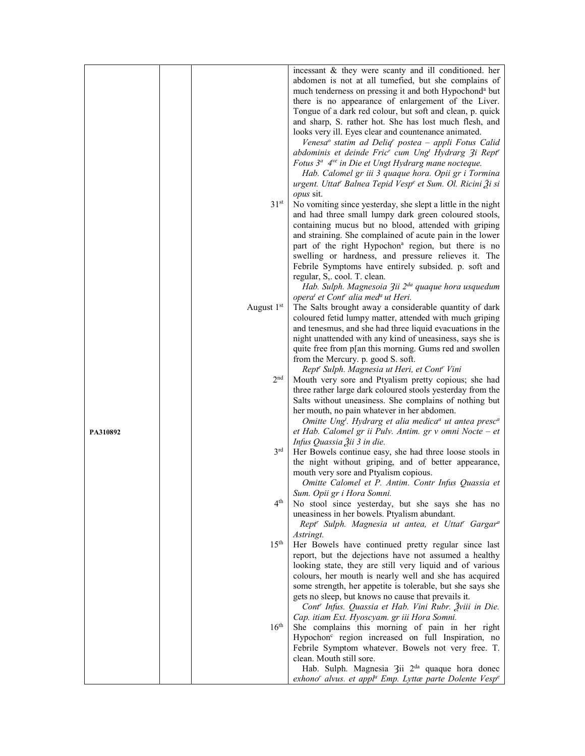| | | | |
|---|---|---|---|
| | | | incessant & they were scanty and ill conditioned. her abdomen is not at all tumefied, but she complains of much tenderness on pressing it and both Hypochond[a] but there is no appearance of enlargement of the Liver. Tongue of a dark red colour, but soft and clean, p. quick and sharp, S. rather hot. She has lost much flesh, and looks very ill. Eyes clear and countenance animated. *Venesa[o] statim ad Deliq[r] postea – appli Fotus Calid abdominis et deinde Fric[r] cum Ung[t] Hydrarg ʒi Rept[r] Fotus 3[a] 4[ve] in Die et Ungt Hydrarg mane nocteque.* *Hab. Calomel gr iii 3 quaque hora. Opii gr i Tormina urgent. Uttat[r] Balnea Tepid Vesp[e] et Sum. Ol. Ricini ℥i si opus* sit. |
| | | 31[st] | No vomiting since yesterday, she slept a little in the night and had three small lumpy dark green coloured stools, containing mucus but no blood, attended with griping and straining. She complained of acute pain in the lower part of the right Hypochon[a] region, but there is no swelling or hardness, and pressure relieves it. The Febrile Symptoms have entirely subsided. p. soft and regular, S,. cool. T. clean. *Hab. Sulph. Magnesoia ʒii 2[da] quaque hora usquedum opera[t] et Cont[r] alia med[a] ut Heri.* |
| | | August 1[st] | The Salts brought away a considerable quantity of dark coloured fetid lumpy matter, attended with much griping and tenesmus, and she had three liquid evacuations in the night unattended with any kind of uneasiness, says she is quite free from p[an this morning. Gums red and swollen from the Mercury. p. good S. soft. *Rept[r] Sulph. Magnesia ut Heri, et Cont[r] Vini* |
| | | 2[nd] | Mouth very sore and Ptyalism pretty copious; she had three rather large dark coloured stools yesterday from the Salts without uneasiness. She complains of nothing but her mouth, no pain whatever in her abdomen. *Omitte Ung[t]. Hydrarg et alia medica[a] ut antea presc[a] et Hab. Calomel gr ii Pulv. Antim. gr v omni Nocte – et Infus Quassia ℥ii 3 in die.* |
| PA310892 | | 3[rd] | Her Bowels continue easy, she had three loose stools in the night without griping, and of better appearance, mouth very sore and Ptyalism copious. *Omitte Calomel et P. Antim. Contr Infus Quassia et Sum. Opii gr i Hora Somni.* |
| | | 4[th] | No stool since yesterday, but she says she has no uneasiness in her bowels. Ptyalism abundant. *Rept[r] Sulph. Magnesia ut antea, et Uttat[r] Gargar[a] Astringt.* |
| | | 15[th] | Her Bowels have continued pretty regular since last report, but the dejections have not assumed a healthy looking state, they are still very liquid and of various colours, her mouth is nearly well and she has acquired some strength, her appetite is tolerable, but she says she gets no sleep, but knows no cause that prevails it. *Cont[r] Infus. Quassia et Hab. Vini Rubr. ℥viii in Die. Cap. itiam Ext. Hyoscyam. gr iii Hora Somni.* |
| | | 16[th] | She complains this morning of pain in her right Hypochon[c] region increased on full Inspiration, no Febrile Symptom whatever. Bowels not very free. T. clean. Mouth still sore. Hab. Sulph. Magnesia ʒii 2[da] quaque hora donec *exhono[r] alvus. et appl[a] Emp. Lyttæ parte Dolente Vesp[e]* |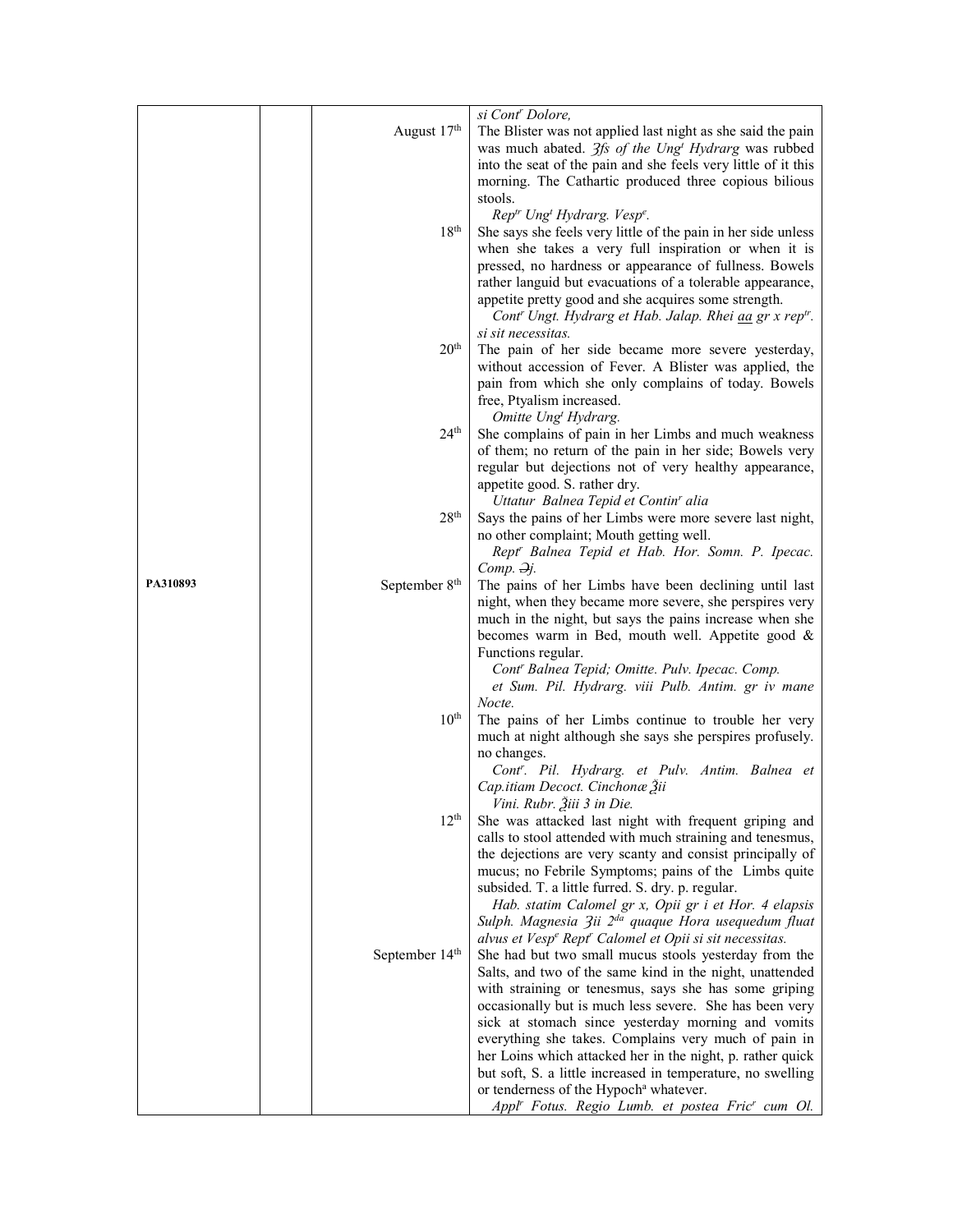| | | | |
|---|---|---|---|
| | | | *si Cont^r Dolore,* |
| | | August 17th | The Blister was not applied last night as she said the pain was much abated. *ʒfs of the Ung^t Hydrarg* was rubbed into the seat of the pain and she feels very little of it this morning. The Cathartic produced three copious bilious stools. *Rep^tr Ung^t Hydrarg. Vesp^e.* |
| | | 18th | She says she feels very little of the pain in her side unless when she takes a very full inspiration or when it is pressed, no hardness or appearance of fullness. Bowels rather languid but evacuations of a tolerable appearance, appetite pretty good and she acquires some strength. *Cont^r Ungt. Hydrarg et Hab. Jalap. Rhei aa gr x rep^tr. si sit necessitas.* |
| | | 20th | The pain of her side became more severe yesterday, without accession of Fever. A Blister was applied, the pain from which she only complains of today. Bowels free, Ptyalism increased. *Omitte Ung^t Hydrarg.* |
| | | 24th | She complains of pain in her Limbs and much weakness of them; no return of the pain in her side; Bowels very regular but dejections not of very healthy appearance, appetite good. S. rather dry. *Uttatur Balnea Tepid et Contin^r alia* |
| | | 28th | Says the pains of her Limbs were more severe last night, no other complaint; Mouth getting well. *Rept^r Balnea Tepid et Hab. Hor. Somn. P. Ipecac. Comp. ℈j.* |
| PA310893 | | September 8th | The pains of her Limbs have been declining until last night, when they became more severe, she perspires very much in the night, but says the pains increase when she becomes warm in Bed, mouth well. Appetite good & Functions regular. *Cont^r Balnea Tepid; Omitte. Pulv. Ipecac. Comp. et Sum. Pil. Hydrarg. viii Pulb. Antim. gr iv mane Nocte.* |
| | | 10th | The pains of her Limbs continue to trouble her very much at night although she says she perspires profusely. no changes. *Cont^r. Pil. Hydrarg. et Pulv. Antim. Balnea et Cap.itiam Decoct. Cinchonæ ℥ii Vini. Rubr. ℥iii 3 in Die.* |
| | | 12th | She was attacked last night with frequent griping and calls to stool attended with much straining and tenesmus, the dejections are very scanty and consist principally of mucus; no Febrile Symptoms; pains of the Limbs quite subsided. T. a little furred. S. dry. p. regular. *Hab. statim Calomel gr x, Opii gr i et Hor. 4 elapsis Sulph. Magnesia ʒii 2^da quaque Hora usequedum fluat alvus et Vesp^e Rept^r Calomel et Opii si sit necessitas.* |
| | | September 14th | She had but two small mucus stools yesterday from the Salts, and two of the same kind in the night, unattended with straining or tenesmus, says she has some griping occasionally but is much less severe. She has been very sick at stomach since yesterday morning and vomits everything she takes. Complains very much of pain in her Loins which attacked her in the night, p. rather quick but soft, S. a little increased in temperature, no swelling or tenderness of the Hypoch^a whatever. *Appl^r Fotus. Regio Lumb. et postea Fric^r cum Ol.* |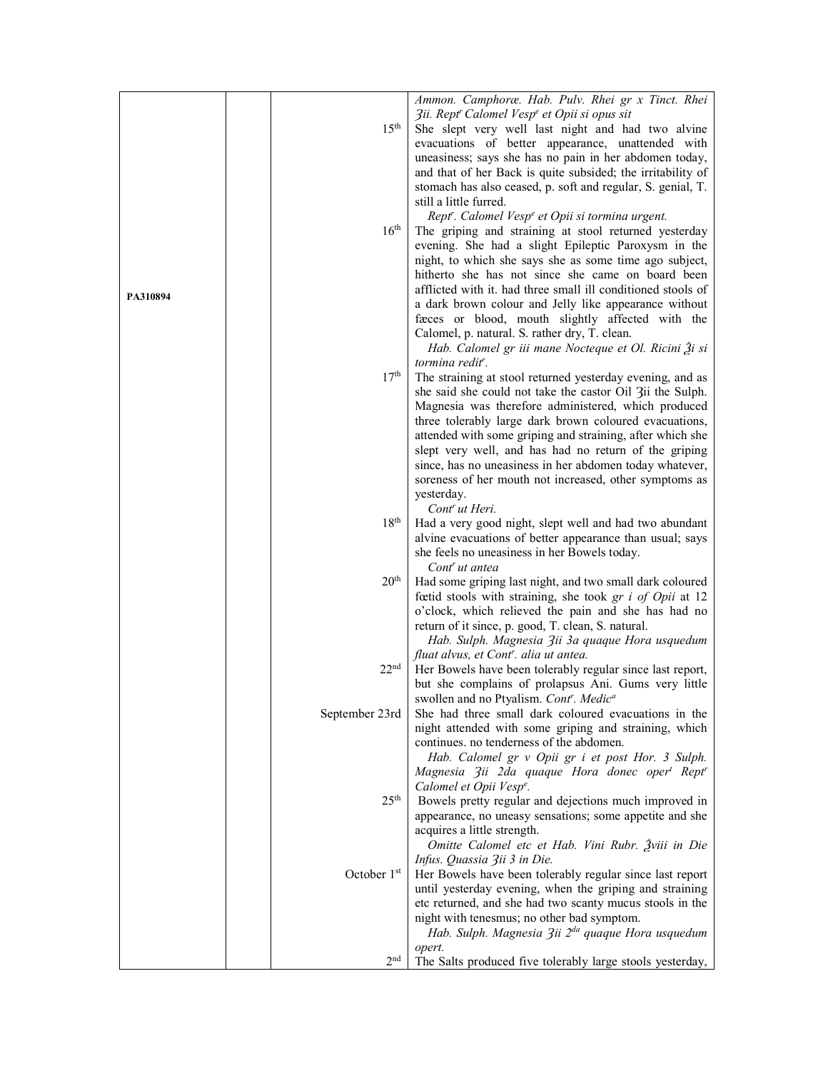| | | | |
|---|---|---|---|
| PA310894 | | | *Ammon. Camphoræ. Hab. Pulv. Rhei gr x Tinct. Rhei ʒii. Rept^r Calomel Vesp^e et Opii si opus sit* |
| | | 15th | She slept very well last night and had two alvine evacuations of better appearance, unattended with uneasiness; says she has no pain in her abdomen today, and that of her Back is quite subsided; the irritability of stomach has also ceased, p. soft and regular, S. genial, T. still a little furred. *Rept^r. Calomel Vesp^e et Opii si tormina urgent.* |
| | | 16th | The griping and straining at stool returned yesterday evening. She had a slight Epileptic Paroxysm in the night, to which she says she as some time ago subject, hitherto she has not since she came on board been afflicted with it. had three small ill conditioned stools of a dark brown colour and Jelly like appearance without fæces or blood, mouth slightly affected with the Calomel, p. natural. S. rather dry, T. clean. *Hab. Calomel gr iii mane Nocteque et Ol. Ricini ℥i si tormina redit^r.* |
| | | 17th | The straining at stool returned yesterday evening, and as she said she could not take the castor Oil ʒii the Sulph. Magnesia was therefore administered, which produced three tolerably large dark brown coloured evacuations, attended with some griping and straining, after which she slept very well, and has had no return of the griping since, has no uneasiness in her abdomen today whatever, soreness of her mouth not increased, other symptoms as yesterday. *Cont^r ut Heri.* |
| | | 18th | Had a very good night, slept well and had two abundant alvine evacuations of better appearance than usual; says she feels no uneasiness in her Bowels today. *Cont^r ut antea* |
| | | 20th | Had some griping last night, and two small dark coloured fœtid stools with straining, she took *gr i of Opii* at 12 o'clock, which relieved the pain and she has had no return of it since, p. good, T. clean, S. natural. *Hab. Sulph. Magnesia ʒii 3a quaque Hora usquedum fluat alvus, et Cont^r. alia ut antea.* |
| | | 22nd | Her Bowels have been tolerably regular since last report, but she complains of prolapsus Ani. Gums very little swollen and no Ptyalism. *Cont^r. Medic^a* |
| | | September 23rd | She had three small dark coloured evacuations in the night attended with some griping and straining, which continues. no tenderness of the abdomen. *Hab. Calomel gr v Opii gr i et post Hor. 3 Sulph. Magnesia ʒii 2da quaque Hora donec oper^t Rept^r Calomel et Opii Vesp^e.* |
| | | 25th | Bowels pretty regular and dejections much improved in appearance, no uneasy sensations; some appetite and she acquires a little strength. *Omitte Calomel etc et Hab. Vini Rubr. ℥viii in Die Infus. Quassia ʒii 3 in Die.* |
| | | October 1st | Her Bowels have been tolerably regular since last report until yesterday evening, when the griping and straining etc returned, and she had two scanty mucus stools in the night with tenesmus; no other bad symptom. *Hab. Sulph. Magnesia ʒii 2^da quaque Hora usquedum opert.* |
| | | 2nd | The Salts produced five tolerably large stools yesterday, |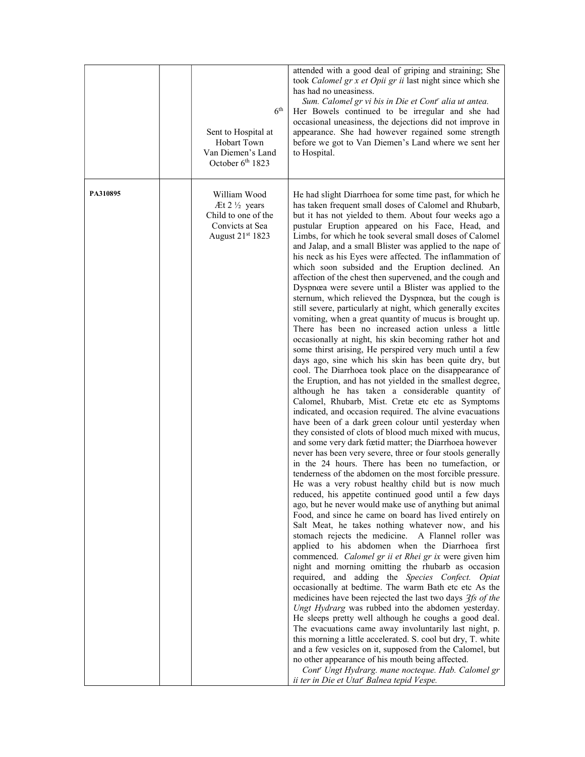| | | | |
|---|---|---|---|
| | | 6th<br><br>Sent to Hospital at Hobart Town Van Diemen's Land October 6th 1823 | attended with a good deal of griping and straining; She took *Calomel gr x et Opii gr ii* last night since which she has had no uneasiness.<br>*Sum. Calomel gr vi bis in Die et Contr alia ut antea.*<br>Her Bowels continued to be irregular and she had occasional uneasiness, the dejections did not improve in appearance. She had however regained some strength before we got to Van Diemen's Land where we sent her to Hospital. |
| **PA310895** | | William Wood<br>Æt 2 ½ years<br>Child to one of the Convicts at Sea<br>August 21st 1823 | He had slight Diarrhoea for some time past, for which he has taken frequent small doses of Calomel and Rhubarb, but it has not yielded to them. About four weeks ago a pustular Eruption appeared on his Face, Head, and Limbs, for which he took several small doses of Calomel and Jalap, and a small Blister was applied to the nape of his neck as his Eyes were affected. The inflammation of which soon subsided and the Eruption declined. An affection of the chest then supervened, and the cough and Dyspnœa were severe until a Blister was applied to the sternum, which relieved the Dyspnœa, but the cough is still severe, particularly at night, which generally excites vomiting, when a great quantity of mucus is brought up. There has been no increased action unless a little occasionally at night, his skin becoming rather hot and some thirst arising, He perspired very much until a few days ago, sine which his skin has been quite dry, but cool. The Diarrhoea took place on the disappearance of the Eruption, and has not yielded in the smallest degree, although he has taken a considerable quantity of Calomel, Rhubarb, Mist. Cretæ etc etc as Symptoms indicated, and occasion required. The alvine evacuations have been of a dark green colour until yesterday when they consisted of clots of blood much mixed with mucus, and some very dark fœtid matter; the Diarrhoea however never has been very severe, three or four stools generally in the 24 hours. There has been no tumefaction, or tenderness of the abdomen on the most forcible pressure. He was a very robust healthy child but is now much reduced, his appetite continued good until a few days ago, but he never would make use of anything but animal Food, and since he came on board has lived entirely on Salt Meat, he takes nothing whatever now, and his stomach rejects the medicine. A Flannel roller was applied to his abdomen when the Diarrhoea first commenced. *Calomel gr ii et Rhei gr ix* were given him night and morning omitting the rhubarb as occasion required, and adding the *Species Confect. Opiat* occasionally at bedtime. The warm Bath etc etc As the medicines have been rejected the last two days *ʒfs of the Ungt Hydrarg* was rubbed into the abdomen yesterday. He sleeps pretty well although he coughs a good deal. The evacuations came away involuntarily last night, p. this morning a little accelerated. S. cool but dry, T. white and a few vesicles on it, supposed from the Calomel, but no other appearance of his mouth being affected.<br>*Contr Ungt Hydrarg. mane nocteque. Hab. Calomel gr ii ter in Die et Utatr Balnea tepid Vespe.* |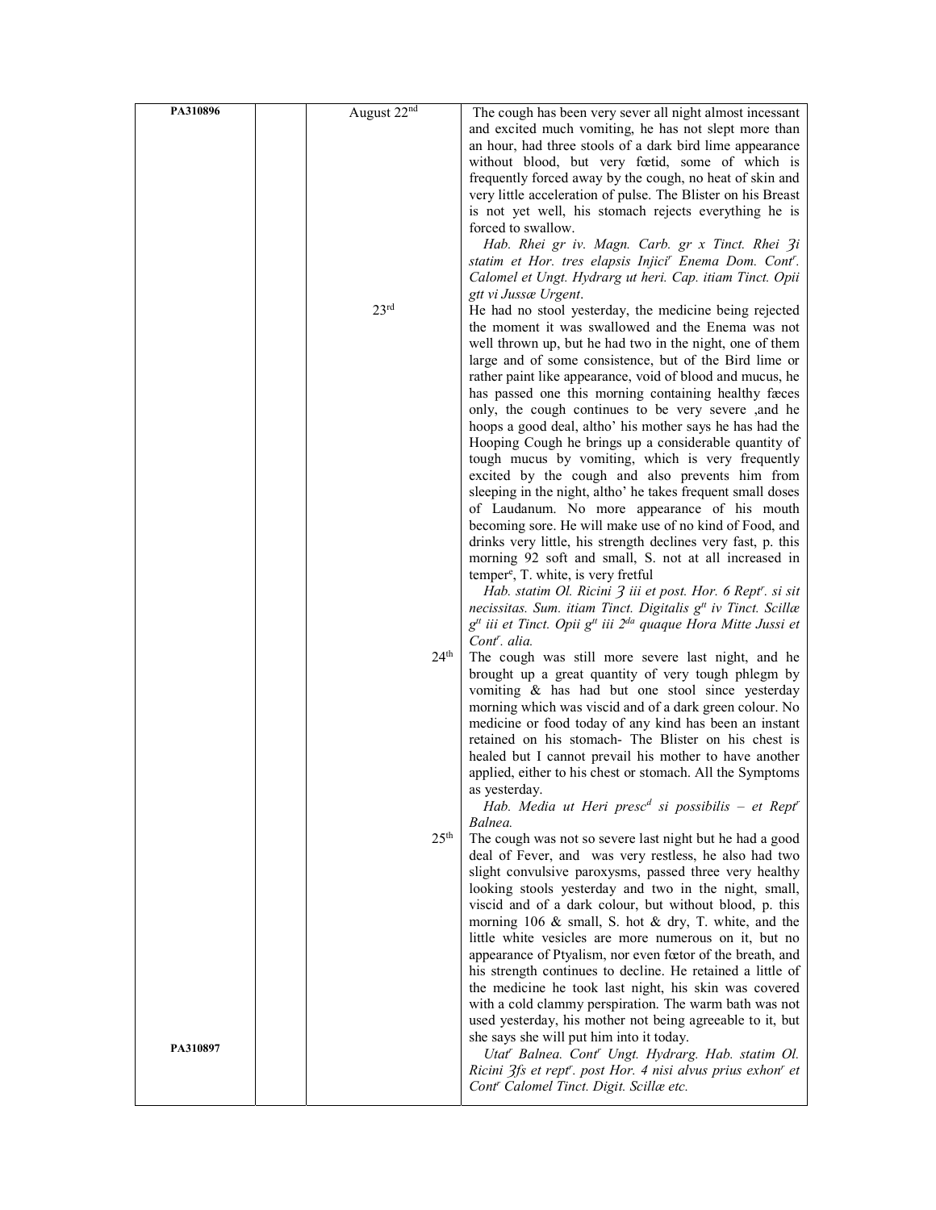| PA310896 | | August 22[nd] | The cough has been very sever all night almost incessant and excited much vomiting, he has not slept more than an hour, had three stools of a dark bird lime appearance without blood, but very fœtid, some of which is frequently forced away by the cough, no heat of skin and very little acceleration of pulse. The Blister on his Breast is not yet well, his stomach rejects everything he is forced to swallow. *Hab. Rhei gr iv. Magn. Carb. gr x Tinct. Rhei ʒi statim et Hor. tres elapsis Injici[r] Enema Dom. Cont[r]. Calomel et Ungt. Hydrarg ut heri. Cap. itiam Tinct. Opii gtt vi Jussæ Urgent.* |
|---|---|---|---|
| | | 23[rd] | He had no stool yesterday, the medicine being rejected the moment it was swallowed and the Enema was not well thrown up, but he had two in the night, one of them large and of some consistence, but of the Bird lime or rather paint like appearance, void of blood and mucus, he has passed one this morning containing healthy fæces only, the cough continues to be very severe ,and he hoops a good deal, altho' his mother says he has had the Hooping Cough he brings up a considerable quantity of tough mucus by vomiting, which is very frequently excited by the cough and also prevents him from sleeping in the night, altho' he takes frequent small doses of Laudanum. No more appearance of his mouth becoming sore. He will make use of no kind of Food, and drinks very little, his strength declines very fast, p. this morning 92 soft and small, S. not at all increased in temper[e], T. white, is very fretful *Hab. statim Ol. Ricini ʒ iii et post. Hor. 6 Rept[r]. si sit necissitas. Sum. itiam Tinct. Digitalis g[tt] iv Tinct. Scillæ g[tt] iii et Tinct. Opii g[tt] iii 2[da] quaque Hora Mitte Jussi et Cont[r]. alia.* |
| | | 24[th] | The cough was still more severe last night, and he brought up a great quantity of very tough phlegm by vomiting & has had but one stool since yesterday morning which was viscid and of a dark green colour. No medicine or food today of any kind has been an instant retained on his stomach- The Blister on his chest is healed but I cannot prevail his mother to have another applied, either to his chest or stomach. All the Symptoms as yesterday. *Hab. Media ut Heri presc[d] si possibilis – et Rept[r] Balnea.* |
| PA310897 | | 25[th] | The cough was not so severe last night but he had a good deal of Fever, and was very restless, he also had two slight convulsive paroxysms, passed three very healthy looking stools yesterday and two in the night, small, viscid and of a dark colour, but without blood, p. this morning 106 & small, S. hot & dry, T. white, and the little white vesicles are more numerous on it, but no appearance of Ptyalism, nor even fœtor of the breath, and his strength continues to decline. He retained a little of the medicine he took last night, his skin was covered with a cold clammy perspiration. The warm bath was not used yesterday, his mother not being agreeable to it, but she says she will put him into it today. *Utat[r] Balnea. Cont[r] Ungt. Hydrarg. Hab. statim Ol. Ricini ʒfs et rept[r]. post Hor. 4 nisi alvus prius exhon[r] et Cont[r] Calomel Tinct. Digit. Scillæ etc.* |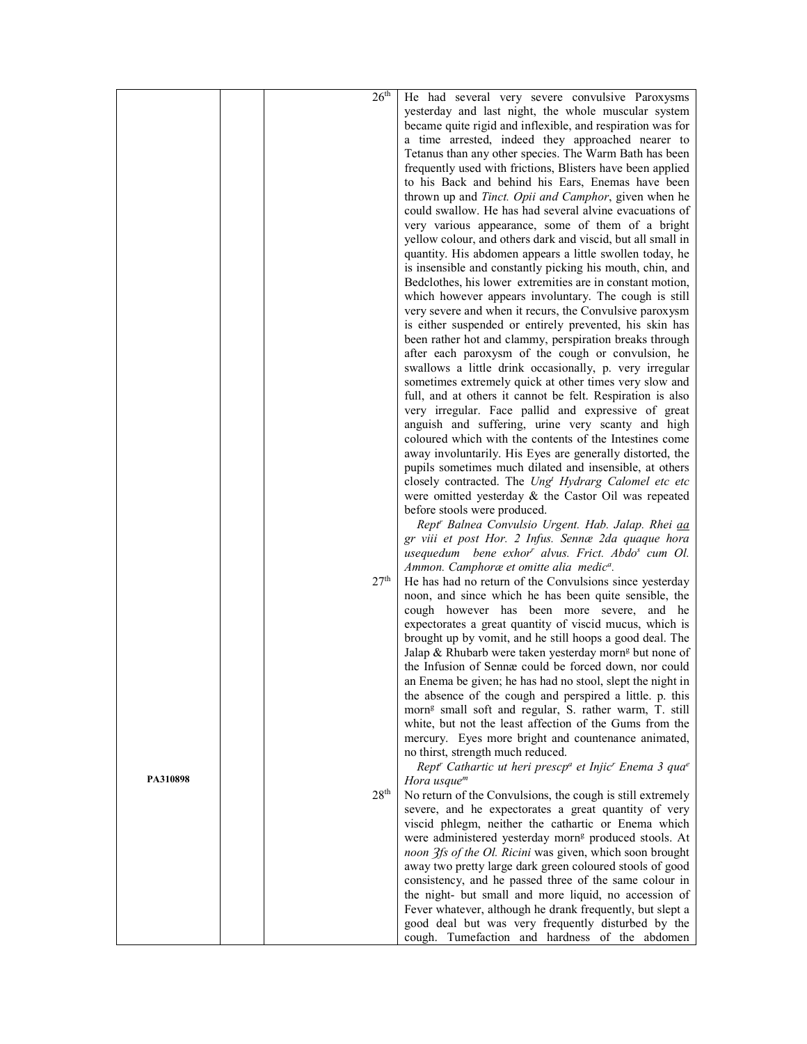| | | | |
|---|---|---|---|
| | | 26th | He had several very severe convulsive Paroxysms yesterday and last night, the whole muscular system became quite rigid and inflexible, and respiration was for a time arrested, indeed they approached nearer to Tetanus than any other species. The Warm Bath has been frequently used with frictions, Blisters have been applied to his Back and behind his Ears, Enemas have been thrown up and *Tinct. Opii and Camphor*, given when he could swallow. He has had several alvine evacuations of very various appearance, some of them of a bright yellow colour, and others dark and viscid, but all small in quantity. His abdomen appears a little swollen today, he is insensible and constantly picking his mouth, chin, and Bedclothes, his lower extremities are in constant motion, which however appears involuntary. The cough is still very severe and when it recurs, the Convulsive paroxysm is either suspended or entirely prevented, his skin has been rather hot and clammy, perspiration breaks through after each paroxysm of the cough or convulsion, he swallows a little drink occasionally, p. very irregular sometimes extremely quick at other times very slow and full, and at others it cannot be felt. Respiration is also very irregular. Face pallid and expressive of great anguish and suffering, urine very scanty and high coloured which with the contents of the Intestines come away involuntarily. His Eyes are generally distorted, the pupils sometimes much dilated and insensible, at others closely contracted. The *Ung[t] Hydrarg Calomel etc etc* were omitted yesterday & the Castor Oil was repeated before stools were produced. *Rept[r] Balnea Convulsio Urgent. Hab. Jalap. Rhei aa gr viii et post Hor. 2 Infus. Sennæ 2da quaque hora usequedum bene exhor[r] alvus. Frict. Abdo[s] cum Ol. Ammon. Camphoræ et omitte alia medic[a].* |
| | | 27th | He has had no return of the Convulsions since yesterday noon, and since which he has been quite sensible, the cough however has been more severe, and he expectorates a great quantity of viscid mucus, which is brought up by vomit, and he still hoops a good deal. The Jalap & Rhubarb were taken yesterday morn[g] but none of the Infusion of Sennæ could be forced down, nor could an Enema be given; he has had no stool, slept the night in the absence of the cough and perspired a little. p. this morn[g] small soft and regular, S. rather warm, T. still white, but not the least affection of the Gums from the mercury. Eyes more bright and countenance animated, no thirst, strength much reduced. *Rept[r] Cathartic ut heri prescp[a] et Injic[r] Enema 3 qua[e] Hora usque[m]* |
| PA310898 | | 28th | No return of the Convulsions, the cough is still extremely severe, and he expectorates a great quantity of very viscid phlegm, neither the cathartic or Enema which were administered yesterday morn[g] produced stools. At *noon ℥fs of the Ol. Ricini* was given, which soon brought away two pretty large dark green coloured stools of good consistency, and he passed three of the same colour in the night- but small and more liquid, no accession of Fever whatever, although he drank frequently, but slept a good deal but was very frequently disturbed by the cough. Tumefaction and hardness of the abdomen |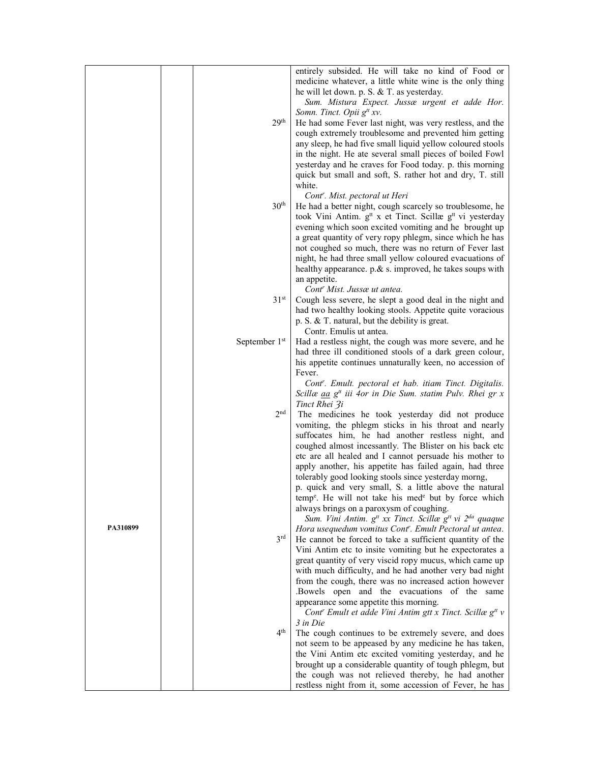| | | | |
|---|---|---|---|
| | | | entirely subsided. He will take no kind of Food or medicine whatever, a little white wine is the only thing he will let down. p. S. & T. as yesterday. *Sum. Mistura Expect. Jussæ urgent et adde Hor. Somn. Tinct. Opii g$^{tt}$ xv.* |
| | | 29$^{th}$ | He had some Fever last night, was very restless, and the cough extremely troublesome and prevented him getting any sleep, he had five small liquid yellow coloured stools in the night. He ate several small pieces of boiled Fowl yesterday and he craves for Food today. p. this morning quick but small and soft, S. rather hot and dry, T. still white. *Cont$^{r}$. Mist. pectoral ut Heri* |
| | | 30$^{th}$ | He had a better night, cough scarcely so troublesome, he took Vini Antim. g$^{tt}$ x et Tinct. Scillæ g$^{tt}$ vi yesterday evening which soon excited vomiting and he brought up a great quantity of very ropy phlegm, since which he has not coughed so much, there was no return of Fever last night, he had three small yellow coloured evacuations of healthy appearance. p.& s. improved, he takes soups with an appetite. *Cont$^{r}$ Mist. Jussæ ut antea.* |
| | | 31$^{st}$ | Cough less severe, he slept a good deal in the night and had two healthy looking stools. Appetite quite voracious p. S. & T. natural, but the debility is great. Contr. Emulis ut antea. |
| | | September 1$^{st}$ | Had a restless night, the cough was more severe, and he had three ill conditioned stools of a dark green colour, his appetite continues unnaturally keen, no accession of Fever. *Cont$^{r}$. Emult. pectoral et hab. itiam Tinct. Digitalis. Scillæ aa g$^{tt}$ iii 4or in Die Sum. statim Pulv. Rhei gr x Tinct Rhei ℨi* |
| | | 2$^{nd}$ | The medicines he took yesterday did not produce vomiting, the phlegm sticks in his throat and nearly suffocates him, he had another restless night, and coughed almost incessantly. The Blister on his back etc etc are all healed and I cannot persuade his mother to apply another, his appetite has failed again, had three tolerably good looking stools since yesterday morng, p. quick and very small, S. a little above the natural temp$^{e}$. He will not take his med$^{e}$ but by force which always brings on a paroxysm of coughing. *Sum. Vini Antim. g$^{tt}$ xx Tinct. Scillæ g$^{tt}$ vi 2$^{da}$ quaque Hora usequedum vomitus Cont$^{r}$. Emult Pectoral ut antea*. |
| PA310899 | | 3$^{rd}$ | He cannot be forced to take a sufficient quantity of the Vini Antim etc to insite vomiting but he expectorates a great quantity of very viscid ropy mucus, which came up with much difficulty, and he had another very bad night from the cough, there was no increased action however .Bowels open and the evacuations of the same appearance some appetite this morning. *Cont$^{r}$ Emult et adde Vini Antim gtt x Tinct. Scillæ g$^{tt}$ v 3 in Die* |
| | | 4$^{th}$ | The cough continues to be extremely severe, and does not seem to be appeased by any medicine he has taken, the Vini Antim etc excited vomiting yesterday, and he brought up a considerable quantity of tough phlegm, but the cough was not relieved thereby, he had another restless night from it, some accession of Fever, he has |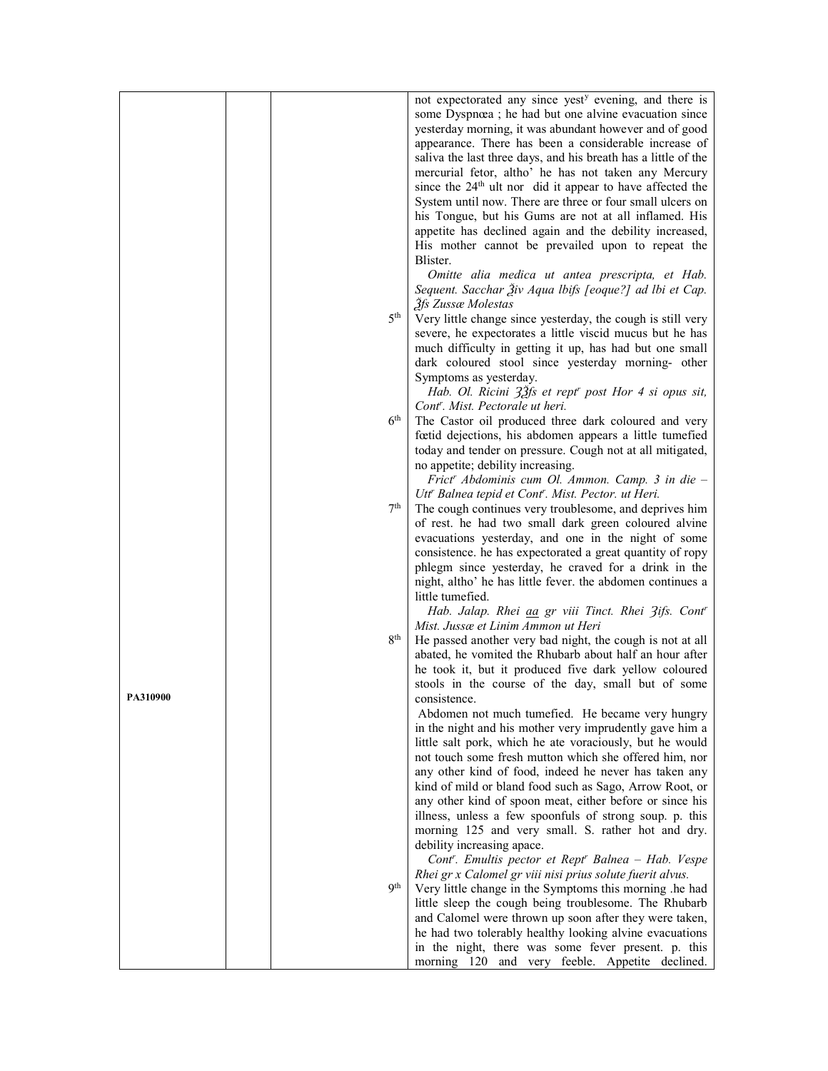| | | | | |
|---|---|---|---|---|
| | | | | not expectorated any since yest[y] evening, and there is some Dyspnœa ; he had but one alvine evacuation since yesterday morning, it was abundant however and of good appearance. There has been a considerable increase of saliva the last three days, and his breath has a little of the mercurial fetor, altho' he has not taken any Mercury since the 24[th] ult nor did it appear to have affected the System until now. There are three or four small ulcers on his Tongue, but his Gums are not at all inflamed. His appetite has declined again and the debility increased, His mother cannot be prevailed upon to repeat the Blister. *Omitte alia medica ut antea prescripta, et Hab. Sequent. Sacchar ℥iv Aqua lbiſs [eoque?] ad lbi et Cap. ℥ſs Zussæ Molestas* |
| | | | 5[th] | Very little change since yesterday, the cough is still very severe, he expectorates a little viscid mucus but he has much difficulty in getting it up, has had but one small dark coloured stool since yesterday morning- other Symptoms as yesterday. *Hab. Ol. Ricini ℨ℥ſs et rept[r] post Hor 4 si opus sit, Cont[r]. Mist. Pectorale ut heri.* |
| | | | 6[th] | The Castor oil produced three dark coloured and very fœtid dejections, his abdomen appears a little tumefied today and tender on pressure. Cough not at all mitigated, no appetite; debility increasing. *Frict[r] Abdominis cum Ol. Ammon. Camp. 3 in die – Utt[r] Balnea tepid et Cont[r]. Mist. Pector. ut Heri.* |
| | | | 7[th] | The cough continues very troublesome, and deprives him of rest. he had two small dark green coloured alvine evacuations yesterday, and one in the night of some consistence. he has expectorated a great quantity of ropy phlegm since yesterday, he craved for a drink in the night, altho' he has little fever. the abdomen continues a little tumefied. *Hab. Jalap. Rhei aa gr viii Tinct. Rhei ℨiſs. Cont[r] Mist. Jussæ et Linim Ammon ut Heri* |
| PA310900 | | | 8[th] | He passed another very bad night, the cough is not at all abated, he vomited the Rhubarb about half an hour after he took it, but it produced five dark yellow coloured stools in the course of the day, small but of some consistence. Abdomen not much tumefied. He became very hungry in the night and his mother very imprudently gave him a little salt pork, which he ate voraciously, but he would not touch some fresh mutton which she offered him, nor any other kind of food, indeed he never has taken any kind of mild or bland food such as Sago, Arrow Root, or any other kind of spoon meat, either before or since his illness, unless a few spoonfuls of strong soup. p. this morning 125 and very small. S. rather hot and dry. debility increasing apace. *Cont[r]. Emultis pector et Rept[r] Balnea – Hab. Vespe Rhei gr x Calomel gr viii nisi prius solute fuerit alvus.* |
| | | | 9[th] | Very little change in the Symptoms this morning .he had little sleep the cough being troublesome. The Rhubarb and Calomel were thrown up soon after they were taken, he had two tolerably healthy looking alvine evacuations in the night, there was some fever present. p. this morning 120 and very feeble. Appetite declined. |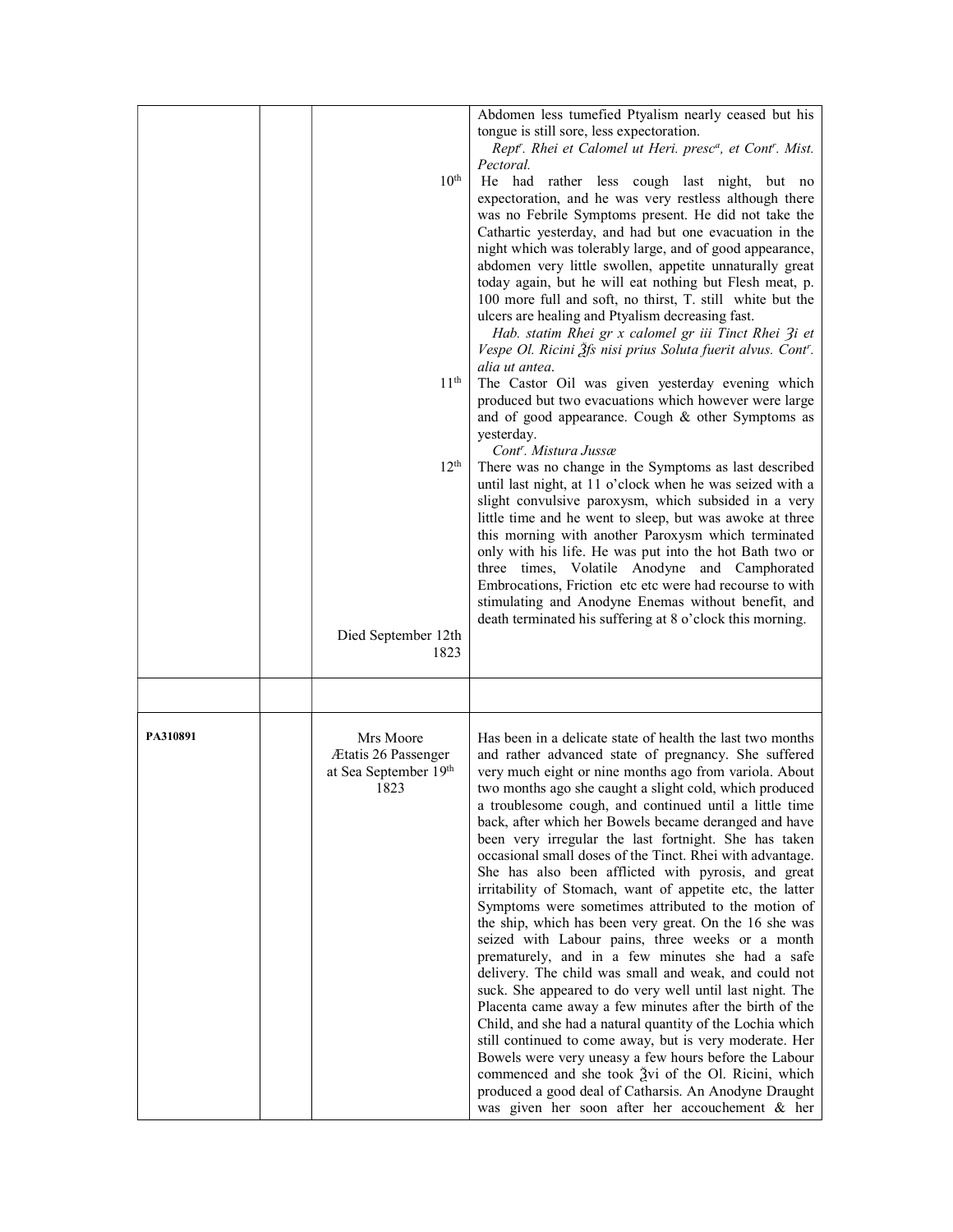| | | | |
|---|---|---|---|
| | | | Abdomen less tumefied Ptyalism nearly ceased but his tongue is still sore, less expectoration. *Rept$^{r}$. Rhei et Calomel ut Heri. presc$^{a}$, et Cont$^{r}$. Mist. Pectoral.* |
| | | 10$^{th}$ | He had rather less cough last night, but no expectoration, and he was very restless although there was no Febrile Symptoms present. He did not take the Cathartic yesterday, and had but one evacuation in the night which was tolerably large, and of good appearance, abdomen very little swollen, appetite unnaturally great today again, but he will eat nothing but Flesh meat, p. 100 more full and soft, no thirst, T. still white but the ulcers are healing and Ptyalism decreasing fast. *Hab. statim Rhei gr x calomel gr iii Tinct Rhei ʒi et Vespe Ol. Ricini ℥fs nisi prius Soluta fuerit alvus. Cont$^{r}$. alia ut antea.* |
| | | 11$^{th}$ | The Castor Oil was given yesterday evening which produced but two evacuations which however were large and of good appearance. Cough & other Symptoms as yesterday. *Cont$^{r}$. Mistura Jussæ* |
| | | 12$^{th}$ | There was no change in the Symptoms as last described until last night, at 11 o'clock when he was seized with a slight convulsive paroxysm, which subsided in a very little time and he went to sleep, but was awoke at three this morning with another Paroxysm which terminated only with his life. He was put into the hot Bath two or three times, Volatile Anodyne and Camphorated Embrocations, Friction etc etc were had recourse to with stimulating and Anodyne Enemas without benefit, and death terminated his suffering at 8 o'clock this morning. |
| | | Died September 12th 1823 | |
| | | | |
| **PA310891** | | Mrs Moore Ætatis 26 Passenger at Sea September 19$^{th}$ 1823 | Has been in a delicate state of health the last two months and rather advanced state of pregnancy. She suffered very much eight or nine months ago from variola. About two months ago she caught a slight cold, which produced a troublesome cough, and continued until a little time back, after which her Bowels became deranged and have been very irregular the last fortnight. She has taken occasional small doses of the Tinct. Rhei with advantage. She has also been afflicted with pyrosis, and great irritability of Stomach, want of appetite etc, the latter Symptoms were sometimes attributed to the motion of the ship, which has been very great. On the 16 she was seized with Labour pains, three weeks or a month prematurely, and in a few minutes she had a safe delivery. The child was small and weak, and could not suck. She appeared to do very well until last night. The Placenta came away a few minutes after the birth of the Child, and she had a natural quantity of the Lochia which still continued to come away, but is very moderate. Her Bowels were very uneasy a few hours before the Labour commenced and she took ℥vi of the Ol. Ricini, which produced a good deal of Catharsis. An Anodyne Draught was given her soon after her accouchement & her |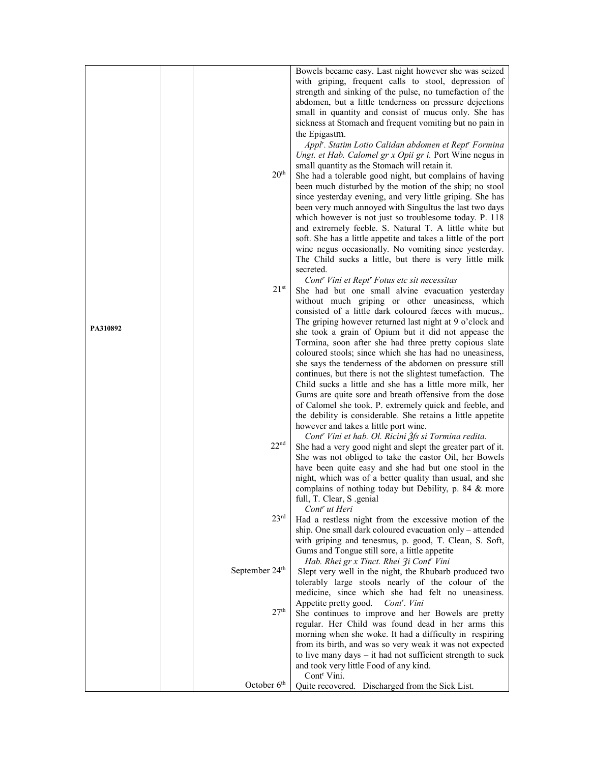| | | | |
|---|---|---|---|
| PA310892 | | | Bowels became easy. Last night however she was seized with griping, frequent calls to stool, depression of strength and sinking of the pulse, no tumefaction of the abdomen, but a little tenderness on pressure dejections small in quantity and consist of mucus only. She has sickness at Stomach and frequent vomiting but no pain in the Epigastm. *Applr. Statim Lotio Calidan abdomen et Reptr Formina Ungt. et Hab. Calomel gr x Opii gr i.* Port Wine negus in small quantity as the Stomach will retain it. |
| | | 20th | She had a tolerable good night, but complains of having been much disturbed by the motion of the ship; no stool since yesterday evening, and very little griping. She has been very much annoyed with Singultus the last two days which however is not just so troublesome today. P. 118 and extremely feeble. S. Natural T. A little white but soft. She has a little appetite and takes a little of the port wine negus occasionally. No vomiting since yesterday. The Child sucks a little, but there is very little milk secreted. *Contr Vini et Reptr Fotus etc sit necessitas* |
| | | 21st | She had but one small alvine evacuation yesterday without much griping or other uneasiness, which consisted of a little dark coloured fæces with mucus,. The griping however returned last night at 9 o'clock and she took a grain of Opium but it did not appease the Tormina, soon after she had three pretty copious slate coloured stools; since which she has had no uneasiness, she says the tenderness of the abdomen on pressure still continues, but there is not the slightest tumefaction. The Child sucks a little and she has a little more milk, her Gums are quite sore and breath offensive from the dose of Calomel she took. P. extremely quick and feeble, and the debility is considerable. She retains a little appetite however and takes a little port wine. *Contr Vini et hab. Ol. Ricini ℥fs si Tormina redita.* |
| | | 22nd | She had a very good night and slept the greater part of it. She was not obliged to take the castor Oil, her Bowels have been quite easy and she had but one stool in the night, which was of a better quality than usual, and she complains of nothing today but Debility, p. 84 & more full, T. Clear, S .genial *Contr ut Heri* |
| | | 23rd | Had a restless night from the excessive motion of the ship. One small dark coloured evacuation only – attended with griping and tenesmus, p. good, T. Clean, S. Soft, Gums and Tongue still sore, a little appetite *Hab. Rhei gr x Tinct. Rhei ℥i Contr Vini* |
| | | September 24th | Slept very well in the night, the Rhubarb produced two tolerably large stools nearly of the colour of the medicine, since which she had felt no uneasiness. Appetite pretty good. *Contr. Vini* |
| | | 27th | She continues to improve and her Bowels are pretty regular. Her Child was found dead in her arms this morning when she woke. It had a difficulty in respiring from its birth, and was so very weak it was not expected to live many days – it had not sufficient strength to suck and took very little Food of any kind. Contr Vini. |
| | | October 6th | Quite recovered. Discharged from the Sick List. |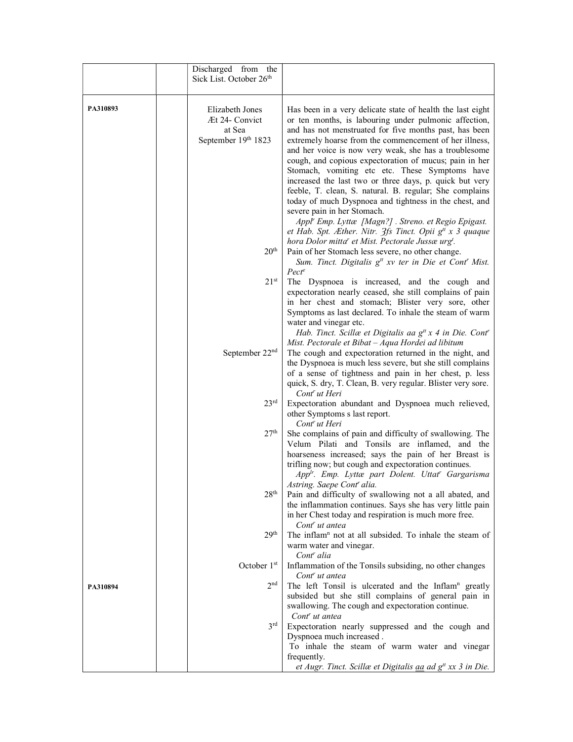| | | | |
|---|---|---|---|
| | | Discharged from the Sick List. October 26th | |
| PA310893 | | Elizabeth Jones<br>Æt 24- Convict<br>at Sea<br>September 19th 1823 | Has been in a very delicate state of health the last eight or ten months, is labouring under pulmonic affection, and has not menstruated for five months past, has been extremely hoarse from the commencement of her illness, and her voice is now very weak, she has a troublesome cough, and copious expectoration of mucus; pain in her Stomach, vomiting etc etc. These Symptoms have increased the last two or three days, p. quick but very feeble, T. clean, S. natural. B. regular; She complains today of much Dyspnoea and tightness in the chest, and severe pain in her Stomach.<br>*Applr Emp. Lyttæ [Magn?] . Streno. et Regio Epigast. et Hab. Spt. Æther. Nitr. ℥fs Tinct. Opii gtt x 3 quaque hora Dolor mittar et Mist. Pectorale Jussæ urgt.* |
| | | 20th | Pain of her Stomach less severe, no other change.<br>*Sum. Tinct. Digitalis gtt xv ter in Die et Contr Mist. Pecte* |
| | | 21st | The Dyspnoea is increased, and the cough and expectoration nearly ceased, she still complains of pain in her chest and stomach; Blister very sore, other Symptoms as last declared. To inhale the steam of warm water and vinegar etc.<br>*Hab. Tinct. Scillæ et Digitalis aa gtt x 4 in Die. Contr Mist. Pectorale et Bibat – Aqua Hordei ad libitum* |
| | | September 22nd | The cough and expectoration returned in the night, and the Dyspnoea is much less severe, but she still complains of a sense of tightness and pain in her chest, p. less quick, S. dry, T. Clean, B. very regular. Blister very sore.<br>*Contr ut Heri* |
| | | 23rd | Expectoration abundant and Dyspnoea much relieved, other Symptoms s last report.<br>*Contr ut Heri* |
| | | 27th | She complains of pain and difficulty of swallowing. The Velum Pilati and Tonsils are inflamed, and the hoarseness increased; says the pain of her Breast is trifling now; but cough and expectoration continues.<br>*Applr. Emp. Lyttæ part Dolent. Uttatr Gargarisma Astring. Saepe Contr alia.* |
| | | 28th | Pain and difficulty of swallowing not a all abated, and the inflammation continues. Says she has very little pain in her Chest today and respiration is much more free.<br>*Contr ut antea* |
| | | 29th | The inflamn not at all subsided. To inhale the steam of warm water and vinegar.<br>*Contr alia* |
| | | October 1st | Inflammation of the Tonsils subsiding, no other changes<br>*Contr ut antea* |
| PA310894 | | 2nd | The left Tonsil is ulcerated and the Inflamn greatly subsided but she still complains of general pain in swallowing. The cough and expectoration continue.<br>*Contr ut antea* |
| | | 3rd | Expectoration nearly suppressed and the cough and Dyspnoea much increased .<br>To inhale the steam of warm water and vinegar frequently.<br>*et Augr. Tinct. Scillæ et Digitalis aa ad gtt xx 3 in Die.* |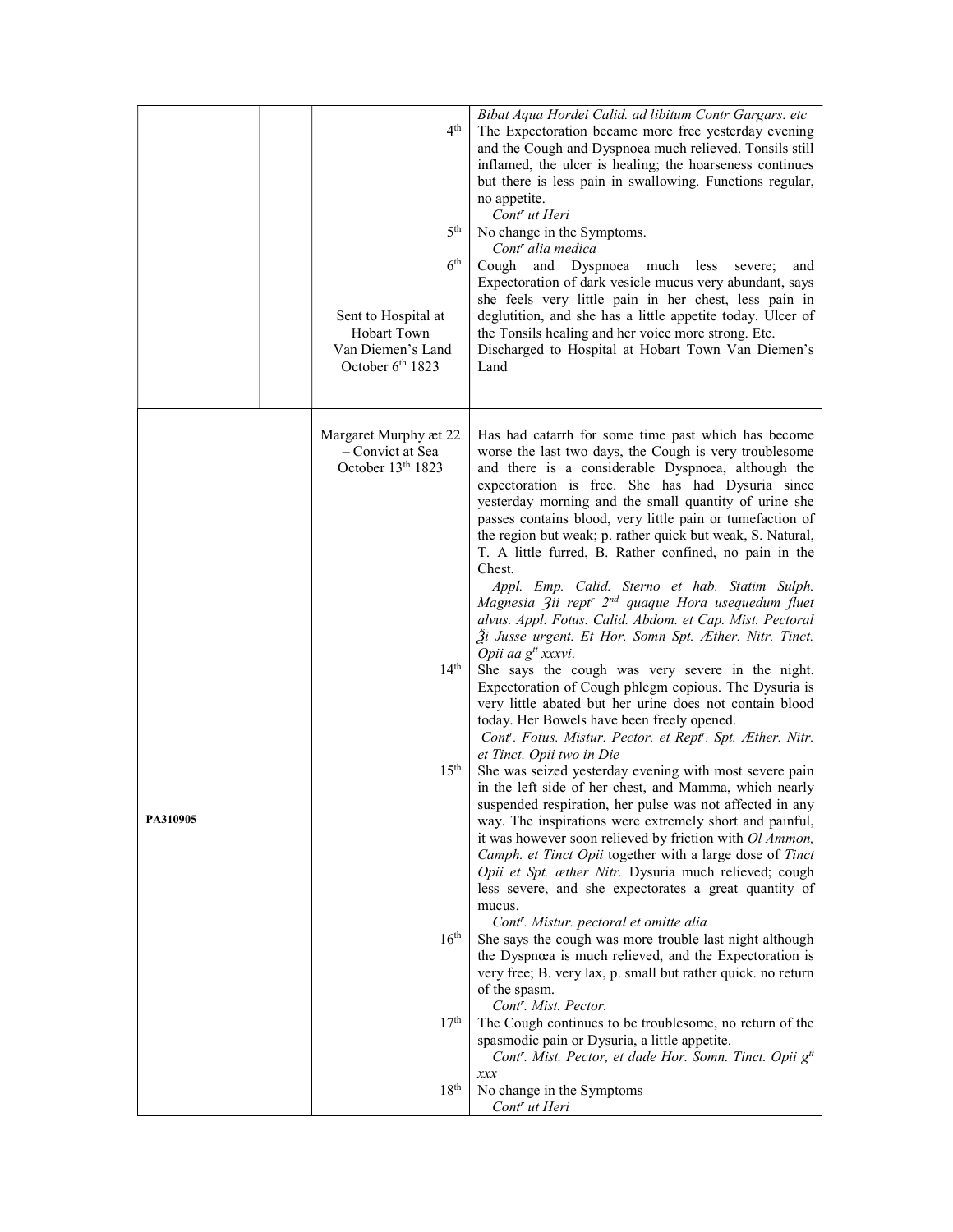| | | | |
|---|---|---|---|
| | | 4th<br><br><br><br><br><br>5th<br><br>6th<br><br><br><br>Sent to Hospital at Hobart Town Van Diemen's Land October 6th 1823 | *Bibat Aqua Hordei Calid. ad libitum Contr Gargars. etc*<br>The Expectoration became more free yesterday evening and the Cough and Dyspnoea much relieved. Tonsils still inflamed, the ulcer is healing; the hoarseness continues but there is less pain in swallowing. Functions regular, no appetite.<br>*Contr ut Heri*<br>No change in the Symptoms.<br>*Contr alia medica*<br>Cough and Dyspnoea much less severe; and Expectoration of dark vesicle mucus very abundant, says she feels very little pain in her chest, less pain in deglutition, and she has a little appetite today. Ulcer of the Tonsils healing and her voice more strong. Etc.<br>Discharged to Hospital at Hobart Town Van Diemen's Land |
| PA310905 | | Margaret Murphy æt 22 – Convict at Sea October 13th 1823<br><br><br><br><br><br><br><br><br><br><br><br><br><br>14th<br><br><br><br><br><br>15th<br><br><br><br><br><br><br><br><br><br>16th<br><br><br><br>17th<br><br><br>18th | Has had catarrh for some time past which has become worse the last two days, the Cough is very troublesome and there is a considerable Dyspnoea, although the expectoration is free. She has had Dysuria since yesterday morning and the small quantity of urine she passes contains blood, very little pain or tumefaction of the region but weak; p. rather quick but weak, S. Natural, T. A little furred, B. Rather confined, no pain in the Chest.<br>*Appl. Emp. Calid. Sterno et hab. Statim Sulph. Magnesia ʒii reptr 2nd quaque Hora usequedum fluet alvus. Appl. Fotus. Calid. Abdom. et Cap. Mist. Pectoral ℥i Jusse urgent. Et Hor. Somn Spt. Æther. Nitr. Tinct. Opii aa gtt xxxvi.*<br>She says the cough was very severe in the night. Expectoration of Cough phlegm copious. The Dysuria is very little abated but her urine does not contain blood today. Her Bowels have been freely opened.<br>*Contr. Fotus. Mistur. Pector. et Reptr. Spt. Æther. Nitr. et Tinct. Opii two in Die*<br>She was seized yesterday evening with most severe pain in the left side of her chest, and Mamma, which nearly suspended respiration, her pulse was not affected in any way. The inspirations were extremely short and painful, it was however soon relieved by friction with *Ol Ammon, Camph. et Tinct Opii* together with a large dose of *Tinct Opii et Spt. æther Nitr.* Dysuria much relieved; cough less severe, and she expectorates a great quantity of mucus.<br>*Contr. Mistur. pectoral et omitte alia*<br>She says the cough was more trouble last night although the Dyspnœa is much relieved, and the Expectoration is very free; B. very lax, p. small but rather quick. no return of the spasm.<br>*Contr. Mist. Pector.*<br>The Cough continues to be troublesome, no return of the spasmodic pain or Dysuria, a little appetite.<br>*Contr. Mist. Pector, et dade Hor. Somn. Tinct. Opii gtt xxx*<br>No change in the Symptoms<br>*Contr ut Heri* |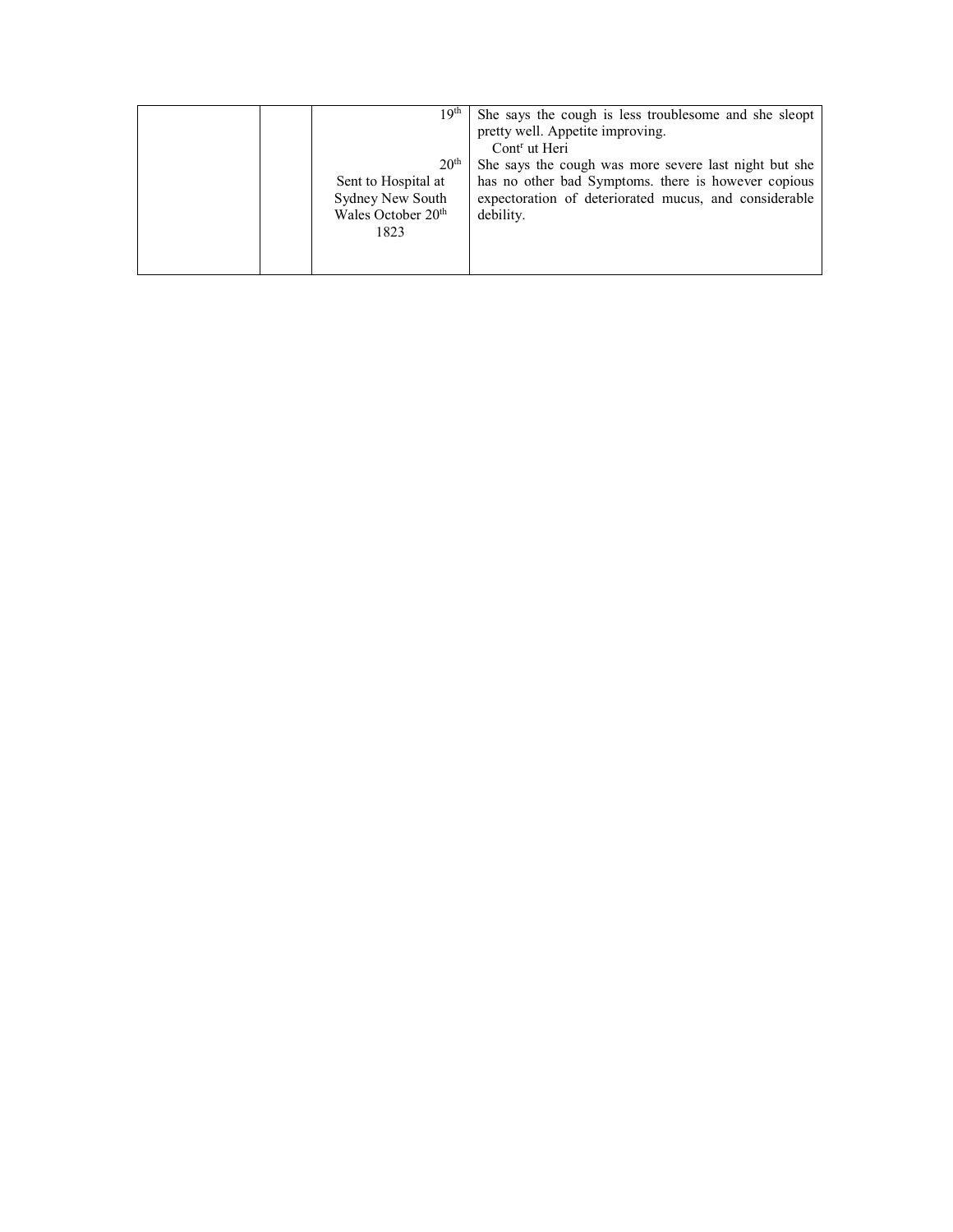|  |  |  |  |
| --- | --- | --- | --- |
|  |  | 19th | She says the cough is less troublesome and she sleopt pretty well. Appetite improving.<br>Contr ut Heri |
|  |  | 20th<br>Sent to Hospital at Sydney New South Wales October 20th 1823 | She says the cough was more severe last night but she has no other bad Symptoms. there is however copious expectoration of deteriorated mucus, and considerable debility. |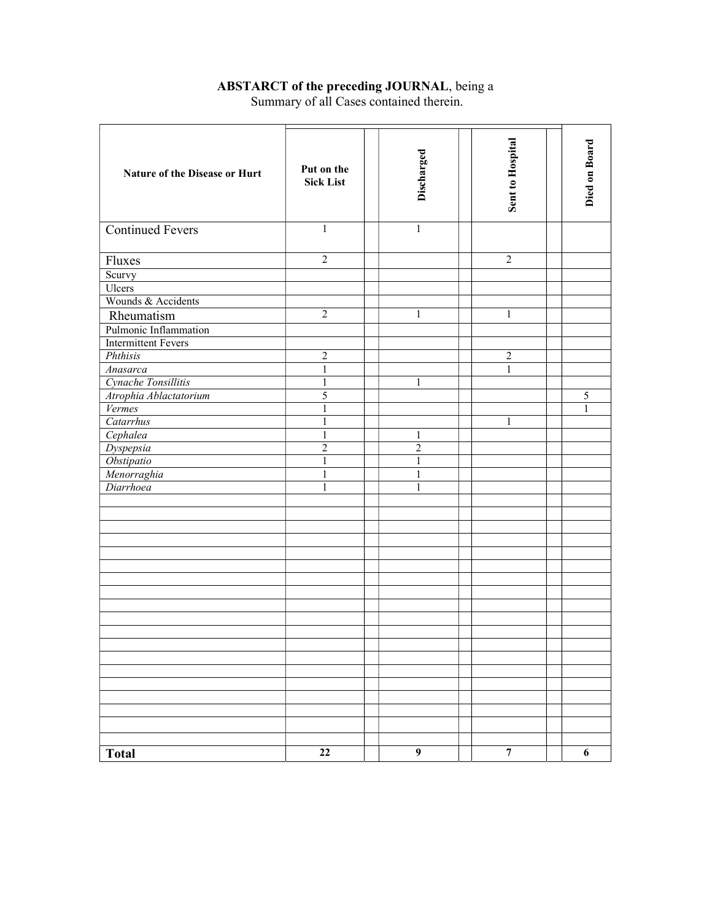**ABSTARCT of the preceding JOURNAL**, being a
Summary of all Cases contained therein.

| Nature of the Disease or Hurt | Put on the Sick List | Discharged | Sent to Hospital | Died on Board |
|---|---|---|---|---|
| Continued Fevers | 1 | 1 | | |
| Fluxes | 2 | | 2 | |
| Scurvy | | | | |
| Ulcers | | | | |
| Wounds & Accidents | | | | |
| Rheumatism | 2 | 1 | 1 | |
| Pulmonic Inflammation | | | | |
| Intermittent Fevers | | | | |
| *Phthisis* | 2 | | 2 | |
| *Anasarca* | 1 | | 1 | |
| *Cynache Tonsillitis* | 1 | 1 | | |
| *Atrophia Ablactatorium* | 5 | | | 5 |
| *Vermes* | 1 | | | 1 |
| *Catarrhus* | 1 | | 1 | |
| *Cephalea* | 1 | 1 | | |
| *Dyspepsia* | 2 | 2 | | |
| *Obstipatio* | 1 | 1 | | |
| *Menorraghia* | 1 | 1 | | |
| *Diarrhoea* | 1 | 1 | | |
| **Total** | **22** | **9** | **7** | **6** |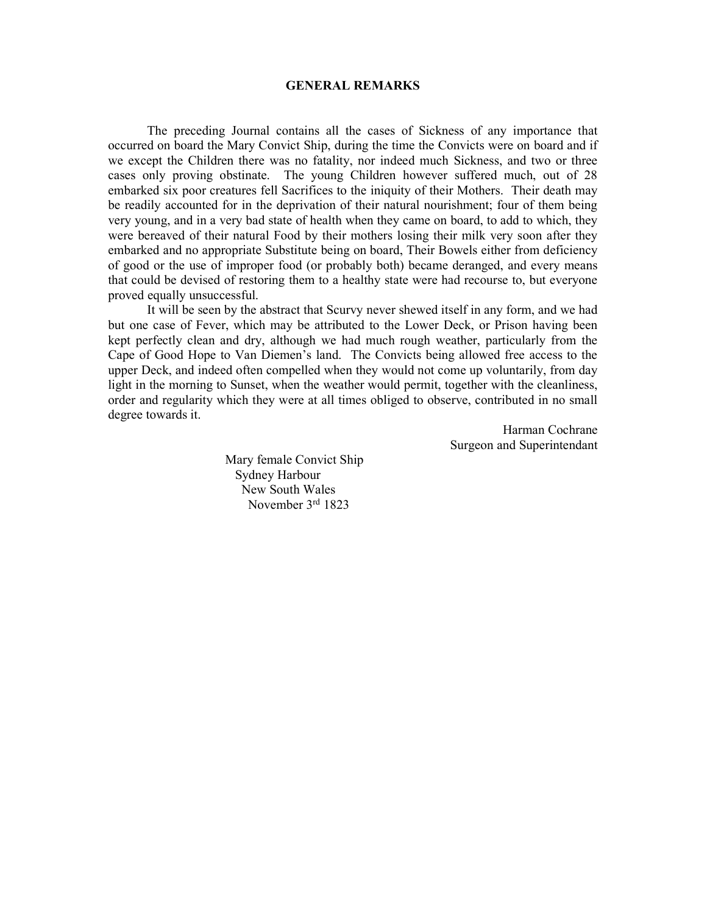## GENERAL REMARKS

The preceding Journal contains all the cases of Sickness of any importance that occurred on board the Mary Convict Ship, during the time the Convicts were on board and if we except the Children there was no fatality, nor indeed much Sickness, and two or three cases only proving obstinate. The young Children however suffered much, out of 28 embarked six poor creatures fell Sacrifices to the iniquity of their Mothers. Their death may be readily accounted for in the deprivation of their natural nourishment; four of them being very young, and in a very bad state of health when they came on board, to add to which, they were bereaved of their natural Food by their mothers losing their milk very soon after they embarked and no appropriate Substitute being on board, Their Bowels either from deficiency of good or the use of improper food (or probably both) became deranged, and every means that could be devised of restoring them to a healthy state were had recourse to, but everyone proved equally unsuccessful.

It will be seen by the abstract that Scurvy never shewed itself in any form, and we had but one case of Fever, which may be attributed to the Lower Deck, or Prison having been kept perfectly clean and dry, although we had much rough weather, particularly from the Cape of Good Hope to Van Diemen's land. The Convicts being allowed free access to the upper Deck, and indeed often compelled when they would not come up voluntarily, from day light in the morning to Sunset, when the weather would permit, together with the cleanliness, order and regularity which they were at all times obliged to observe, contributed in no small degree towards it.

Harman Cochrane
Surgeon and Superintendant

Mary female Convict Ship
Sydney Harbour
New South Wales
November 3rd 1823